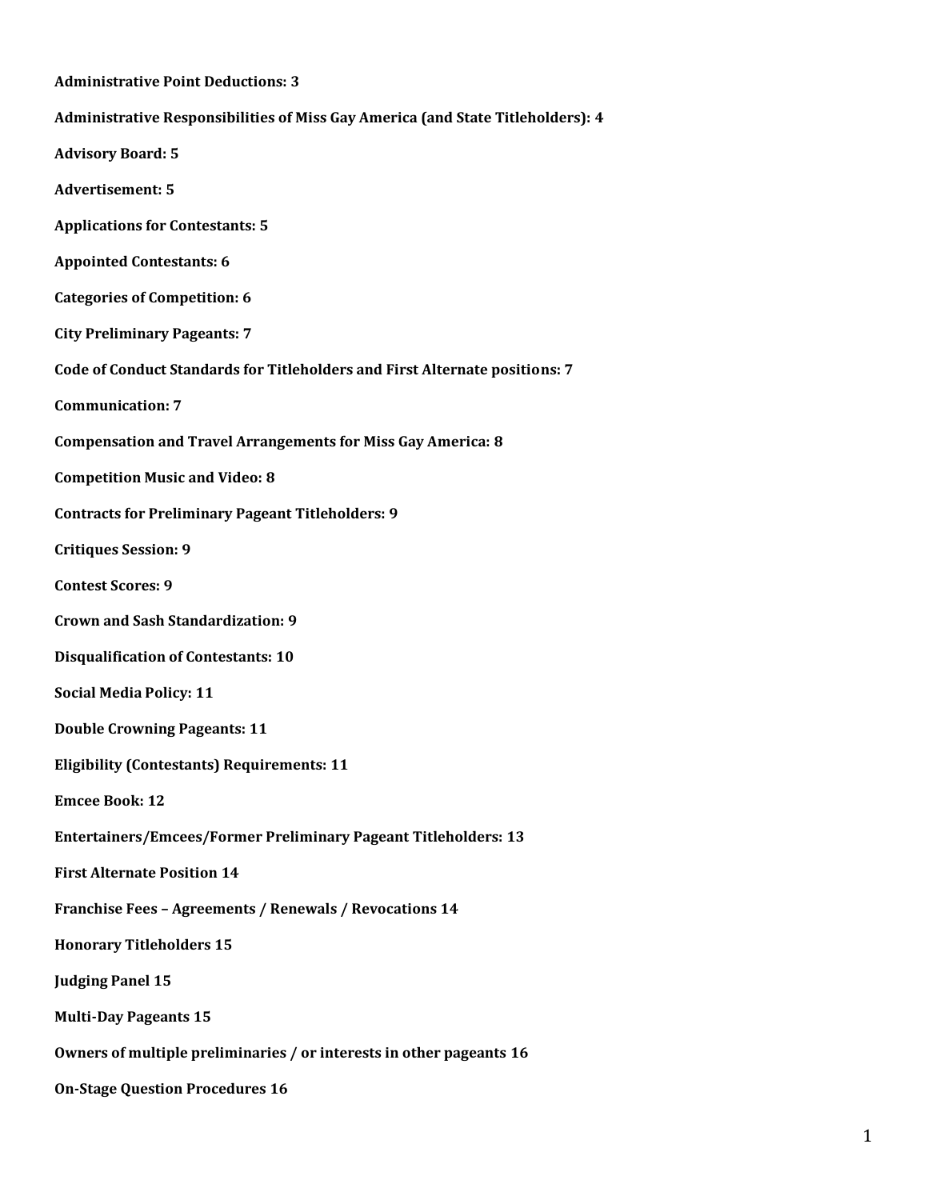**Administrative Point Deductions: 3**

**Administrative Responsibilities of Miss Gay America (and State Titleholders): 4**

**Advisory Board: 5**

**Advertisement: 5**

**Applications for Contestants: 5**

**Appointed Contestants: 6**

**Categories of Competition: 6**

**City Preliminary Pageants: 7**

**Code of Conduct Standards for Titleholders and First Alternate positions: 7**

**Communication: 7**

**Compensation and Travel Arrangements for Miss Gay America: 8**

**Competition Music and Video: 8**

**Contracts for Preliminary Pageant Titleholders: 9**

**Critiques Session: 9**

**Contest Scores: 9**

**Crown and Sash Standardization: 9**

**Disqualification of Contestants: 10**

**Social Media Policy: 11**

**Double Crowning Pageants: 11**

**Eligibility (Contestants) Requirements: 11**

**Emcee Book: 12**

**Entertainers/Emcees/Former Preliminary Pageant Titleholders: 13**

**First Alternate Position 14**

**Franchise Fees – Agreements / Renewals / Revocations 14**

**Honorary Titleholders 15**

**Judging Panel 15**

**Multi-Day Pageants 15**

**Owners of multiple preliminaries / or interests in other pageants 16**

**On-Stage Question Procedures 16**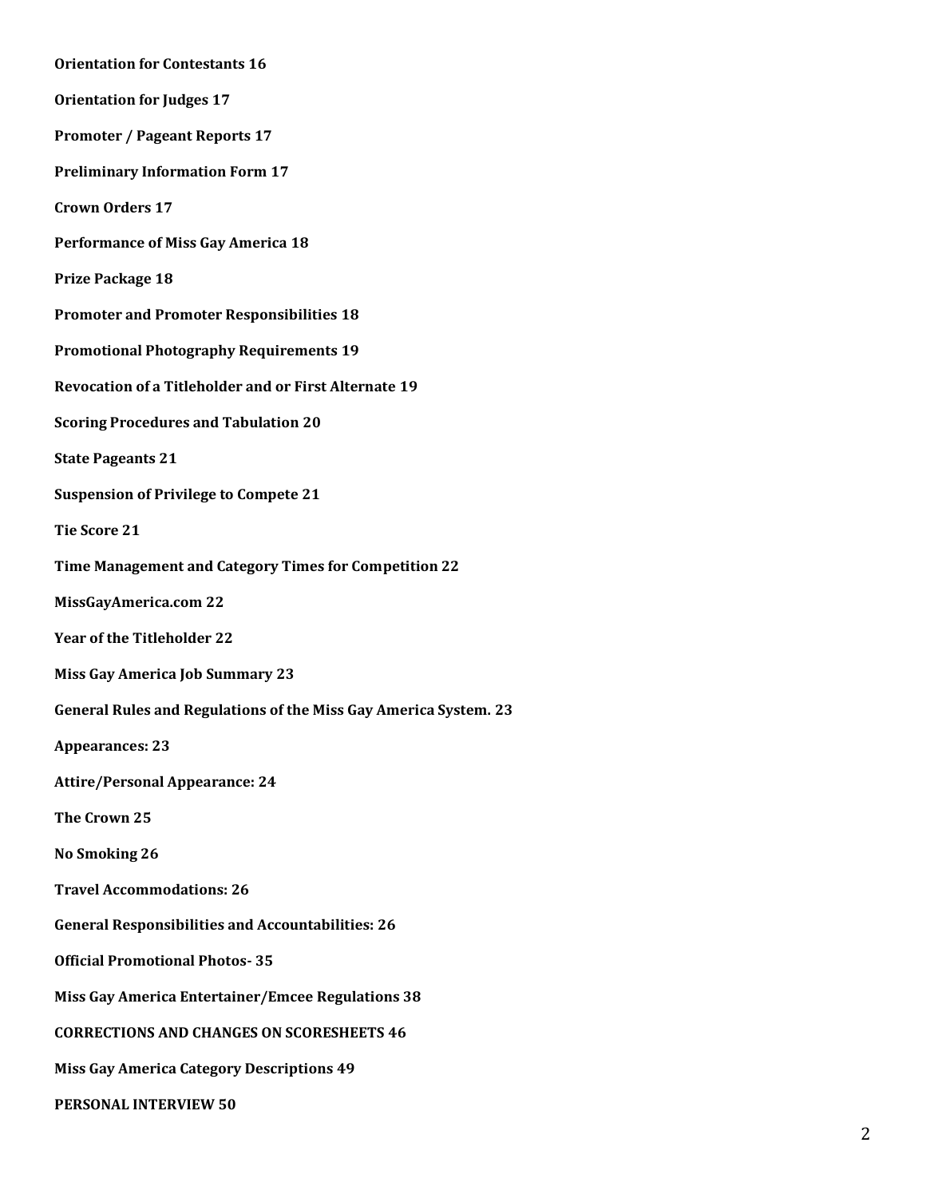**Orientation for Contestants 16**

**Orientation for Judges 17**

**Promoter / Pageant Reports 17**

**Preliminary Information Form 17**

**Crown Orders 17**

**Performance of Miss Gay America 18**

**Prize Package 18**

**Promoter and Promoter Responsibilities 18**

**Promotional Photography Requirements 19**

**Revocation of a Titleholder and or First Alternate 19**

**Scoring Procedures and Tabulation 20**

**State Pageants 21**

**Suspension of Privilege to Compete 21**

**Tie Score 21**

**Time Management and Category Times for Competition 22**

**MissGayAmerica.com 22**

**Year of the Titleholder 22**

**Miss Gay America Job Summary 23**

**General Rules and Regulations of the Miss Gay America System. 23**

**Appearances: 23**

**Attire/Personal Appearance: 24**

**The Crown 25**

**No Smoking 26**

**Travel Accommodations: 26**

**General Responsibilities and Accountabilities: 26**

**Official Promotional Photos- 35**

**Miss Gay America Entertainer/Emcee Regulations 38**

**CORRECTIONS AND CHANGES ON SCORESHEETS 46**

**Miss Gay America Category Descriptions 49**

**PERSONAL INTERVIEW 50**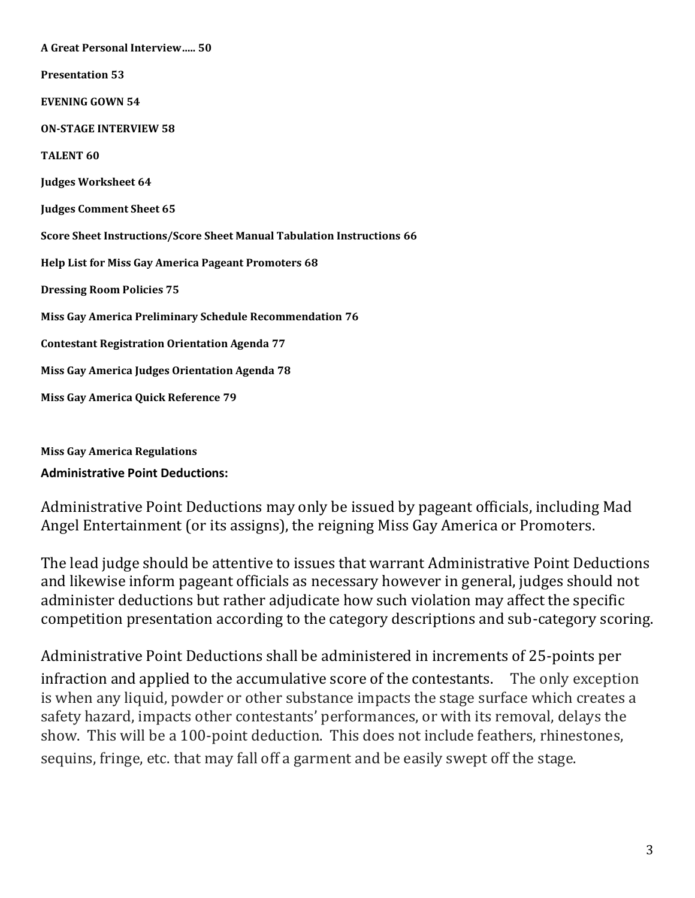**A Great Personal Interview….. 50**

**Presentation 53**

**EVENING GOWN 54**

**ON-STAGE INTERVIEW 58**

**TALENT 60**

**Judges Worksheet 64**

**Judges Comment Sheet 65**

**Score Sheet Instructions/Score Sheet Manual Tabulation Instructions 66**

**Help List for Miss Gay America Pageant Promoters 68**

**Dressing Room Policies 75**

**Miss Gay America Preliminary Schedule Recommendation 76**

**Contestant Registration Orientation Agenda 77**

**Miss Gay America Judges Orientation Agenda 78**

**Miss Gay America Quick Reference 79**

## Miss Gay America Regulations

### Administrative Point Deductions:

Administrative Point Deductions may only be issued by pageant officials, including Mad Angel Entertainment (or its assigns), the reigning Miss Gay America or Promoters.

The lead judge should be attentive to issues that warrant Administrative Point Deductions and likewise inform pageant officials as necessary however in general, judges should not administer deductions but rather adjudicate how such violation may affect the specific competition presentation according to the category descriptions and sub-category scoring.

Administrative Point Deductions shall be administered in increments of 25-points per infraction and applied to the accumulative score of the contestants. The only exception is when any liquid, powder or other substance impacts the stage surface which creates a safety hazard, impacts other contestants' performances, or with its removal, delays the show. This will be a 100-point deduction. This does not include feathers, rhinestones, sequins, fringe, etc. that may fall off a garment and be easily swept off the stage.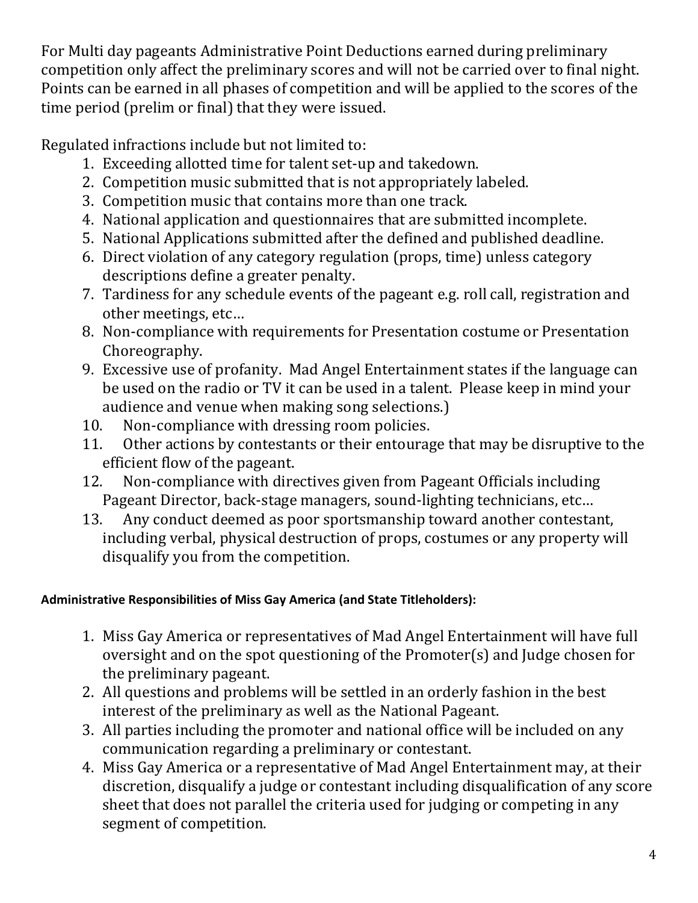For Multi day pageants Administrative Point Deductions earned during preliminary competition only affect the preliminary scores and will not be carried over to final night. Points can be earned in all phases of competition and will be applied to the scores of the time period (prelim or final) that they were issued.

Regulated infractions include but not limited to:

1. Exceeding allotted time for talent set-up and takedown.
2. Competition music submitted that is not appropriately labeled.
3. Competition music that contains more than one track.
4. National application and questionnaires that are submitted incomplete.
5. National Applications submitted after the defined and published deadline.
6. Direct violation of any category regulation (props, time) unless category descriptions define a greater penalty.
7. Tardiness for any schedule events of the pageant e.g. roll call, registration and other meetings, etc…
8. Non-compliance with requirements for Presentation costume or Presentation Choreography.
9. Excessive use of profanity. Mad Angel Entertainment states if the language can be used on the radio or TV it can be used in a talent. Please keep in mind your audience and venue when making song selections.)
10. Non-compliance with dressing room policies.
11. Other actions by contestants or their entourage that may be disruptive to the efficient flow of the pageant.
12. Non-compliance with directives given from Pageant Officials including Pageant Director, back-stage managers, sound-lighting technicians, etc…
13. Any conduct deemed as poor sportsmanship toward another contestant, including verbal, physical destruction of props, costumes or any property will disqualify you from the competition.

**Administrative Responsibilities of Miss Gay America (and State Titleholders):**

1. Miss Gay America or representatives of Mad Angel Entertainment will have full oversight and on the spot questioning of the Promoter(s) and Judge chosen for the preliminary pageant.
2. All questions and problems will be settled in an orderly fashion in the best interest of the preliminary as well as the National Pageant.
3. All parties including the promoter and national office will be included on any communication regarding a preliminary or contestant.
4. Miss Gay America or a representative of Mad Angel Entertainment may, at their discretion, disqualify a judge or contestant including disqualification of any score sheet that does not parallel the criteria used for judging or competing in any segment of competition.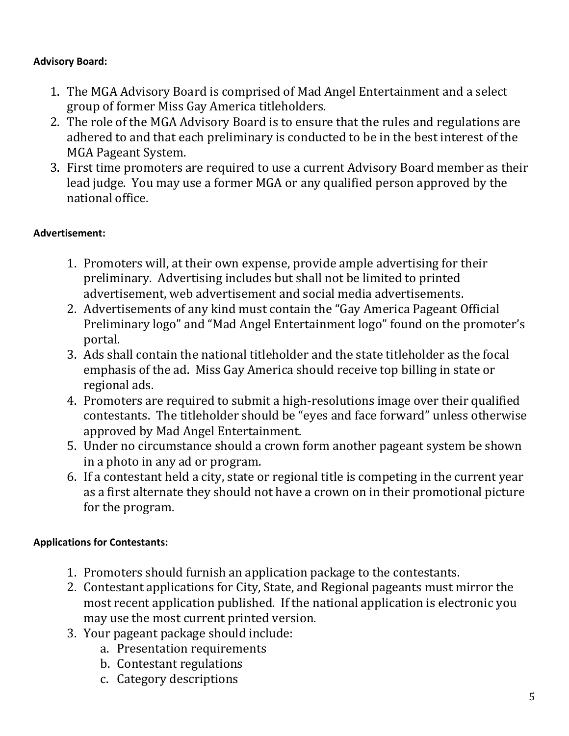**Advisory Board:**

1. The MGA Advisory Board is comprised of Mad Angel Entertainment and a select group of former Miss Gay America titleholders.
2. The role of the MGA Advisory Board is to ensure that the rules and regulations are adhered to and that each preliminary is conducted to be in the best interest of the MGA Pageant System.
3. First time promoters are required to use a current Advisory Board member as their lead judge. You may use a former MGA or any qualified person approved by the national office.

**Advertisement:**

1. Promoters will, at their own expense, provide ample advertising for their preliminary. Advertising includes but shall not be limited to printed advertisement, web advertisement and social media advertisements.
2. Advertisements of any kind must contain the "Gay America Pageant Official Preliminary logo" and "Mad Angel Entertainment logo" found on the promoter's portal.
3. Ads shall contain the national titleholder and the state titleholder as the focal emphasis of the ad. Miss Gay America should receive top billing in state or regional ads.
4. Promoters are required to submit a high-resolutions image over their qualified contestants. The titleholder should be "eyes and face forward" unless otherwise approved by Mad Angel Entertainment.
5. Under no circumstance should a crown form another pageant system be shown in a photo in any ad or program.
6. If a contestant held a city, state or regional title is competing in the current year as a first alternate they should not have a crown on in their promotional picture for the program.

**Applications for Contestants:**

1. Promoters should furnish an application package to the contestants.
2. Contestant applications for City, State, and Regional pageants must mirror the most recent application published. If the national application is electronic you may use the most current printed version.
3. Your pageant package should include:
    a. Presentation requirements
    b. Contestant regulations
    c. Category descriptions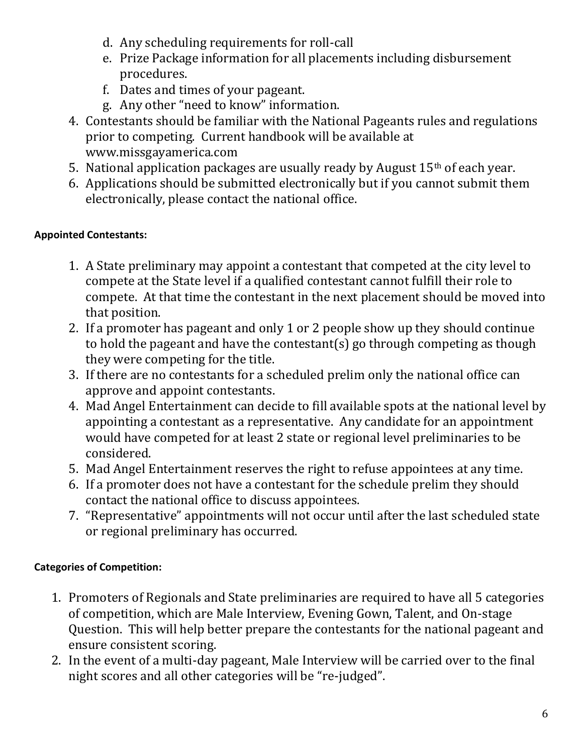d. Any scheduling requirements for roll-call
e. Prize Package information for all placements including disbursement procedures.
f. Dates and times of your pageant.
g. Any other "need to know" information.

4. Contestants should be familiar with the National Pageants rules and regulations prior to competing. Current handbook will be available at www.missgayamerica.com
5. National application packages are usually ready by August 15th of each year.
6. Applications should be submitted electronically but if you cannot submit them electronically, please contact the national office.

**Appointed Contestants:**

1. A State preliminary may appoint a contestant that competed at the city level to compete at the State level if a qualified contestant cannot fulfill their role to compete. At that time the contestant in the next placement should be moved into that position.
2. If a promoter has pageant and only 1 or 2 people show up they should continue to hold the pageant and have the contestant(s) go through competing as though they were competing for the title.
3. If there are no contestants for a scheduled prelim only the national office can approve and appoint contestants.
4. Mad Angel Entertainment can decide to fill available spots at the national level by appointing a contestant as a representative. Any candidate for an appointment would have competed for at least 2 state or regional level preliminaries to be considered.
5. Mad Angel Entertainment reserves the right to refuse appointees at any time.
6. If a promoter does not have a contestant for the schedule prelim they should contact the national office to discuss appointees.
7. "Representative" appointments will not occur until after the last scheduled state or regional preliminary has occurred.

**Categories of Competition:**

1. Promoters of Regionals and State preliminaries are required to have all 5 categories of competition, which are Male Interview, Evening Gown, Talent, and On-stage Question. This will help better prepare the contestants for the national pageant and ensure consistent scoring.
2. In the event of a multi-day pageant, Male Interview will be carried over to the final night scores and all other categories will be "re-judged".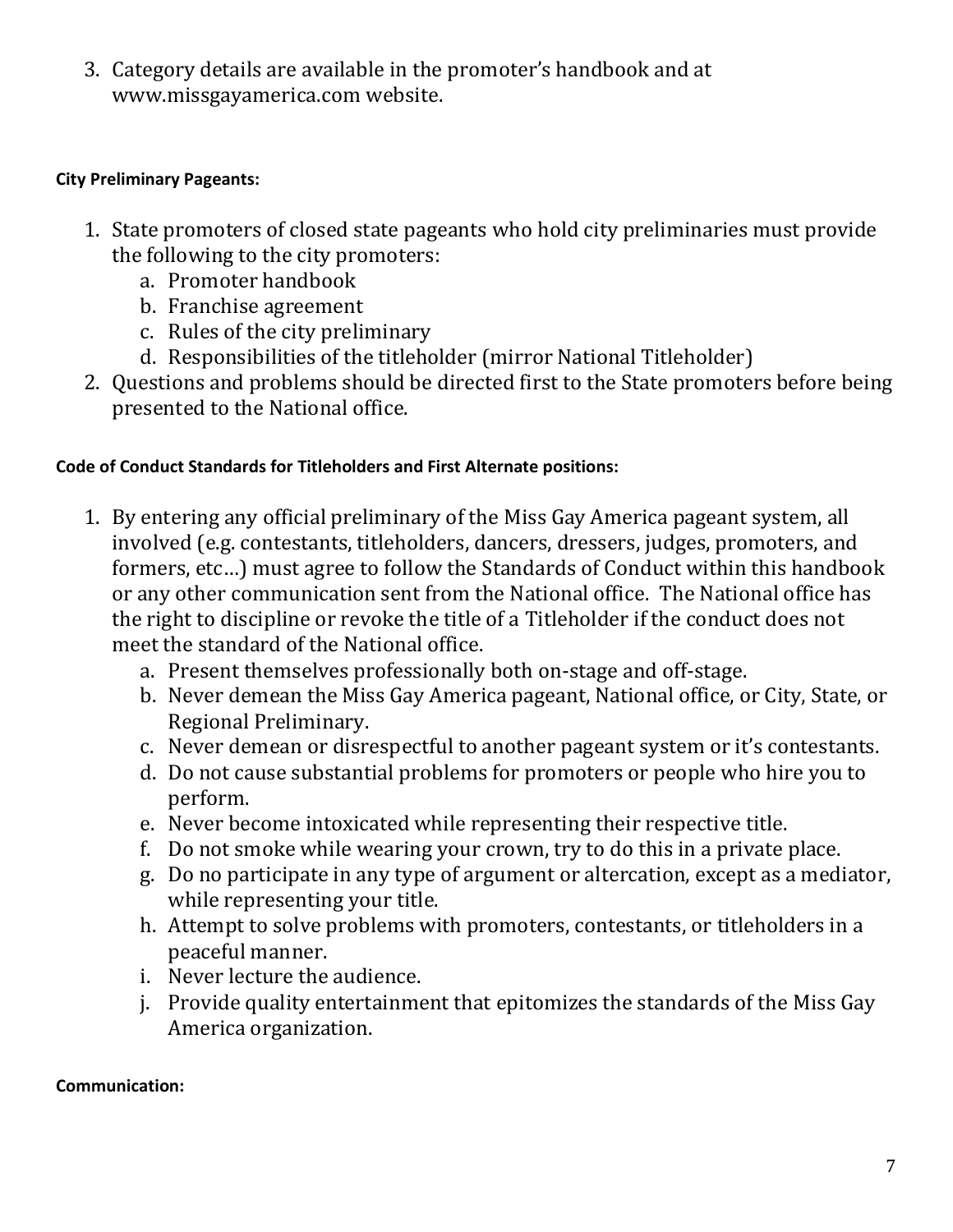3. Category details are available in the promoter's handbook and at www.missgayamerica.com website.

**City Preliminary Pageants:**

1. State promoters of closed state pageants who hold city preliminaries must provide the following to the city promoters:
    a. Promoter handbook
    b. Franchise agreement
    c. Rules of the city preliminary
    d. Responsibilities of the titleholder (mirror National Titleholder)
2. Questions and problems should be directed first to the State promoters before being presented to the National office.

**Code of Conduct Standards for Titleholders and First Alternate positions:**

1. By entering any official preliminary of the Miss Gay America pageant system, all involved (e.g. contestants, titleholders, dancers, dressers, judges, promoters, and formers, etc…) must agree to follow the Standards of Conduct within this handbook or any other communication sent from the National office. The National office has the right to discipline or revoke the title of a Titleholder if the conduct does not meet the standard of the National office.
    a. Present themselves professionally both on-stage and off-stage.
    b. Never demean the Miss Gay America pageant, National office, or City, State, or Regional Preliminary.
    c. Never demean or disrespectful to another pageant system or it's contestants.
    d. Do not cause substantial problems for promoters or people who hire you to perform.
    e. Never become intoxicated while representing their respective title.
    f. Do not smoke while wearing your crown, try to do this in a private place.
    g. Do no participate in any type of argument or altercation, except as a mediator, while representing your title.
    h. Attempt to solve problems with promoters, contestants, or titleholders in a peaceful manner.
    i. Never lecture the audience.
    j. Provide quality entertainment that epitomizes the standards of the Miss Gay America organization.

**Communication:**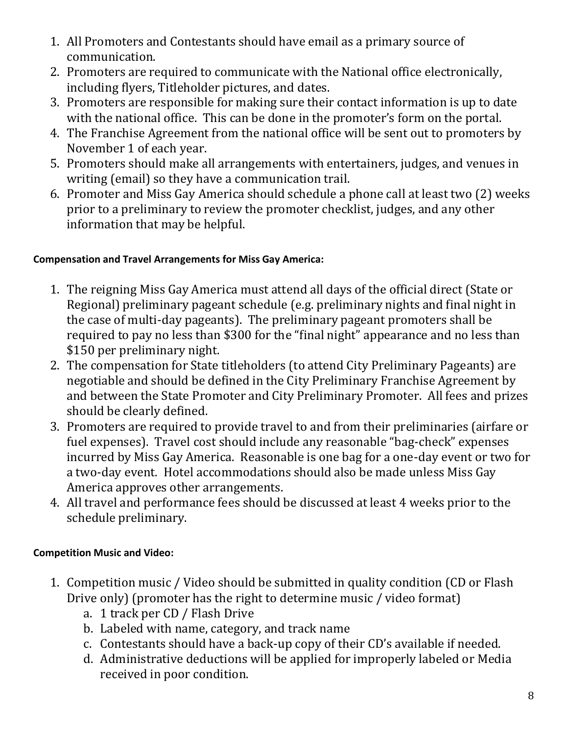1. All Promoters and Contestants should have email as a primary source of communication.
2. Promoters are required to communicate with the National office electronically, including flyers, Titleholder pictures, and dates.
3. Promoters are responsible for making sure their contact information is up to date with the national office. This can be done in the promoter's form on the portal.
4. The Franchise Agreement from the national office will be sent out to promoters by November 1 of each year.
5. Promoters should make all arrangements with entertainers, judges, and venues in writing (email) so they have a communication trail.
6. Promoter and Miss Gay America should schedule a phone call at least two (2) weeks prior to a preliminary to review the promoter checklist, judges, and any other information that may be helpful.

**Compensation and Travel Arrangements for Miss Gay America:**

1. The reigning Miss Gay America must attend all days of the official direct (State or Regional) preliminary pageant schedule (e.g. preliminary nights and final night in the case of multi-day pageants). The preliminary pageant promoters shall be required to pay no less than $300 for the "final night" appearance and no less than $150 per preliminary night.
2. The compensation for State titleholders (to attend City Preliminary Pageants) are negotiable and should be defined in the City Preliminary Franchise Agreement by and between the State Promoter and City Preliminary Promoter. All fees and prizes should be clearly defined.
3. Promoters are required to provide travel to and from their preliminaries (airfare or fuel expenses). Travel cost should include any reasonable "bag-check" expenses incurred by Miss Gay America. Reasonable is one bag for a one-day event or two for a two-day event. Hotel accommodations should also be made unless Miss Gay America approves other arrangements.
4. All travel and performance fees should be discussed at least 4 weeks prior to the schedule preliminary.

**Competition Music and Video:**

1. Competition music / Video should be submitted in quality condition (CD or Flash Drive only) (promoter has the right to determine music / video format)
   a. 1 track per CD / Flash Drive
   b. Labeled with name, category, and track name
   c. Contestants should have a back-up copy of their CD's available if needed.
   d. Administrative deductions will be applied for improperly labeled or Media received in poor condition.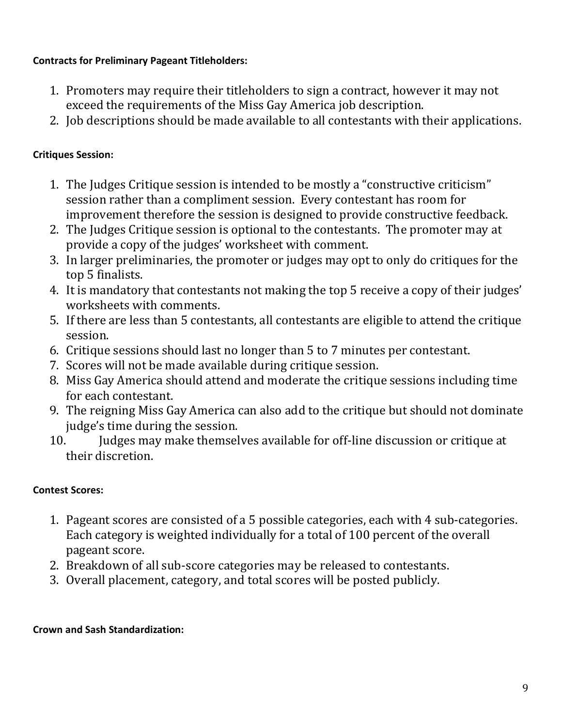**Contracts for Preliminary Pageant Titleholders:**

1. Promoters may require their titleholders to sign a contract, however it may not exceed the requirements of the Miss Gay America job description.
2. Job descriptions should be made available to all contestants with their applications.

**Critiques Session:**

1. The Judges Critique session is intended to be mostly a "constructive criticism" session rather than a compliment session. Every contestant has room for improvement therefore the session is designed to provide constructive feedback.
2. The Judges Critique session is optional to the contestants. The promoter may at provide a copy of the judges' worksheet with comment.
3. In larger preliminaries, the promoter or judges may opt to only do critiques for the top 5 finalists.
4. It is mandatory that contestants not making the top 5 receive a copy of their judges' worksheets with comments.
5. If there are less than 5 contestants, all contestants are eligible to attend the critique session.
6. Critique sessions should last no longer than 5 to 7 minutes per contestant.
7. Scores will not be made available during critique session.
8. Miss Gay America should attend and moderate the critique sessions including time for each contestant.
9. The reigning Miss Gay America can also add to the critique but should not dominate judge's time during the session.
10. Judges may make themselves available for off-line discussion or critique at their discretion.

**Contest Scores:**

1. Pageant scores are consisted of a 5 possible categories, each with 4 sub-categories. Each category is weighted individually for a total of 100 percent of the overall pageant score.
2. Breakdown of all sub-score categories may be released to contestants.
3. Overall placement, category, and total scores will be posted publicly.

**Crown and Sash Standardization:**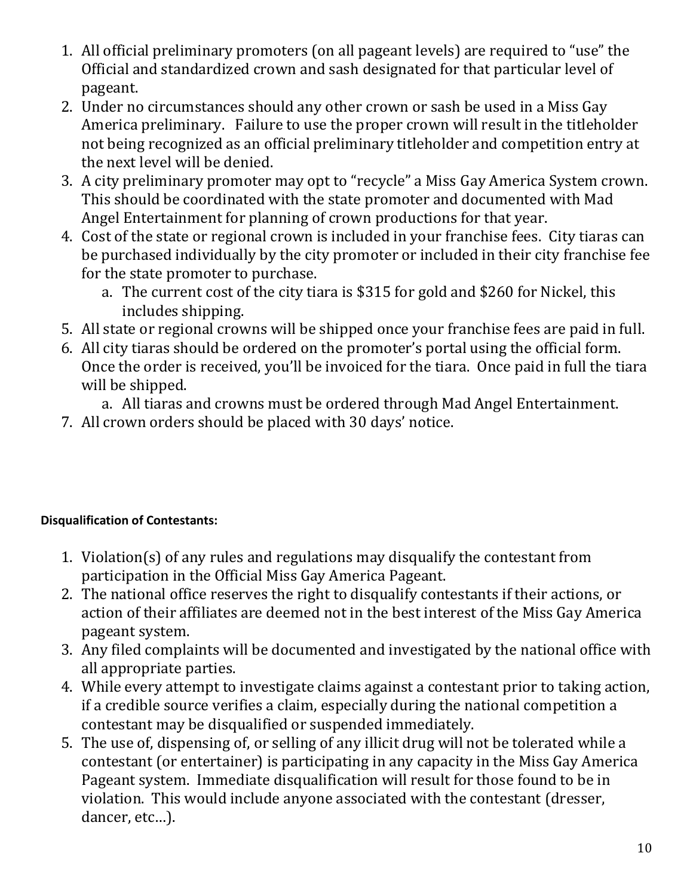1. All official preliminary promoters (on all pageant levels) are required to "use" the Official and standardized crown and sash designated for that particular level of pageant.
2. Under no circumstances should any other crown or sash be used in a Miss Gay America preliminary. Failure to use the proper crown will result in the titleholder not being recognized as an official preliminary titleholder and competition entry at the next level will be denied.
3. A city preliminary promoter may opt to "recycle" a Miss Gay America System crown. This should be coordinated with the state promoter and documented with Mad Angel Entertainment for planning of crown productions for that year.
4. Cost of the state or regional crown is included in your franchise fees. City tiaras can be purchased individually by the city promoter or included in their city franchise fee for the state promoter to purchase.
   a. The current cost of the city tiara is $315 for gold and $260 for Nickel, this includes shipping.
5. All state or regional crowns will be shipped once your franchise fees are paid in full.
6. All city tiaras should be ordered on the promoter's portal using the official form. Once the order is received, you'll be invoiced for the tiara. Once paid in full the tiara will be shipped.
   a. All tiaras and crowns must be ordered through Mad Angel Entertainment.
7. All crown orders should be placed with 30 days' notice.

**Disqualification of Contestants:**

1. Violation(s) of any rules and regulations may disqualify the contestant from participation in the Official Miss Gay America Pageant.
2. The national office reserves the right to disqualify contestants if their actions, or action of their affiliates are deemed not in the best interest of the Miss Gay America pageant system.
3. Any filed complaints will be documented and investigated by the national office with all appropriate parties.
4. While every attempt to investigate claims against a contestant prior to taking action, if a credible source verifies a claim, especially during the national competition a contestant may be disqualified or suspended immediately.
5. The use of, dispensing of, or selling of any illicit drug will not be tolerated while a contestant (or entertainer) is participating in any capacity in the Miss Gay America Pageant system. Immediate disqualification will result for those found to be in violation. This would include anyone associated with the contestant (dresser, dancer, etc…).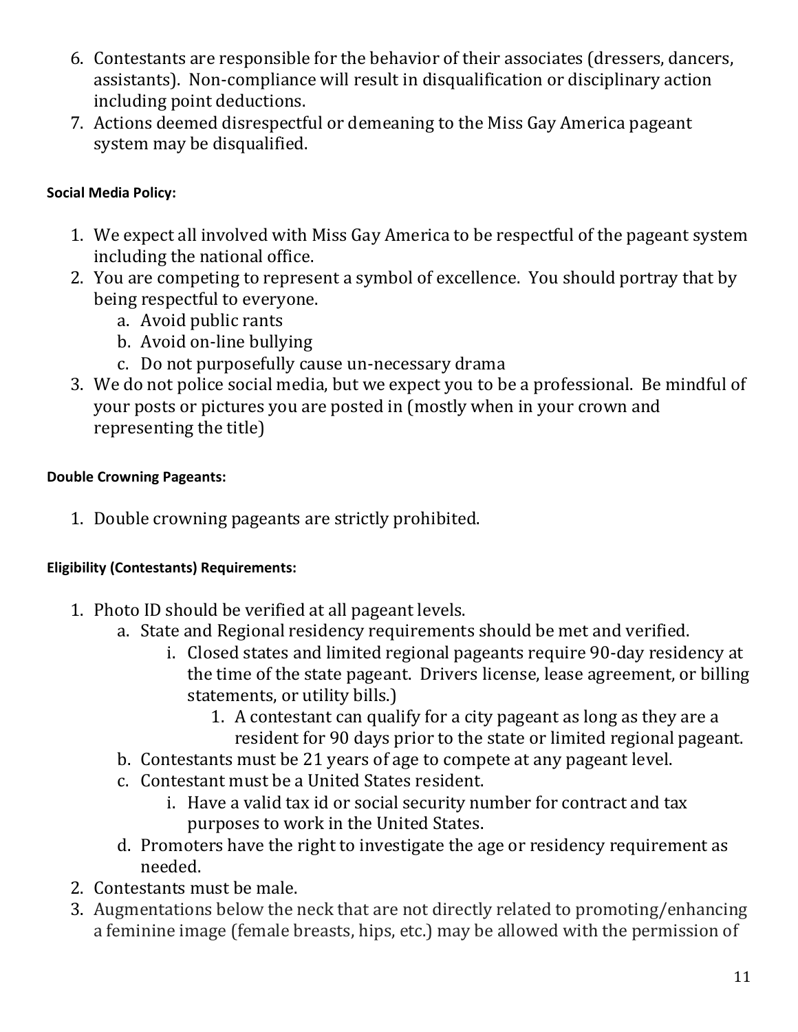6. Contestants are responsible for the behavior of their associates (dressers, dancers, assistants). Non-compliance will result in disqualification or disciplinary action including point deductions.
7. Actions deemed disrespectful or demeaning to the Miss Gay America pageant system may be disqualified.

**Social Media Policy:**

1. We expect all involved with Miss Gay America to be respectful of the pageant system including the national office.
2. You are competing to represent a symbol of excellence. You should portray that by being respectful to everyone.
   a. Avoid public rants
   b. Avoid on-line bullying
   c. Do not purposefully cause un-necessary drama
3. We do not police social media, but we expect you to be a professional. Be mindful of your posts or pictures you are posted in (mostly when in your crown and representing the title)

**Double Crowning Pageants:**

1. Double crowning pageants are strictly prohibited.

**Eligibility (Contestants) Requirements:**

1. Photo ID should be verified at all pageant levels.
   a. State and Regional residency requirements should be met and verified.
      i. Closed states and limited regional pageants require 90-day residency at the time of the state pageant. Drivers license, lease agreement, or billing statements, or utility bills.)
         1. A contestant can qualify for a city pageant as long as they are a resident for 90 days prior to the state or limited regional pageant.
   b. Contestants must be 21 years of age to compete at any pageant level.
   c. Contestant must be a United States resident.
      i. Have a valid tax id or social security number for contract and tax purposes to work in the United States.
   d. Promoters have the right to investigate the age or residency requirement as needed.
2. Contestants must be male.
3. Augmentations below the neck that are not directly related to promoting/enhancing a feminine image (female breasts, hips, etc.) may be allowed with the permission of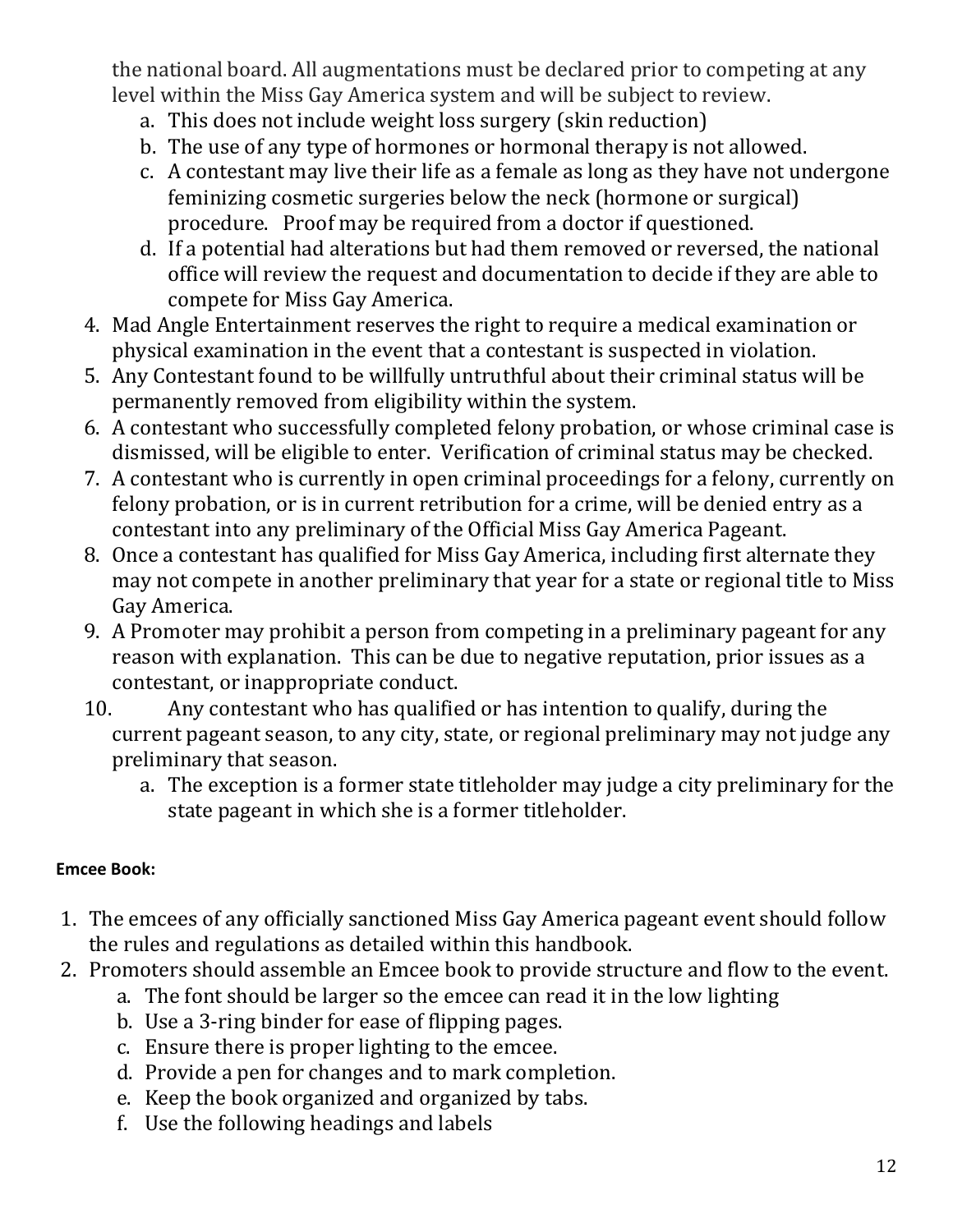the national board. All augmentations must be declared prior to competing at any level within the Miss Gay America system and will be subject to review.

   a. This does not include weight loss surgery (skin reduction)
   b. The use of any type of hormones or hormonal therapy is not allowed.
   c. A contestant may live their life as a female as long as they have not undergone feminizing cosmetic surgeries below the neck (hormone or surgical) procedure. Proof may be required from a doctor if questioned.
   d. If a potential had alterations but had them removed or reversed, the national office will review the request and documentation to decide if they are able to compete for Miss Gay America.

4. Mad Angle Entertainment reserves the right to require a medical examination or physical examination in the event that a contestant is suspected in violation.
5. Any Contestant found to be willfully untruthful about their criminal status will be permanently removed from eligibility within the system.
6. A contestant who successfully completed felony probation, or whose criminal case is dismissed, will be eligible to enter. Verification of criminal status may be checked.
7. A contestant who is currently in open criminal proceedings for a felony, currently on felony probation, or is in current retribution for a crime, will be denied entry as a contestant into any preliminary of the Official Miss Gay America Pageant.
8. Once a contestant has qualified for Miss Gay America, including first alternate they may not compete in another preliminary that year for a state or regional title to Miss Gay America.
9. A Promoter may prohibit a person from competing in a preliminary pageant for any reason with explanation. This can be due to negative reputation, prior issues as a contestant, or inappropriate conduct.
10. Any contestant who has qualified or has intention to qualify, during the current pageant season, to any city, state, or regional preliminary may not judge any preliminary that season.
    a. The exception is a former state titleholder may judge a city preliminary for the state pageant in which she is a former titleholder.

**Emcee Book:**

1. The emcees of any officially sanctioned Miss Gay America pageant event should follow the rules and regulations as detailed within this handbook.
2. Promoters should assemble an Emcee book to provide structure and flow to the event.
   a. The font should be larger so the emcee can read it in the low lighting
   b. Use a 3-ring binder for ease of flipping pages.
   c. Ensure there is proper lighting to the emcee.
   d. Provide a pen for changes and to mark completion.
   e. Keep the book organized and organized by tabs.
   f. Use the following headings and labels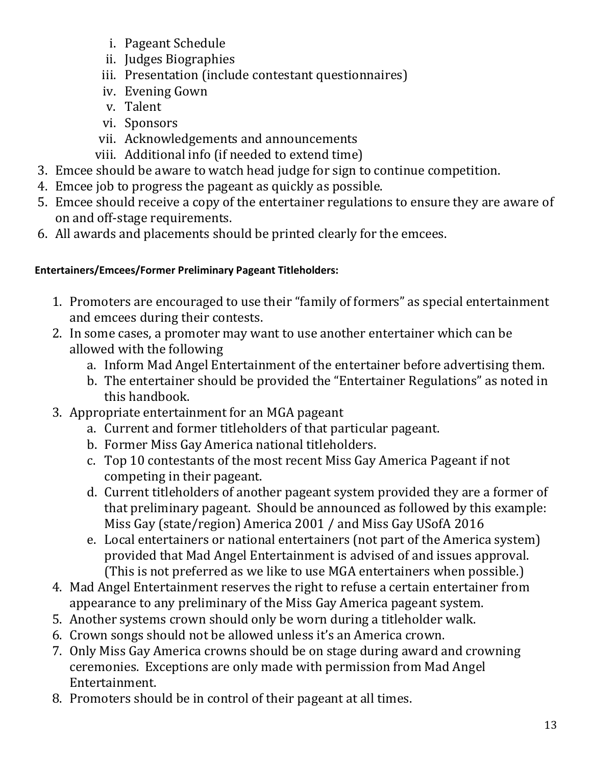i. Pageant Schedule
   ii. Judges Biographies
   iii. Presentation (include contestant questionnaires)
   iv. Evening Gown
   v. Talent
   vi. Sponsors
   vii. Acknowledgements and announcements
   viii. Additional info (if needed to extend time)
3. Emcee should be aware to watch head judge for sign to continue competition.
4. Emcee job to progress the pageant as quickly as possible.
5. Emcee should receive a copy of the entertainer regulations to ensure they are aware of on and off-stage requirements.
6. All awards and placements should be printed clearly for the emcees.

**Entertainers/Emcees/Former Preliminary Pageant Titleholders:**

1. Promoters are encouraged to use their "family of formers" as special entertainment and emcees during their contests.
2. In some cases, a promoter may want to use another entertainer which can be allowed with the following
   a. Inform Mad Angel Entertainment of the entertainer before advertising them.
   b. The entertainer should be provided the "Entertainer Regulations" as noted in this handbook.
3. Appropriate entertainment for an MGA pageant
   a. Current and former titleholders of that particular pageant.
   b. Former Miss Gay America national titleholders.
   c. Top 10 contestants of the most recent Miss Gay America Pageant if not competing in their pageant.
   d. Current titleholders of another pageant system provided they are a former of that preliminary pageant. Should be announced as followed by this example: Miss Gay (state/region) America 2001 / and Miss Gay USofA 2016
   e. Local entertainers or national entertainers (not part of the America system) provided that Mad Angel Entertainment is advised of and issues approval. (This is not preferred as we like to use MGA entertainers when possible.)
4. Mad Angel Entertainment reserves the right to refuse a certain entertainer from appearance to any preliminary of the Miss Gay America pageant system.
5. Another systems crown should only be worn during a titleholder walk.
6. Crown songs should not be allowed unless it's an America crown.
7. Only Miss Gay America crowns should be on stage during award and crowning ceremonies. Exceptions are only made with permission from Mad Angel Entertainment.
8. Promoters should be in control of their pageant at all times.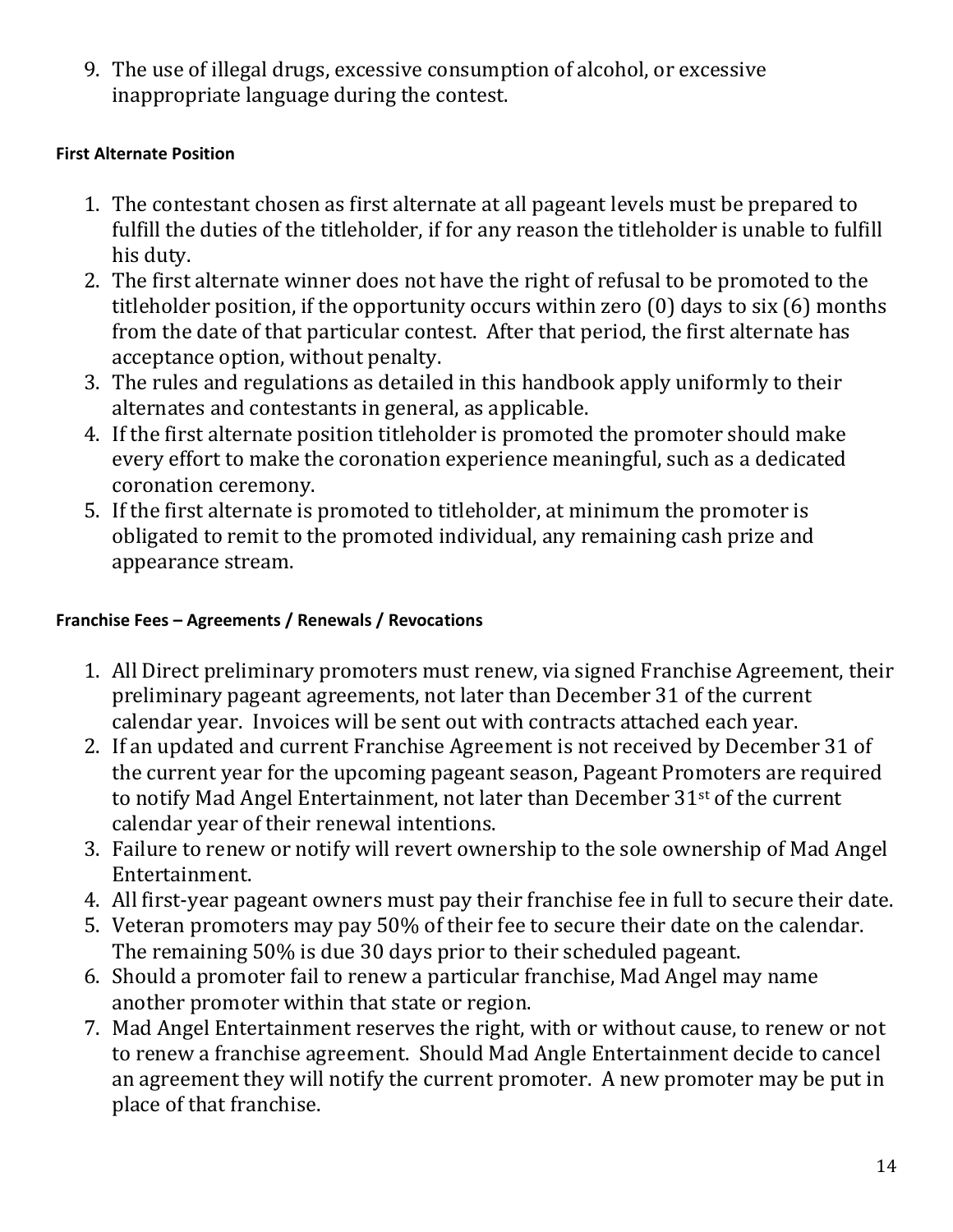9. The use of illegal drugs, excessive consumption of alcohol, or excessive inappropriate language during the contest.

**First Alternate Position**

1. The contestant chosen as first alternate at all pageant levels must be prepared to fulfill the duties of the titleholder, if for any reason the titleholder is unable to fulfill his duty.
2. The first alternate winner does not have the right of refusal to be promoted to the titleholder position, if the opportunity occurs within zero (0) days to six (6) months from the date of that particular contest. After that period, the first alternate has acceptance option, without penalty.
3. The rules and regulations as detailed in this handbook apply uniformly to their alternates and contestants in general, as applicable.
4. If the first alternate position titleholder is promoted the promoter should make every effort to make the coronation experience meaningful, such as a dedicated coronation ceremony.
5. If the first alternate is promoted to titleholder, at minimum the promoter is obligated to remit to the promoted individual, any remaining cash prize and appearance stream.

**Franchise Fees – Agreements / Renewals / Revocations**

1. All Direct preliminary promoters must renew, via signed Franchise Agreement, their preliminary pageant agreements, not later than December 31 of the current calendar year. Invoices will be sent out with contracts attached each year.
2. If an updated and current Franchise Agreement is not received by December 31 of the current year for the upcoming pageant season, Pageant Promoters are required to notify Mad Angel Entertainment, not later than December 31st of the current calendar year of their renewal intentions.
3. Failure to renew or notify will revert ownership to the sole ownership of Mad Angel Entertainment.
4. All first-year pageant owners must pay their franchise fee in full to secure their date.
5. Veteran promoters may pay 50% of their fee to secure their date on the calendar. The remaining 50% is due 30 days prior to their scheduled pageant.
6. Should a promoter fail to renew a particular franchise, Mad Angel may name another promoter within that state or region.
7. Mad Angel Entertainment reserves the right, with or without cause, to renew or not to renew a franchise agreement. Should Mad Angle Entertainment decide to cancel an agreement they will notify the current promoter. A new promoter may be put in place of that franchise.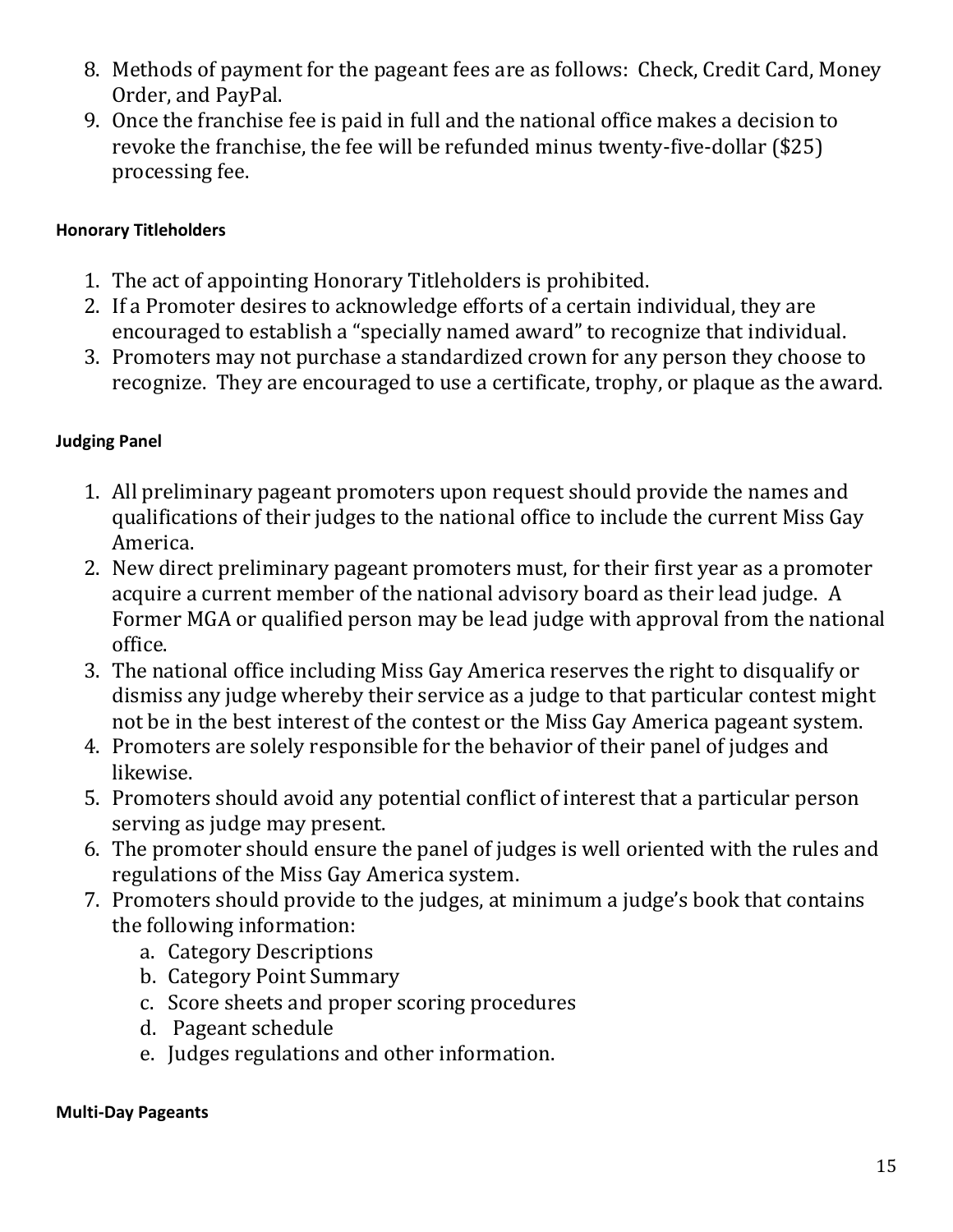8. Methods of payment for the pageant fees are as follows: Check, Credit Card, Money Order, and PayPal.
9. Once the franchise fee is paid in full and the national office makes a decision to revoke the franchise, the fee will be refunded minus twenty-five-dollar ($25) processing fee.

**Honorary Titleholders**

1. The act of appointing Honorary Titleholders is prohibited.
2. If a Promoter desires to acknowledge efforts of a certain individual, they are encouraged to establish a "specially named award" to recognize that individual.
3. Promoters may not purchase a standardized crown for any person they choose to recognize. They are encouraged to use a certificate, trophy, or plaque as the award.

**Judging Panel**

1. All preliminary pageant promoters upon request should provide the names and qualifications of their judges to the national office to include the current Miss Gay America.
2. New direct preliminary pageant promoters must, for their first year as a promoter acquire a current member of the national advisory board as their lead judge. A Former MGA or qualified person may be lead judge with approval from the national office.
3. The national office including Miss Gay America reserves the right to disqualify or dismiss any judge whereby their service as a judge to that particular contest might not be in the best interest of the contest or the Miss Gay America pageant system.
4. Promoters are solely responsible for the behavior of their panel of judges and likewise.
5. Promoters should avoid any potential conflict of interest that a particular person serving as judge may present.
6. The promoter should ensure the panel of judges is well oriented with the rules and regulations of the Miss Gay America system.
7. Promoters should provide to the judges, at minimum a judge's book that contains the following information:
   a. Category Descriptions
   b. Category Point Summary
   c. Score sheets and proper scoring procedures
   d. Pageant schedule
   e. Judges regulations and other information.

**Multi-Day Pageants**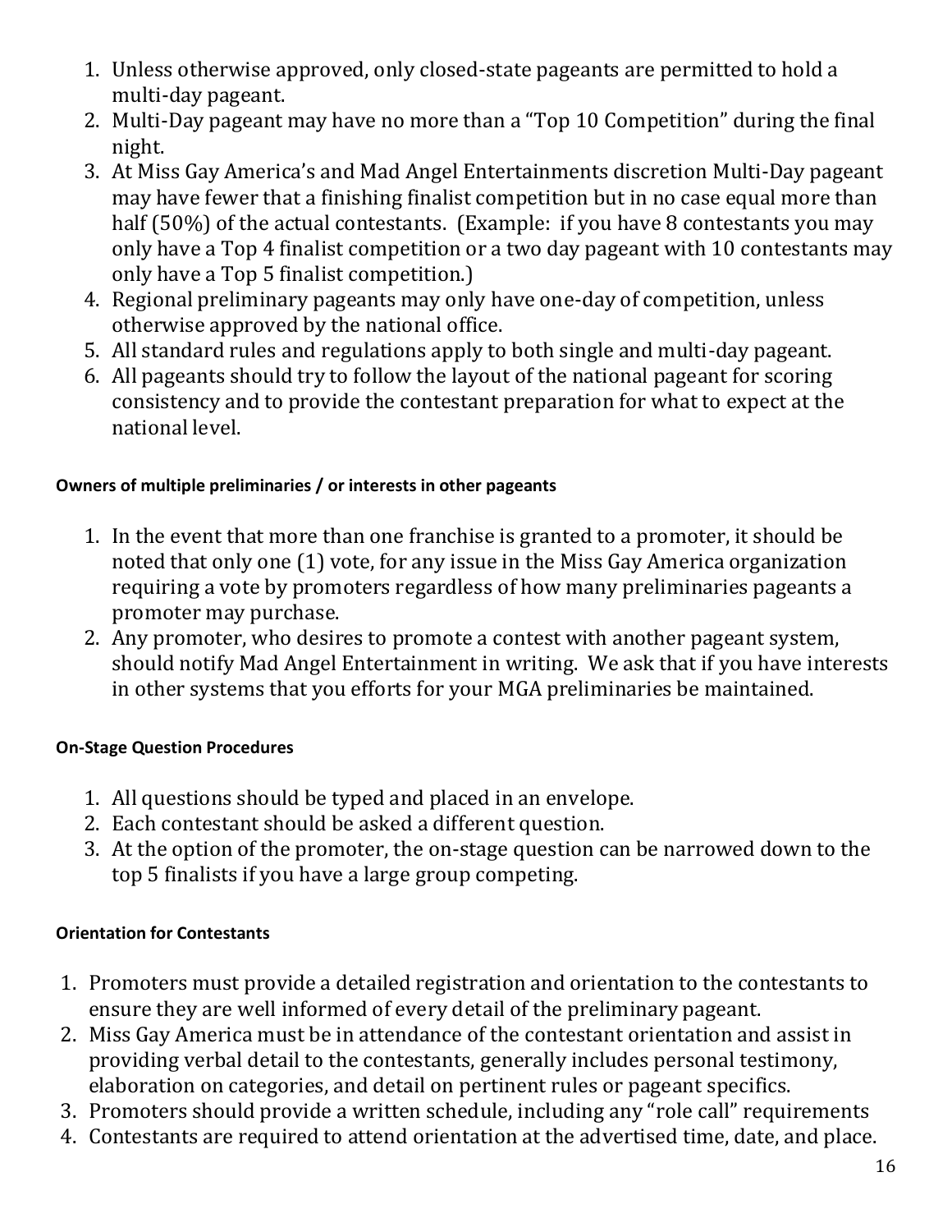1. Unless otherwise approved, only closed-state pageants are permitted to hold a multi-day pageant.
2. Multi-Day pageant may have no more than a "Top 10 Competition" during the final night.
3. At Miss Gay America's and Mad Angel Entertainments discretion Multi-Day pageant may have fewer that a finishing finalist competition but in no case equal more than half (50%) of the actual contestants. (Example: if you have 8 contestants you may only have a Top 4 finalist competition or a two day pageant with 10 contestants may only have a Top 5 finalist competition.)
4. Regional preliminary pageants may only have one-day of competition, unless otherwise approved by the national office.
5. All standard rules and regulations apply to both single and multi-day pageant.
6. All pageants should try to follow the layout of the national pageant for scoring consistency and to provide the contestant preparation for what to expect at the national level.

#### Owners of multiple preliminaries / or interests in other pageants

1. In the event that more than one franchise is granted to a promoter, it should be noted that only one (1) vote, for any issue in the Miss Gay America organization requiring a vote by promoters regardless of how many preliminaries pageants a promoter may purchase.
2. Any promoter, who desires to promote a contest with another pageant system, should notify Mad Angel Entertainment in writing. We ask that if you have interests in other systems that you efforts for your MGA preliminaries be maintained.

#### On-Stage Question Procedures

1. All questions should be typed and placed in an envelope.
2. Each contestant should be asked a different question.
3. At the option of the promoter, the on-stage question can be narrowed down to the top 5 finalists if you have a large group competing.

#### Orientation for Contestants

1. Promoters must provide a detailed registration and orientation to the contestants to ensure they are well informed of every detail of the preliminary pageant.
2. Miss Gay America must be in attendance of the contestant orientation and assist in providing verbal detail to the contestants, generally includes personal testimony, elaboration on categories, and detail on pertinent rules or pageant specifics.
3. Promoters should provide a written schedule, including any "role call" requirements
4. Contestants are required to attend orientation at the advertised time, date, and place.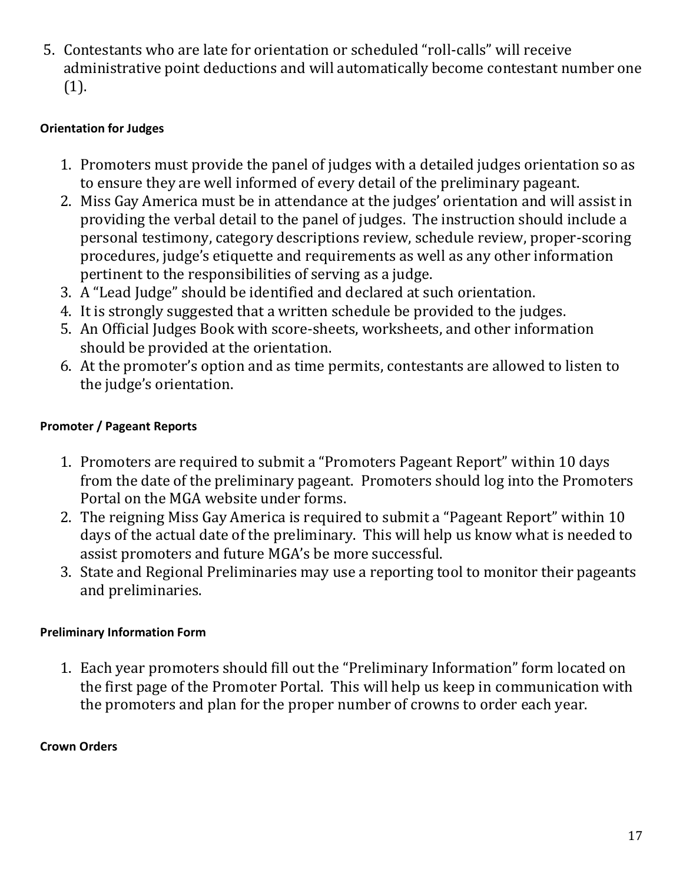5. Contestants who are late for orientation or scheduled “roll-calls” will receive administrative point deductions and will automatically become contestant number one (1).

**Orientation for Judges**

1. Promoters must provide the panel of judges with a detailed judges orientation so as to ensure they are well informed of every detail of the preliminary pageant.
2. Miss Gay America must be in attendance at the judges’ orientation and will assist in providing the verbal detail to the panel of judges. The instruction should include a personal testimony, category descriptions review, schedule review, proper-scoring procedures, judge’s etiquette and requirements as well as any other information pertinent to the responsibilities of serving as a judge.
3. A “Lead Judge” should be identified and declared at such orientation.
4. It is strongly suggested that a written schedule be provided to the judges.
5. An Official Judges Book with score-sheets, worksheets, and other information should be provided at the orientation.
6. At the promoter’s option and as time permits, contestants are allowed to listen to the judge’s orientation.

**Promoter / Pageant Reports**

1. Promoters are required to submit a “Promoters Pageant Report” within 10 days from the date of the preliminary pageant. Promoters should log into the Promoters Portal on the MGA website under forms.
2. The reigning Miss Gay America is required to submit a “Pageant Report” within 10 days of the actual date of the preliminary. This will help us know what is needed to assist promoters and future MGA’s be more successful.
3. State and Regional Preliminaries may use a reporting tool to monitor their pageants and preliminaries.

**Preliminary Information Form**

1. Each year promoters should fill out the “Preliminary Information” form located on the first page of the Promoter Portal. This will help us keep in communication with the promoters and plan for the proper number of crowns to order each year.

**Crown Orders**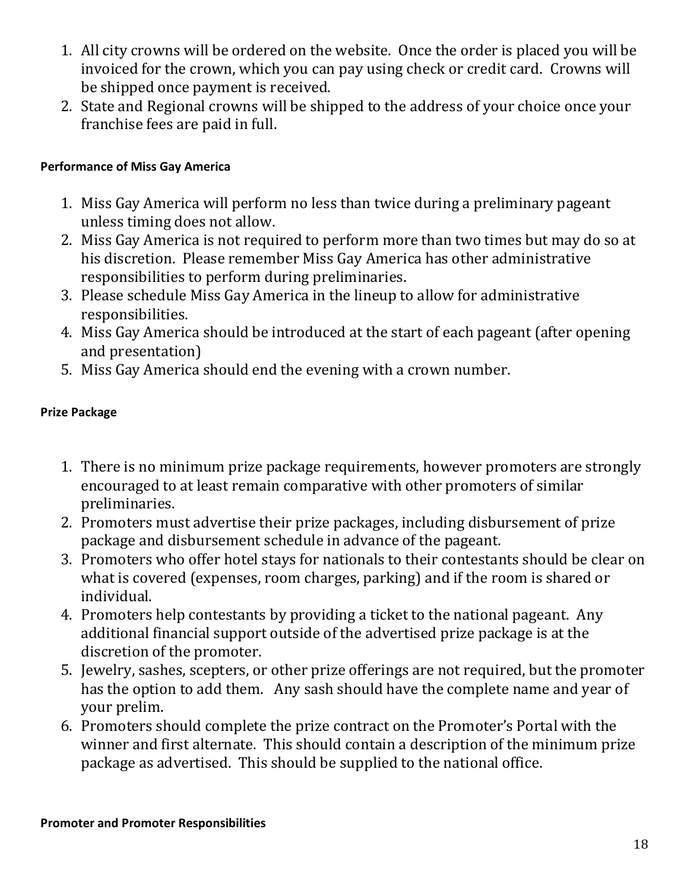1. All city crowns will be ordered on the website. Once the order is placed you will be invoiced for the crown, which you can pay using check or credit card. Crowns will be shipped once payment is received.
2. State and Regional crowns will be shipped to the address of your choice once your franchise fees are paid in full.

**Performance of Miss Gay America**

1. Miss Gay America will perform no less than twice during a preliminary pageant unless timing does not allow.
2. Miss Gay America is not required to perform more than two times but may do so at his discretion. Please remember Miss Gay America has other administrative responsibilities to perform during preliminaries.
3. Please schedule Miss Gay America in the lineup to allow for administrative responsibilities.
4. Miss Gay America should be introduced at the start of each pageant (after opening and presentation)
5. Miss Gay America should end the evening with a crown number.

**Prize Package**

1. There is no minimum prize package requirements, however promoters are strongly encouraged to at least remain comparative with other promoters of similar preliminaries.
2. Promoters must advertise their prize packages, including disbursement of prize package and disbursement schedule in advance of the pageant.
3. Promoters who offer hotel stays for nationals to their contestants should be clear on what is covered (expenses, room charges, parking) and if the room is shared or individual.
4. Promoters help contestants by providing a ticket to the national pageant. Any additional financial support outside of the advertised prize package is at the discretion of the promoter.
5. Jewelry, sashes, scepters, or other prize offerings are not required, but the promoter has the option to add them. Any sash should have the complete name and year of your prelim.
6. Promoters should complete the prize contract on the Promoter's Portal with the winner and first alternate. This should contain a description of the minimum prize package as advertised. This should be supplied to the national office.

**Promoter and Promoter Responsibilities**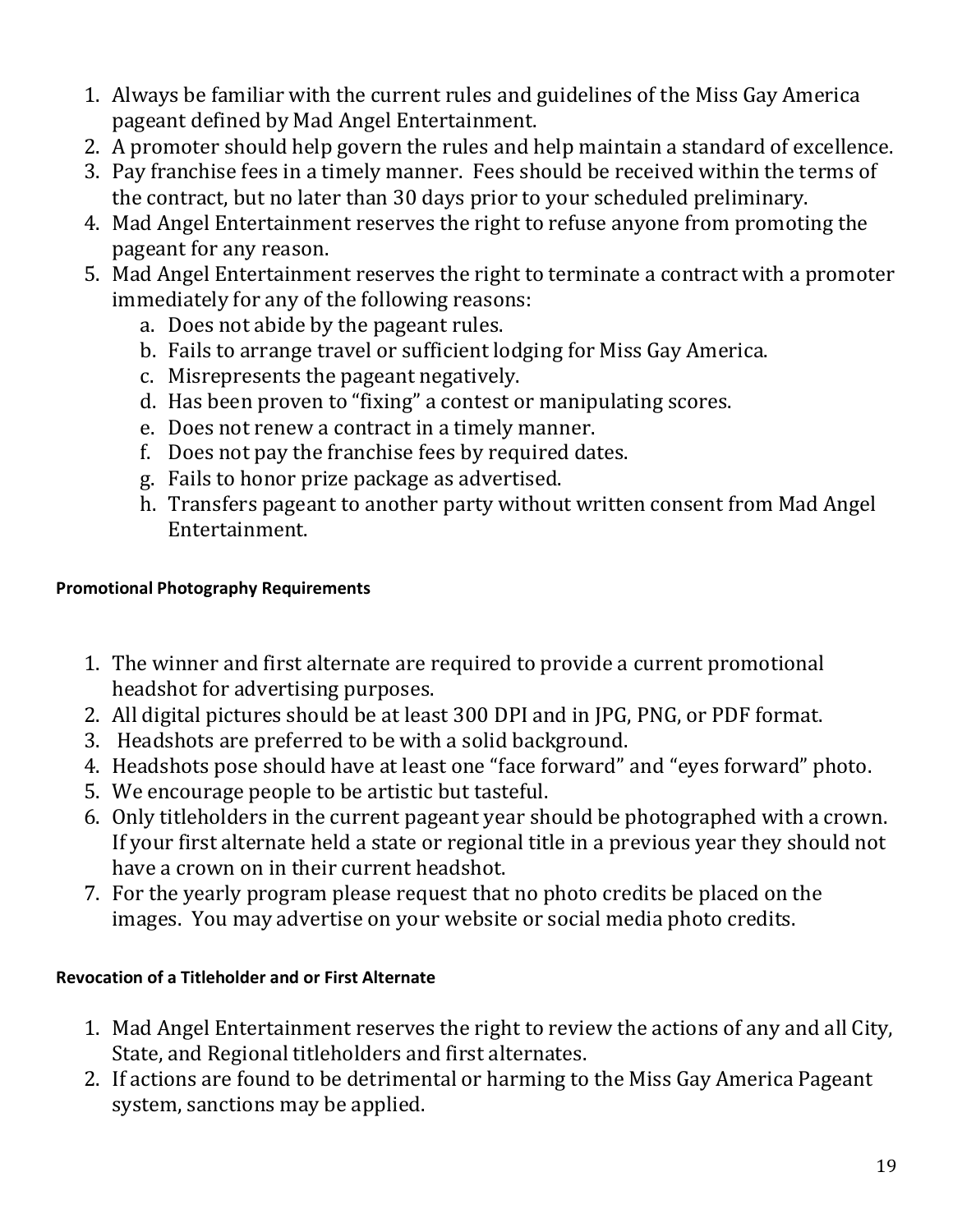1. Always be familiar with the current rules and guidelines of the Miss Gay America pageant defined by Mad Angel Entertainment.
2. A promoter should help govern the rules and help maintain a standard of excellence.
3. Pay franchise fees in a timely manner. Fees should be received within the terms of the contract, but no later than 30 days prior to your scheduled preliminary.
4. Mad Angel Entertainment reserves the right to refuse anyone from promoting the pageant for any reason.
5. Mad Angel Entertainment reserves the right to terminate a contract with a promoter immediately for any of the following reasons:
    a. Does not abide by the pageant rules.
    b. Fails to arrange travel or sufficient lodging for Miss Gay America.
    c. Misrepresents the pageant negatively.
    d. Has been proven to "fixing" a contest or manipulating scores.
    e. Does not renew a contract in a timely manner.
    f. Does not pay the franchise fees by required dates.
    g. Fails to honor prize package as advertised.
    h. Transfers pageant to another party without written consent from Mad Angel Entertainment.

#### Promotional Photography Requirements

1. The winner and first alternate are required to provide a current promotional headshot for advertising purposes.
2. All digital pictures should be at least 300 DPI and in JPG, PNG, or PDF format.
3. Headshots are preferred to be with a solid background.
4. Headshots pose should have at least one "face forward" and "eyes forward" photo.
5. We encourage people to be artistic but tasteful.
6. Only titleholders in the current pageant year should be photographed with a crown. If your first alternate held a state or regional title in a previous year they should not have a crown on in their current headshot.
7. For the yearly program please request that no photo credits be placed on the images. You may advertise on your website or social media photo credits.

#### Revocation of a Titleholder and or First Alternate

1. Mad Angel Entertainment reserves the right to review the actions of any and all City, State, and Regional titleholders and first alternates.
2. If actions are found to be detrimental or harming to the Miss Gay America Pageant system, sanctions may be applied.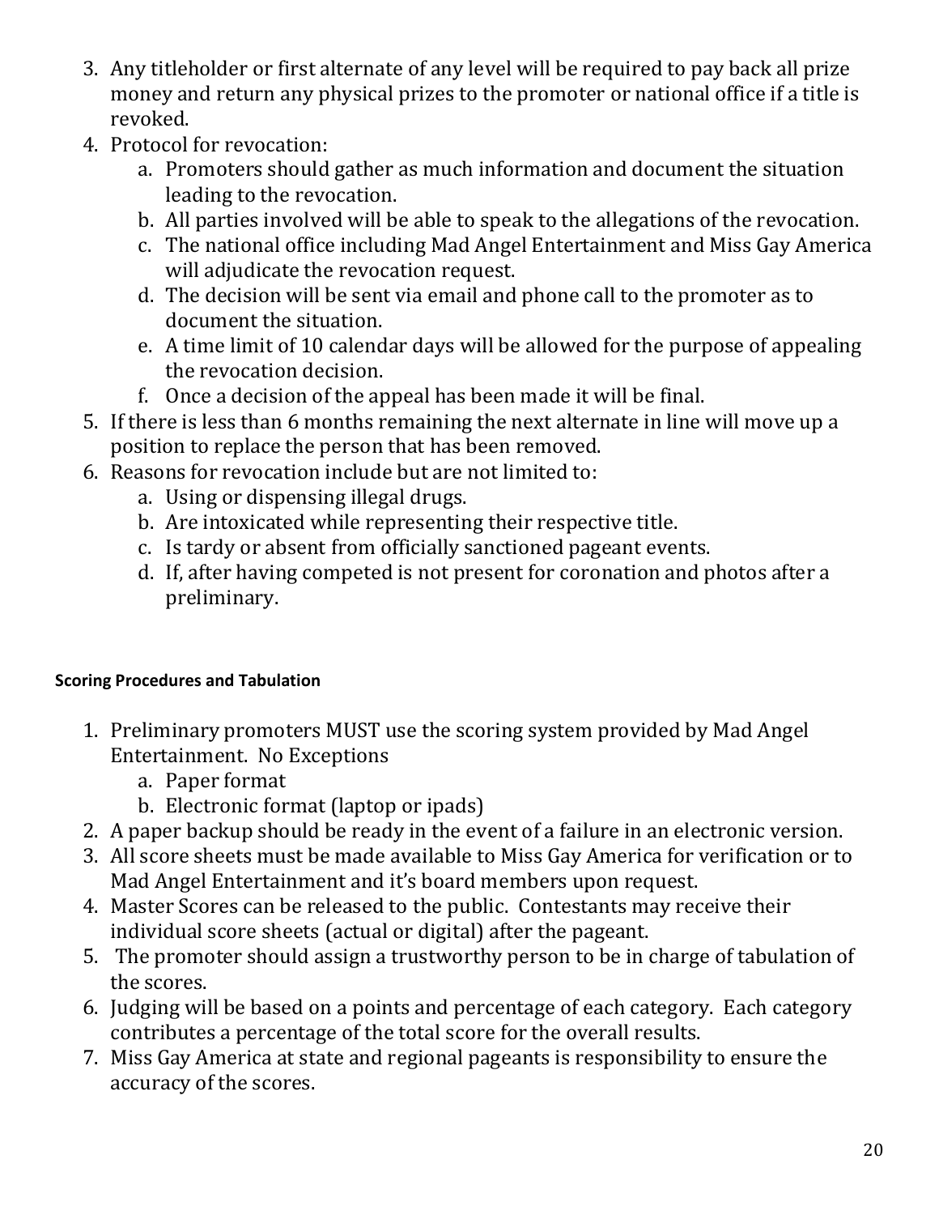3. Any titleholder or first alternate of any level will be required to pay back all prize money and return any physical prizes to the promoter or national office if a title is revoked.
4. Protocol for revocation:
    a. Promoters should gather as much information and document the situation leading to the revocation.
    b. All parties involved will be able to speak to the allegations of the revocation.
    c. The national office including Mad Angel Entertainment and Miss Gay America will adjudicate the revocation request.
    d. The decision will be sent via email and phone call to the promoter as to document the situation.
    e. A time limit of 10 calendar days will be allowed for the purpose of appealing the revocation decision.
    f. Once a decision of the appeal has been made it will be final.
5. If there is less than 6 months remaining the next alternate in line will move up a position to replace the person that has been removed.
6. Reasons for revocation include but are not limited to:
    a. Using or dispensing illegal drugs.
    b. Are intoxicated while representing their respective title.
    c. Is tardy or absent from officially sanctioned pageant events.
    d. If, after having competed is not present for coronation and photos after a preliminary.

**Scoring Procedures and Tabulation**

1. Preliminary promoters MUST use the scoring system provided by Mad Angel Entertainment. No Exceptions
    a. Paper format
    b. Electronic format (laptop or ipads)
2. A paper backup should be ready in the event of a failure in an electronic version.
3. All score sheets must be made available to Miss Gay America for verification or to Mad Angel Entertainment and it's board members upon request.
4. Master Scores can be released to the public. Contestants may receive their individual score sheets (actual or digital) after the pageant.
5. The promoter should assign a trustworthy person to be in charge of tabulation of the scores.
6. Judging will be based on a points and percentage of each category. Each category contributes a percentage of the total score for the overall results.
7. Miss Gay America at state and regional pageants is responsibility to ensure the accuracy of the scores.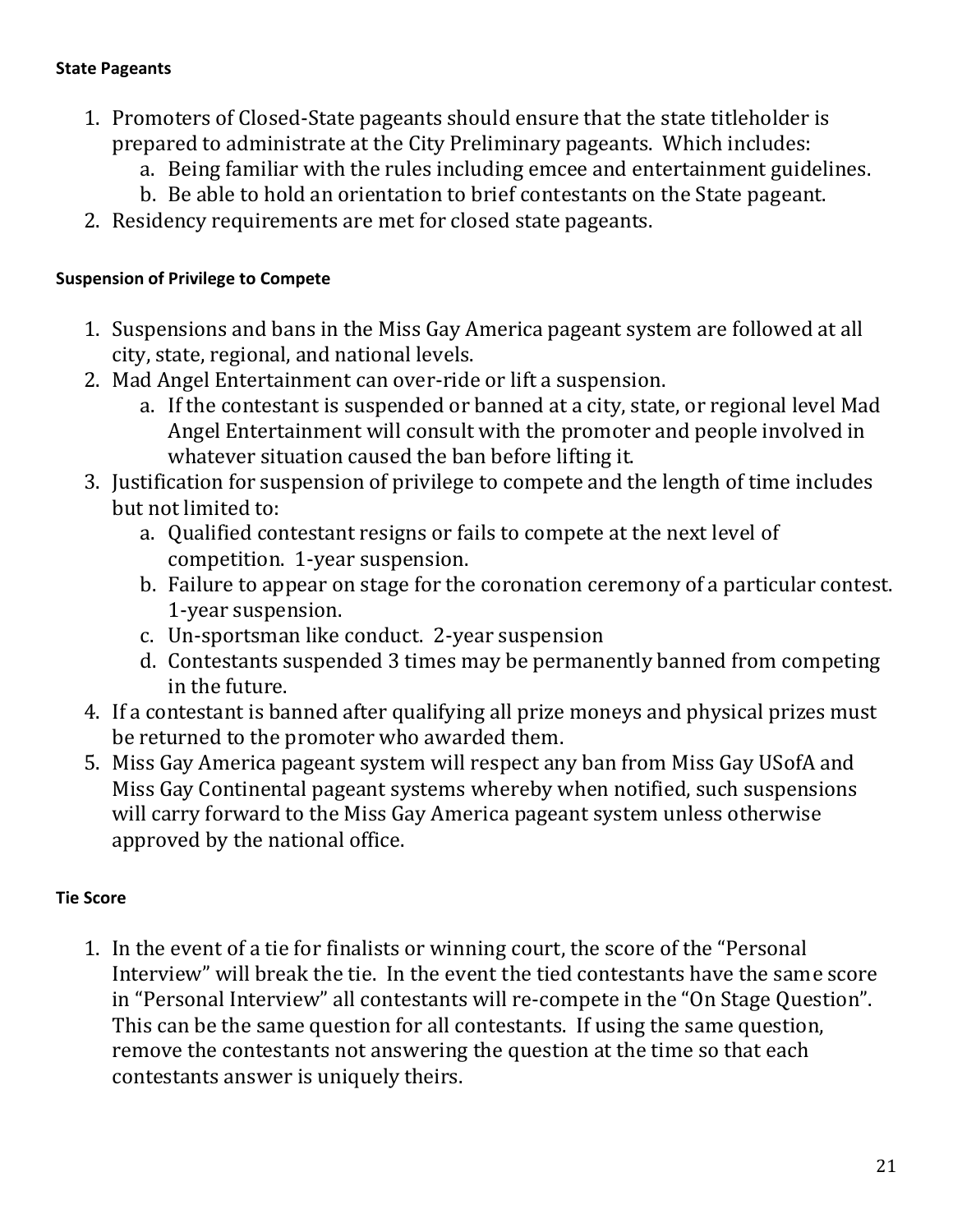### State Pageants

1. Promoters of Closed-State pageants should ensure that the state titleholder is prepared to administrate at the City Preliminary pageants. Which includes:
   a. Being familiar with the rules including emcee and entertainment guidelines.
   b. Be able to hold an orientation to brief contestants on the State pageant.
2. Residency requirements are met for closed state pageants.

### Suspension of Privilege to Compete

1. Suspensions and bans in the Miss Gay America pageant system are followed at all city, state, regional, and national levels.
2. Mad Angel Entertainment can over-ride or lift a suspension.
   a. If the contestant is suspended or banned at a city, state, or regional level Mad Angel Entertainment will consult with the promoter and people involved in whatever situation caused the ban before lifting it.
3. Justification for suspension of privilege to compete and the length of time includes but not limited to:
   a. Qualified contestant resigns or fails to compete at the next level of competition. 1-year suspension.
   b. Failure to appear on stage for the coronation ceremony of a particular contest. 1-year suspension.
   c. Un-sportsman like conduct. 2-year suspension
   d. Contestants suspended 3 times may be permanently banned from competing in the future.
4. If a contestant is banned after qualifying all prize moneys and physical prizes must be returned to the promoter who awarded them.
5. Miss Gay America pageant system will respect any ban from Miss Gay USofA and Miss Gay Continental pageant systems whereby when notified, such suspensions will carry forward to the Miss Gay America pageant system unless otherwise approved by the national office.

### Tie Score

1. In the event of a tie for finalists or winning court, the score of the "Personal Interview" will break the tie. In the event the tied contestants have the same score in "Personal Interview" all contestants will re-compete in the "On Stage Question". This can be the same question for all contestants. If using the same question, remove the contestants not answering the question at the time so that each contestants answer is uniquely theirs.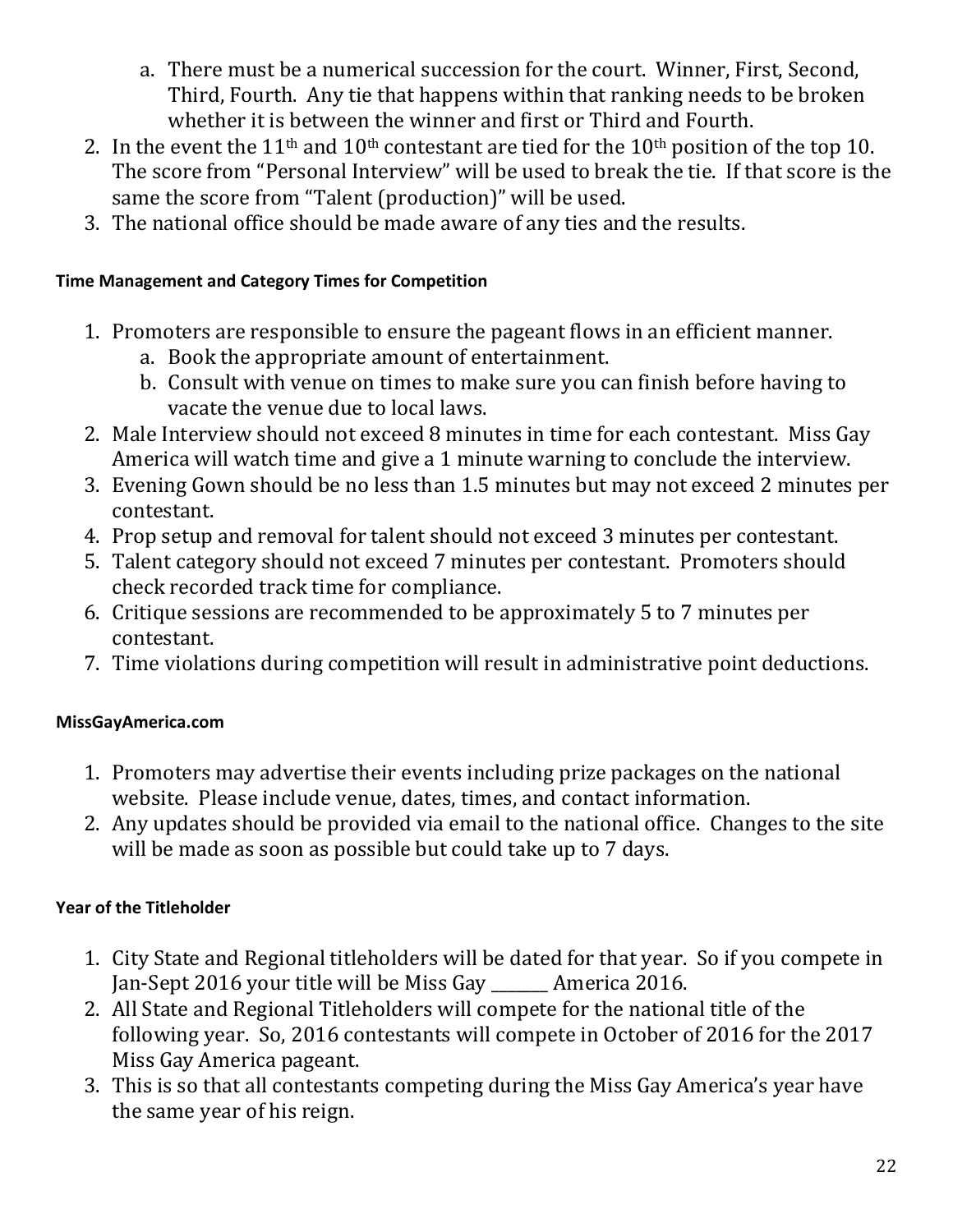a. There must be a numerical succession for the court. Winner, First, Second, Third, Fourth. Any tie that happens within that ranking needs to be broken whether it is between the winner and first or Third and Fourth.
2. In the event the 11th and 10th contestant are tied for the 10th position of the top 10. The score from "Personal Interview" will be used to break the tie. If that score is the same the score from "Talent (production)" will be used.
3. The national office should be made aware of any ties and the results.

#### Time Management and Category Times for Competition

1. Promoters are responsible to ensure the pageant flows in an efficient manner.
   a. Book the appropriate amount of entertainment.
   b. Consult with venue on times to make sure you can finish before having to vacate the venue due to local laws.
2. Male Interview should not exceed 8 minutes in time for each contestant. Miss Gay America will watch time and give a 1 minute warning to conclude the interview.
3. Evening Gown should be no less than 1.5 minutes but may not exceed 2 minutes per contestant.
4. Prop setup and removal for talent should not exceed 3 minutes per contestant.
5. Talent category should not exceed 7 minutes per contestant. Promoters should check recorded track time for compliance.
6. Critique sessions are recommended to be approximately 5 to 7 minutes per contestant.
7. Time violations during competition will result in administrative point deductions.

#### MissGayAmerica.com

1. Promoters may advertise their events including prize packages on the national website. Please include venue, dates, times, and contact information.
2. Any updates should be provided via email to the national office. Changes to the site will be made as soon as possible but could take up to 7 days.

#### Year of the Titleholder

1. City State and Regional titleholders will be dated for that year. So if you compete in Jan-Sept 2016 your title will be Miss Gay _______ America 2016.
2. All State and Regional Titleholders will compete for the national title of the following year. So, 2016 contestants will compete in October of 2016 for the 2017 Miss Gay America pageant.
3. This is so that all contestants competing during the Miss Gay America's year have the same year of his reign.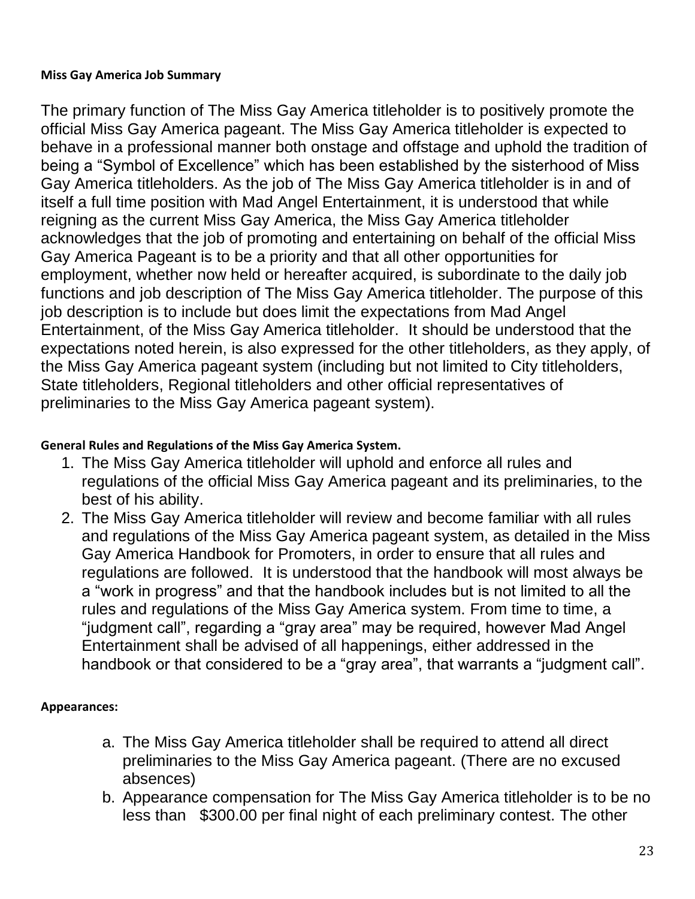**Miss Gay America Job Summary**

The primary function of The Miss Gay America titleholder is to positively promote the official Miss Gay America pageant. The Miss Gay America titleholder is expected to behave in a professional manner both onstage and offstage and uphold the tradition of being a "Symbol of Excellence" which has been established by the sisterhood of Miss Gay America titleholders. As the job of The Miss Gay America titleholder is in and of itself a full time position with Mad Angel Entertainment, it is understood that while reigning as the current Miss Gay America, the Miss Gay America titleholder acknowledges that the job of promoting and entertaining on behalf of the official Miss Gay America Pageant is to be a priority and that all other opportunities for employment, whether now held or hereafter acquired, is subordinate to the daily job functions and job description of The Miss Gay America titleholder. The purpose of this job description is to include but does limit the expectations from Mad Angel Entertainment, of the Miss Gay America titleholder. It should be understood that the expectations noted herein, is also expressed for the other titleholders, as they apply, of the Miss Gay America pageant system (including but not limited to City titleholders, State titleholders, Regional titleholders and other official representatives of preliminaries to the Miss Gay America pageant system).

**General Rules and Regulations of the Miss Gay America System.**

1. The Miss Gay America titleholder will uphold and enforce all rules and regulations of the official Miss Gay America pageant and its preliminaries, to the best of his ability.
2. The Miss Gay America titleholder will review and become familiar with all rules and regulations of the Miss Gay America pageant system, as detailed in the Miss Gay America Handbook for Promoters, in order to ensure that all rules and regulations are followed. It is understood that the handbook will most always be a "work in progress" and that the handbook includes but is not limited to all the rules and regulations of the Miss Gay America system. From time to time, a "judgment call", regarding a "gray area" may be required, however Mad Angel Entertainment shall be advised of all happenings, either addressed in the handbook or that considered to be a "gray area", that warrants a "judgment call".

**Appearances:**

a. The Miss Gay America titleholder shall be required to attend all direct preliminaries to the Miss Gay America pageant. (There are no excused absences)
b. Appearance compensation for The Miss Gay America titleholder is to be no less than $300.00 per final night of each preliminary contest. The other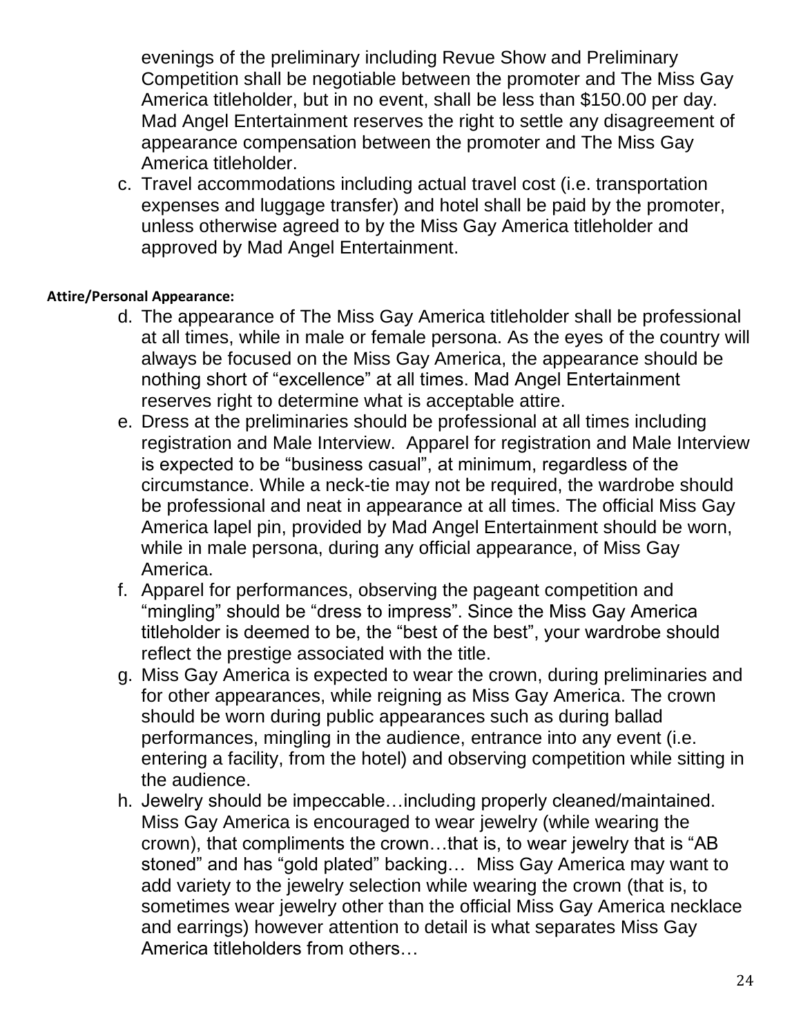evenings of the preliminary including Revue Show and Preliminary Competition shall be negotiable between the promoter and The Miss Gay America titleholder, but in no event, shall be less than $150.00 per day. Mad Angel Entertainment reserves the right to settle any disagreement of appearance compensation between the promoter and The Miss Gay America titleholder.

c. Travel accommodations including actual travel cost (i.e. transportation expenses and luggage transfer) and hotel shall be paid by the promoter, unless otherwise agreed to by the Miss Gay America titleholder and approved by Mad Angel Entertainment.

**Attire/Personal Appearance:**

d. The appearance of The Miss Gay America titleholder shall be professional at all times, while in male or female persona. As the eyes of the country will always be focused on the Miss Gay America, the appearance should be nothing short of "excellence" at all times. Mad Angel Entertainment reserves right to determine what is acceptable attire.
e. Dress at the preliminaries should be professional at all times including registration and Male Interview. Apparel for registration and Male Interview is expected to be "business casual", at minimum, regardless of the circumstance. While a neck-tie may not be required, the wardrobe should be professional and neat in appearance at all times. The official Miss Gay America lapel pin, provided by Mad Angel Entertainment should be worn, while in male persona, during any official appearance, of Miss Gay America.
f. Apparel for performances, observing the pageant competition and "mingling" should be "dress to impress". Since the Miss Gay America titleholder is deemed to be, the "best of the best", your wardrobe should reflect the prestige associated with the title.
g. Miss Gay America is expected to wear the crown, during preliminaries and for other appearances, while reigning as Miss Gay America. The crown should be worn during public appearances such as during ballad performances, mingling in the audience, entrance into any event (i.e. entering a facility, from the hotel) and observing competition while sitting in the audience.
h. Jewelry should be impeccable…including properly cleaned/maintained. Miss Gay America is encouraged to wear jewelry (while wearing the crown), that compliments the crown…that is, to wear jewelry that is "AB stoned" and has "gold plated" backing… Miss Gay America may want to add variety to the jewelry selection while wearing the crown (that is, to sometimes wear jewelry other than the official Miss Gay America necklace and earrings) however attention to detail is what separates Miss Gay America titleholders from others…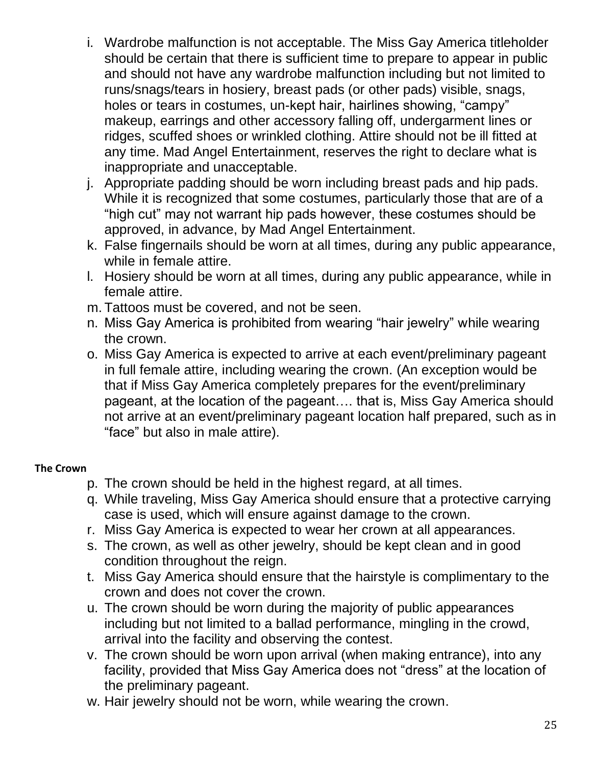i. Wardrobe malfunction is not acceptable. The Miss Gay America titleholder should be certain that there is sufficient time to prepare to appear in public and should not have any wardrobe malfunction including but not limited to runs/snags/tears in hosiery, breast pads (or other pads) visible, snags, holes or tears in costumes, un-kept hair, hairlines showing, "campy" makeup, earrings and other accessory falling off, undergarment lines or ridges, scuffed shoes or wrinkled clothing. Attire should not be ill fitted at any time. Mad Angel Entertainment, reserves the right to declare what is inappropriate and unacceptable.

j. Appropriate padding should be worn including breast pads and hip pads. While it is recognized that some costumes, particularly those that are of a "high cut" may not warrant hip pads however, these costumes should be approved, in advance, by Mad Angel Entertainment.

k. False fingernails should be worn at all times, during any public appearance, while in female attire.

l. Hosiery should be worn at all times, during any public appearance, while in female attire.

m. Tattoos must be covered, and not be seen.

n. Miss Gay America is prohibited from wearing "hair jewelry" while wearing the crown.

o. Miss Gay America is expected to arrive at each event/preliminary pageant in full female attire, including wearing the crown. (An exception would be that if Miss Gay America completely prepares for the event/preliminary pageant, at the location of the pageant…. that is, Miss Gay America should not arrive at an event/preliminary pageant location half prepared, such as in "face" but also in male attire).

**The Crown**

p. The crown should be held in the highest regard, at all times.

q. While traveling, Miss Gay America should ensure that a protective carrying case is used, which will ensure against damage to the crown.

r. Miss Gay America is expected to wear her crown at all appearances.

s. The crown, as well as other jewelry, should be kept clean and in good condition throughout the reign.

t. Miss Gay America should ensure that the hairstyle is complimentary to the crown and does not cover the crown.

u. The crown should be worn during the majority of public appearances including but not limited to a ballad performance, mingling in the crowd, arrival into the facility and observing the contest.

v. The crown should be worn upon arrival (when making entrance), into any facility, provided that Miss Gay America does not "dress" at the location of the preliminary pageant.

w. Hair jewelry should not be worn, while wearing the crown.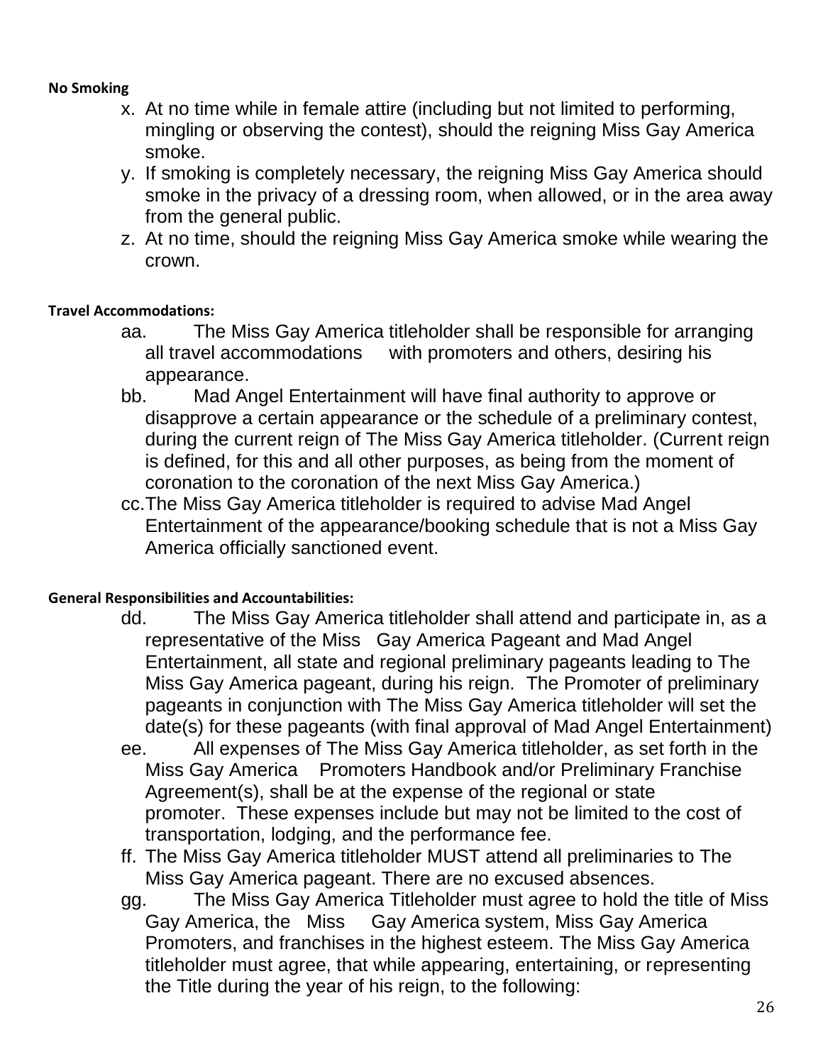**No Smoking**

x. At no time while in female attire (including but not limited to performing, mingling or observing the contest), should the reigning Miss Gay America smoke.
y. If smoking is completely necessary, the reigning Miss Gay America should smoke in the privacy of a dressing room, when allowed, or in the area away from the general public.
z. At no time, should the reigning Miss Gay America smoke while wearing the crown.

**Travel Accommodations:**

aa. The Miss Gay America titleholder shall be responsible for arranging all travel accommodations with promoters and others, desiring his appearance.
bb. Mad Angel Entertainment will have final authority to approve or disapprove a certain appearance or the schedule of a preliminary contest, during the current reign of The Miss Gay America titleholder. (Current reign is defined, for this and all other purposes, as being from the moment of coronation to the coronation of the next Miss Gay America.)
cc. The Miss Gay America titleholder is required to advise Mad Angel Entertainment of the appearance/booking schedule that is not a Miss Gay America officially sanctioned event.

**General Responsibilities and Accountabilities:**

dd. The Miss Gay America titleholder shall attend and participate in, as a representative of the Miss Gay America Pageant and Mad Angel Entertainment, all state and regional preliminary pageants leading to The Miss Gay America pageant, during his reign. The Promoter of preliminary pageants in conjunction with The Miss Gay America titleholder will set the date(s) for these pageants (with final approval of Mad Angel Entertainment)
ee. All expenses of The Miss Gay America titleholder, as set forth in the Miss Gay America Promoters Handbook and/or Preliminary Franchise Agreement(s), shall be at the expense of the regional or state promoter. These expenses include but may not be limited to the cost of transportation, lodging, and the performance fee.
ff. The Miss Gay America titleholder MUST attend all preliminaries to The Miss Gay America pageant. There are no excused absences.
gg. The Miss Gay America Titleholder must agree to hold the title of Miss Gay America, the Miss Gay America system, Miss Gay America Promoters, and franchises in the highest esteem. The Miss Gay America titleholder must agree, that while appearing, entertaining, or representing the Title during the year of his reign, to the following: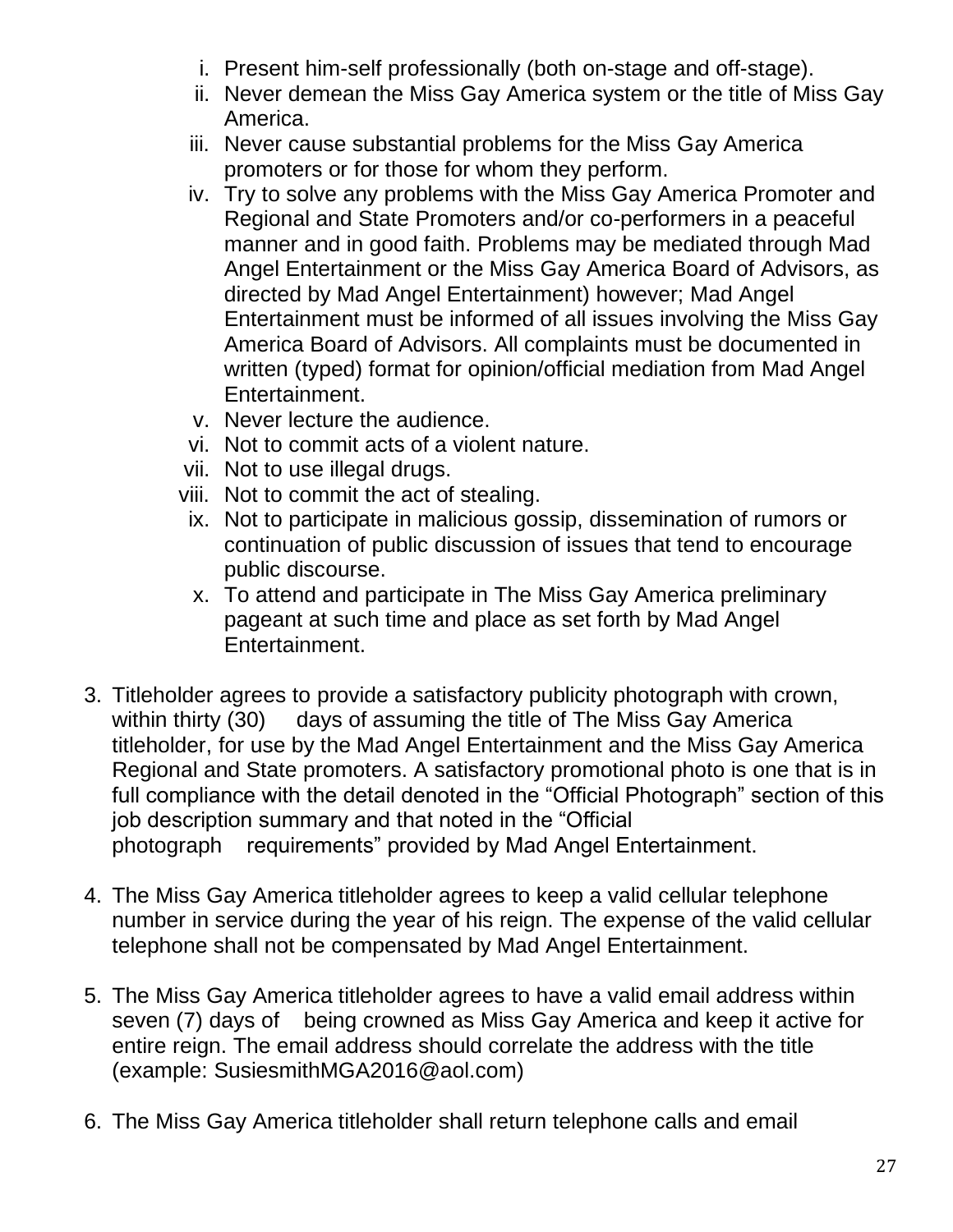i. Present him-self professionally (both on-stage and off-stage).
ii. Never demean the Miss Gay America system or the title of Miss Gay America.
iii. Never cause substantial problems for the Miss Gay America promoters or for those for whom they perform.
iv. Try to solve any problems with the Miss Gay America Promoter and Regional and State Promoters and/or co-performers in a peaceful manner and in good faith. Problems may be mediated through Mad Angel Entertainment or the Miss Gay America Board of Advisors, as directed by Mad Angel Entertainment) however; Mad Angel Entertainment must be informed of all issues involving the Miss Gay America Board of Advisors. All complaints must be documented in written (typed) format for opinion/official mediation from Mad Angel Entertainment.
v. Never lecture the audience.
vi. Not to commit acts of a violent nature.
vii. Not to use illegal drugs.
viii. Not to commit the act of stealing.
ix. Not to participate in malicious gossip, dissemination of rumors or continuation of public discussion of issues that tend to encourage public discourse.
x. To attend and participate in The Miss Gay America preliminary pageant at such time and place as set forth by Mad Angel Entertainment.

3. Titleholder agrees to provide a satisfactory publicity photograph with crown, within thirty (30) days of assuming the title of The Miss Gay America titleholder, for use by the Mad Angel Entertainment and the Miss Gay America Regional and State promoters. A satisfactory promotional photo is one that is in full compliance with the detail denoted in the "Official Photograph" section of this job description summary and that noted in the "Official photograph requirements" provided by Mad Angel Entertainment.

4. The Miss Gay America titleholder agrees to keep a valid cellular telephone number in service during the year of his reign. The expense of the valid cellular telephone shall not be compensated by Mad Angel Entertainment.

5. The Miss Gay America titleholder agrees to have a valid email address within seven (7) days of being crowned as Miss Gay America and keep it active for entire reign. The email address should correlate the address with the title (example: SusiesmithMGA2016@aol.com)

6. The Miss Gay America titleholder shall return telephone calls and email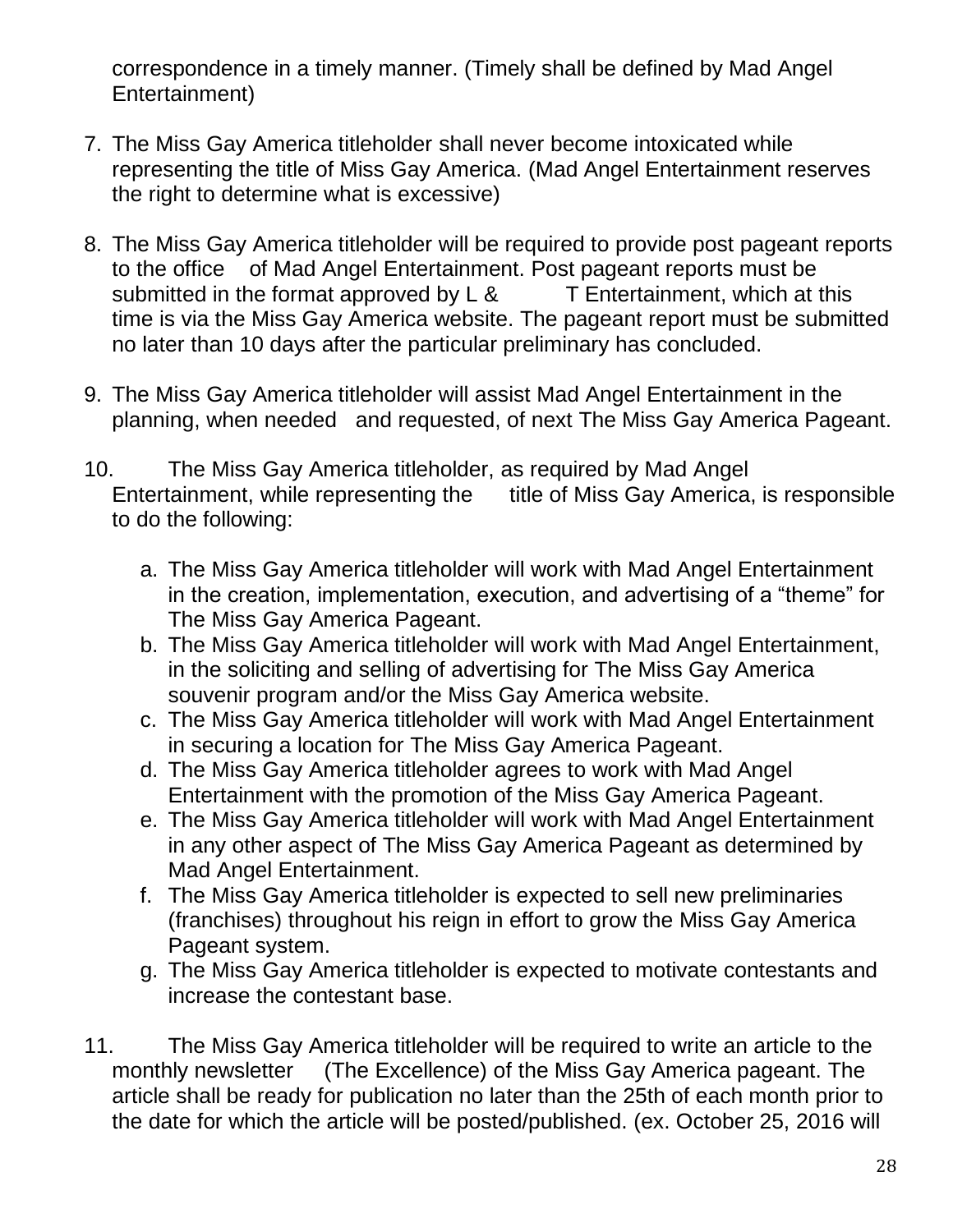correspondence in a timely manner. (Timely shall be defined by Mad Angel Entertainment)

7. The Miss Gay America titleholder shall never become intoxicated while representing the title of Miss Gay America. (Mad Angel Entertainment reserves the right to determine what is excessive)

8. The Miss Gay America titleholder will be required to provide post pageant reports to the office of Mad Angel Entertainment. Post pageant reports must be submitted in the format approved by L & T Entertainment, which at this time is via the Miss Gay America website. The pageant report must be submitted no later than 10 days after the particular preliminary has concluded.

9. The Miss Gay America titleholder will assist Mad Angel Entertainment in the planning, when needed and requested, of next The Miss Gay America Pageant.

10. The Miss Gay America titleholder, as required by Mad Angel Entertainment, while representing the title of Miss Gay America, is responsible to do the following:

    a. The Miss Gay America titleholder will work with Mad Angel Entertainment in the creation, implementation, execution, and advertising of a "theme" for The Miss Gay America Pageant.
    b. The Miss Gay America titleholder will work with Mad Angel Entertainment, in the soliciting and selling of advertising for The Miss Gay America souvenir program and/or the Miss Gay America website.
    c. The Miss Gay America titleholder will work with Mad Angel Entertainment in securing a location for The Miss Gay America Pageant.
    d. The Miss Gay America titleholder agrees to work with Mad Angel Entertainment with the promotion of the Miss Gay America Pageant.
    e. The Miss Gay America titleholder will work with Mad Angel Entertainment in any other aspect of The Miss Gay America Pageant as determined by Mad Angel Entertainment.
    f. The Miss Gay America titleholder is expected to sell new preliminaries (franchises) throughout his reign in effort to grow the Miss Gay America Pageant system.
    g. The Miss Gay America titleholder is expected to motivate contestants and increase the contestant base.

11. The Miss Gay America titleholder will be required to write an article to the monthly newsletter (The Excellence) of the Miss Gay America pageant. The article shall be ready for publication no later than the 25th of each month prior to the date for which the article will be posted/published. (ex. October 25, 2016 will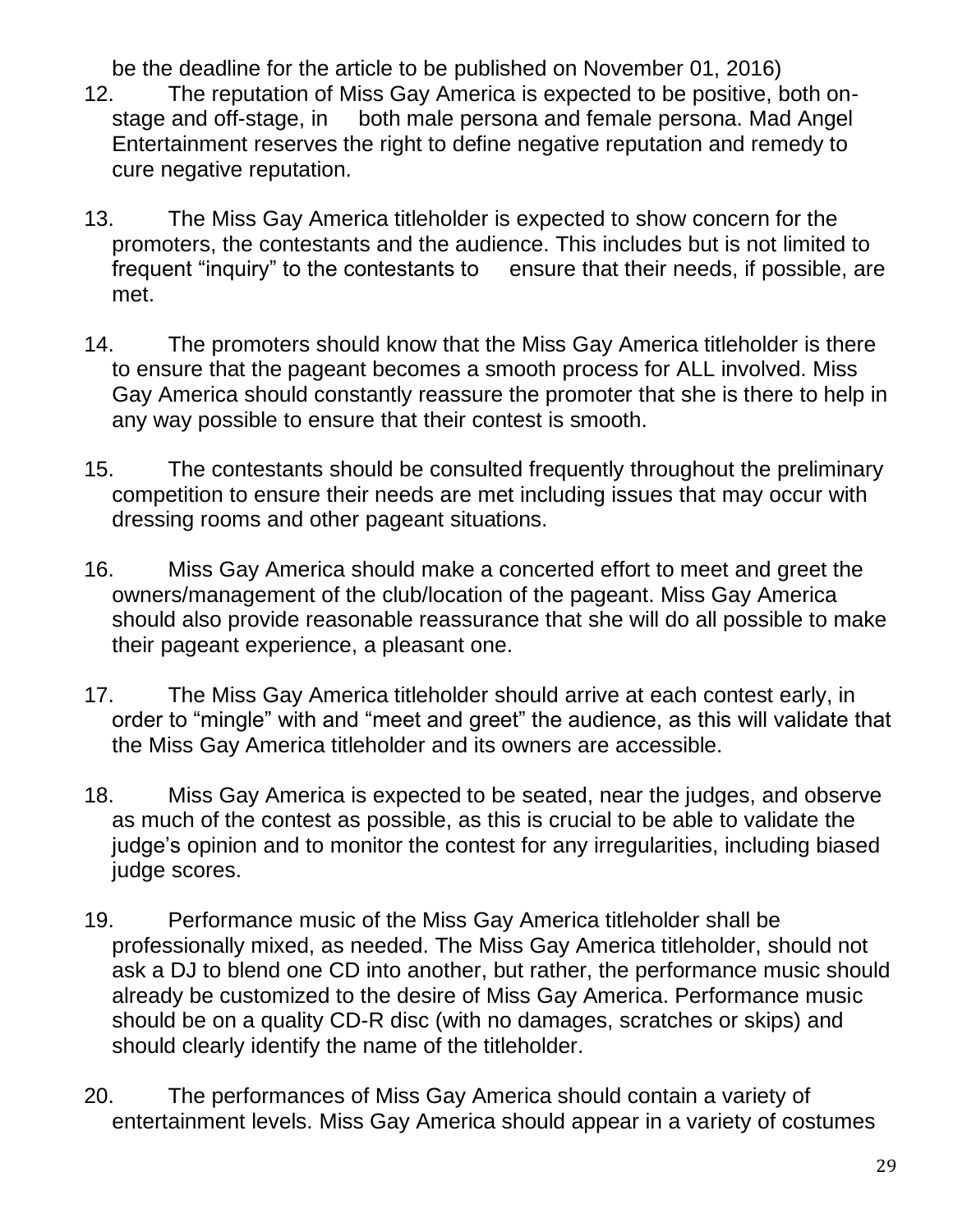be the deadline for the article to be published on November 01, 2016)

12. The reputation of Miss Gay America is expected to be positive, both on-stage and off-stage, in both male persona and female persona. Mad Angel Entertainment reserves the right to define negative reputation and remedy to cure negative reputation.

13. The Miss Gay America titleholder is expected to show concern for the promoters, the contestants and the audience. This includes but is not limited to frequent "inquiry" to the contestants to ensure that their needs, if possible, are met.

14. The promoters should know that the Miss Gay America titleholder is there to ensure that the pageant becomes a smooth process for ALL involved. Miss Gay America should constantly reassure the promoter that she is there to help in any way possible to ensure that their contest is smooth.

15. The contestants should be consulted frequently throughout the preliminary competition to ensure their needs are met including issues that may occur with dressing rooms and other pageant situations.

16. Miss Gay America should make a concerted effort to meet and greet the owners/management of the club/location of the pageant. Miss Gay America should also provide reasonable reassurance that she will do all possible to make their pageant experience, a pleasant one.

17. The Miss Gay America titleholder should arrive at each contest early, in order to "mingle" with and "meet and greet" the audience, as this will validate that the Miss Gay America titleholder and its owners are accessible.

18. Miss Gay America is expected to be seated, near the judges, and observe as much of the contest as possible, as this is crucial to be able to validate the judge's opinion and to monitor the contest for any irregularities, including biased judge scores.

19. Performance music of the Miss Gay America titleholder shall be professionally mixed, as needed. The Miss Gay America titleholder, should not ask a DJ to blend one CD into another, but rather, the performance music should already be customized to the desire of Miss Gay America. Performance music should be on a quality CD-R disc (with no damages, scratches or skips) and should clearly identify the name of the titleholder.

20. The performances of Miss Gay America should contain a variety of entertainment levels. Miss Gay America should appear in a variety of costumes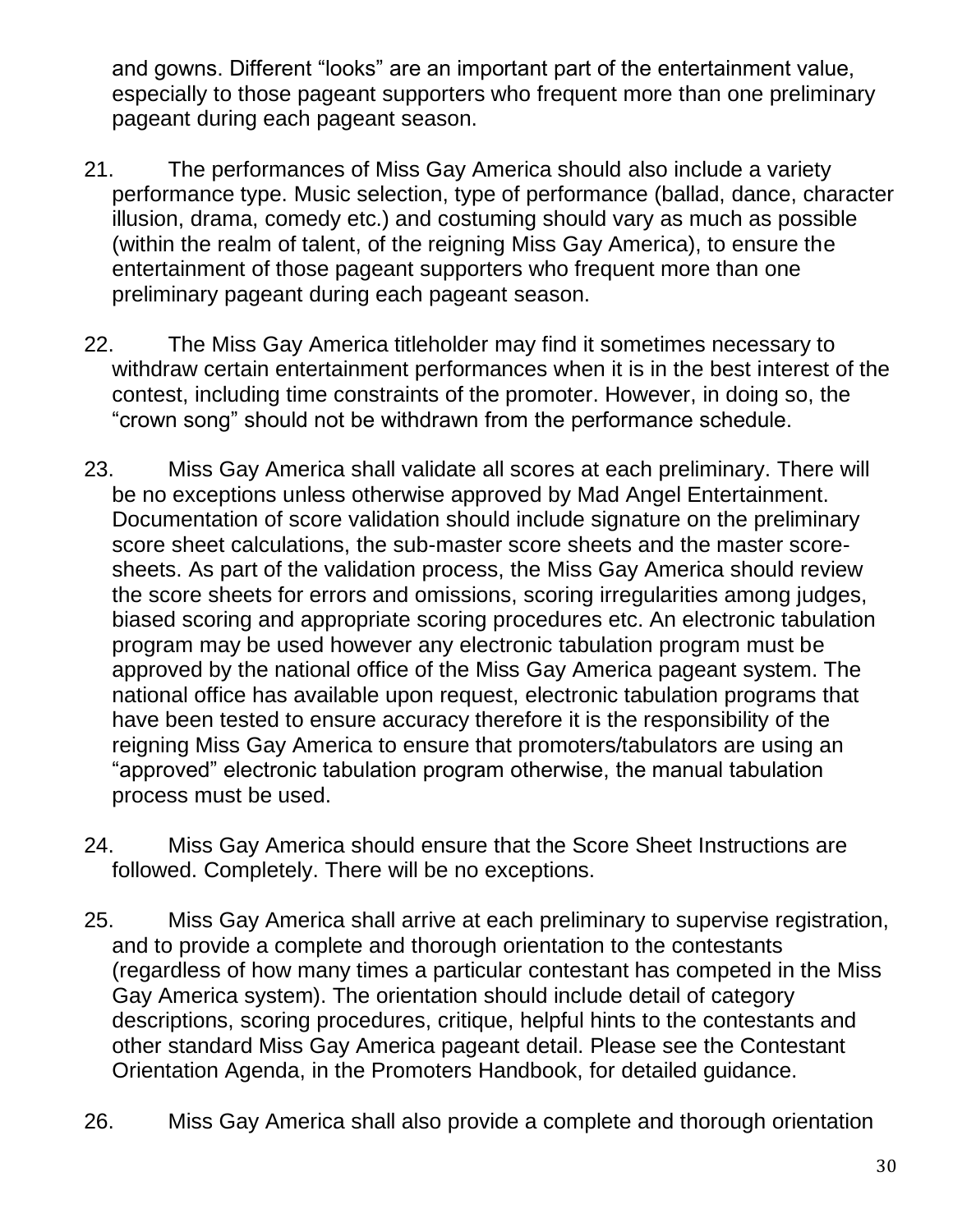and gowns. Different "looks" are an important part of the entertainment value, especially to those pageant supporters who frequent more than one preliminary pageant during each pageant season.

21. The performances of Miss Gay America should also include a variety performance type. Music selection, type of performance (ballad, dance, character illusion, drama, comedy etc.) and costuming should vary as much as possible (within the realm of talent, of the reigning Miss Gay America), to ensure the entertainment of those pageant supporters who frequent more than one preliminary pageant during each pageant season.

22. The Miss Gay America titleholder may find it sometimes necessary to withdraw certain entertainment performances when it is in the best interest of the contest, including time constraints of the promoter. However, in doing so, the "crown song" should not be withdrawn from the performance schedule.

23. Miss Gay America shall validate all scores at each preliminary. There will be no exceptions unless otherwise approved by Mad Angel Entertainment. Documentation of score validation should include signature on the preliminary score sheet calculations, the sub-master score sheets and the master score-sheets. As part of the validation process, the Miss Gay America should review the score sheets for errors and omissions, scoring irregularities among judges, biased scoring and appropriate scoring procedures etc. An electronic tabulation program may be used however any electronic tabulation program must be approved by the national office of the Miss Gay America pageant system. The national office has available upon request, electronic tabulation programs that have been tested to ensure accuracy therefore it is the responsibility of the reigning Miss Gay America to ensure that promoters/tabulators are using an "approved" electronic tabulation program otherwise, the manual tabulation process must be used.

24. Miss Gay America should ensure that the Score Sheet Instructions are followed. Completely. There will be no exceptions.

25. Miss Gay America shall arrive at each preliminary to supervise registration, and to provide a complete and thorough orientation to the contestants (regardless of how many times a particular contestant has competed in the Miss Gay America system). The orientation should include detail of category descriptions, scoring procedures, critique, helpful hints to the contestants and other standard Miss Gay America pageant detail. Please see the Contestant Orientation Agenda, in the Promoters Handbook, for detailed guidance.

26. Miss Gay America shall also provide a complete and thorough orientation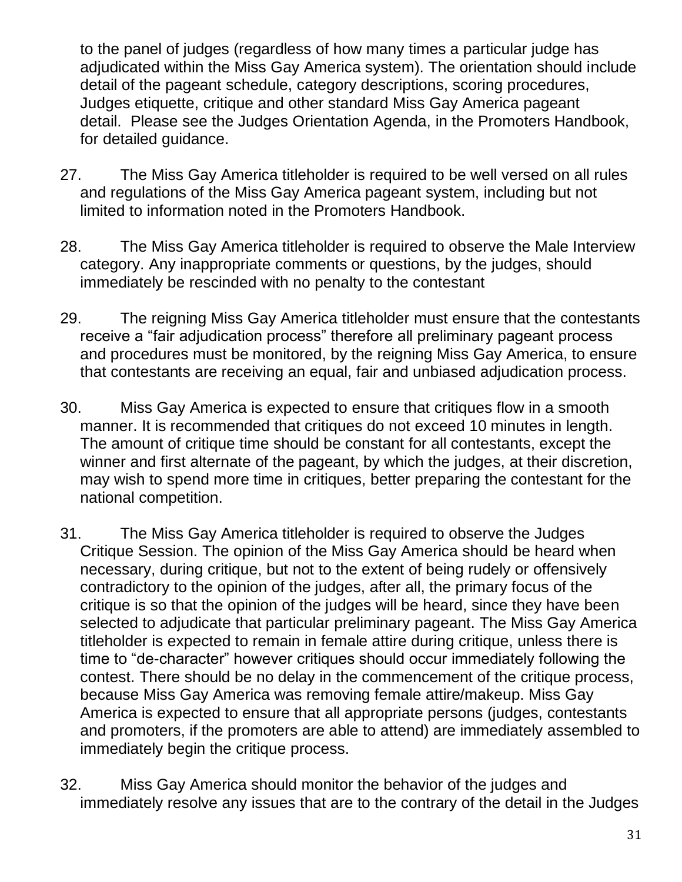to the panel of judges (regardless of how many times a particular judge has adjudicated within the Miss Gay America system). The orientation should include detail of the pageant schedule, category descriptions, scoring procedures, Judges etiquette, critique and other standard Miss Gay America pageant detail. Please see the Judges Orientation Agenda, in the Promoters Handbook, for detailed guidance.

27. The Miss Gay America titleholder is required to be well versed on all rules and regulations of the Miss Gay America pageant system, including but not limited to information noted in the Promoters Handbook.

28. The Miss Gay America titleholder is required to observe the Male Interview category. Any inappropriate comments or questions, by the judges, should immediately be rescinded with no penalty to the contestant

29. The reigning Miss Gay America titleholder must ensure that the contestants receive a "fair adjudication process" therefore all preliminary pageant process and procedures must be monitored, by the reigning Miss Gay America, to ensure that contestants are receiving an equal, fair and unbiased adjudication process.

30. Miss Gay America is expected to ensure that critiques flow in a smooth manner. It is recommended that critiques do not exceed 10 minutes in length. The amount of critique time should be constant for all contestants, except the winner and first alternate of the pageant, by which the judges, at their discretion, may wish to spend more time in critiques, better preparing the contestant for the national competition.

31. The Miss Gay America titleholder is required to observe the Judges Critique Session. The opinion of the Miss Gay America should be heard when necessary, during critique, but not to the extent of being rudely or offensively contradictory to the opinion of the judges, after all, the primary focus of the critique is so that the opinion of the judges will be heard, since they have been selected to adjudicate that particular preliminary pageant. The Miss Gay America titleholder is expected to remain in female attire during critique, unless there is time to "de-character" however critiques should occur immediately following the contest. There should be no delay in the commencement of the critique process, because Miss Gay America was removing female attire/makeup. Miss Gay America is expected to ensure that all appropriate persons (judges, contestants and promoters, if the promoters are able to attend) are immediately assembled to immediately begin the critique process.

32. Miss Gay America should monitor the behavior of the judges and immediately resolve any issues that are to the contrary of the detail in the Judges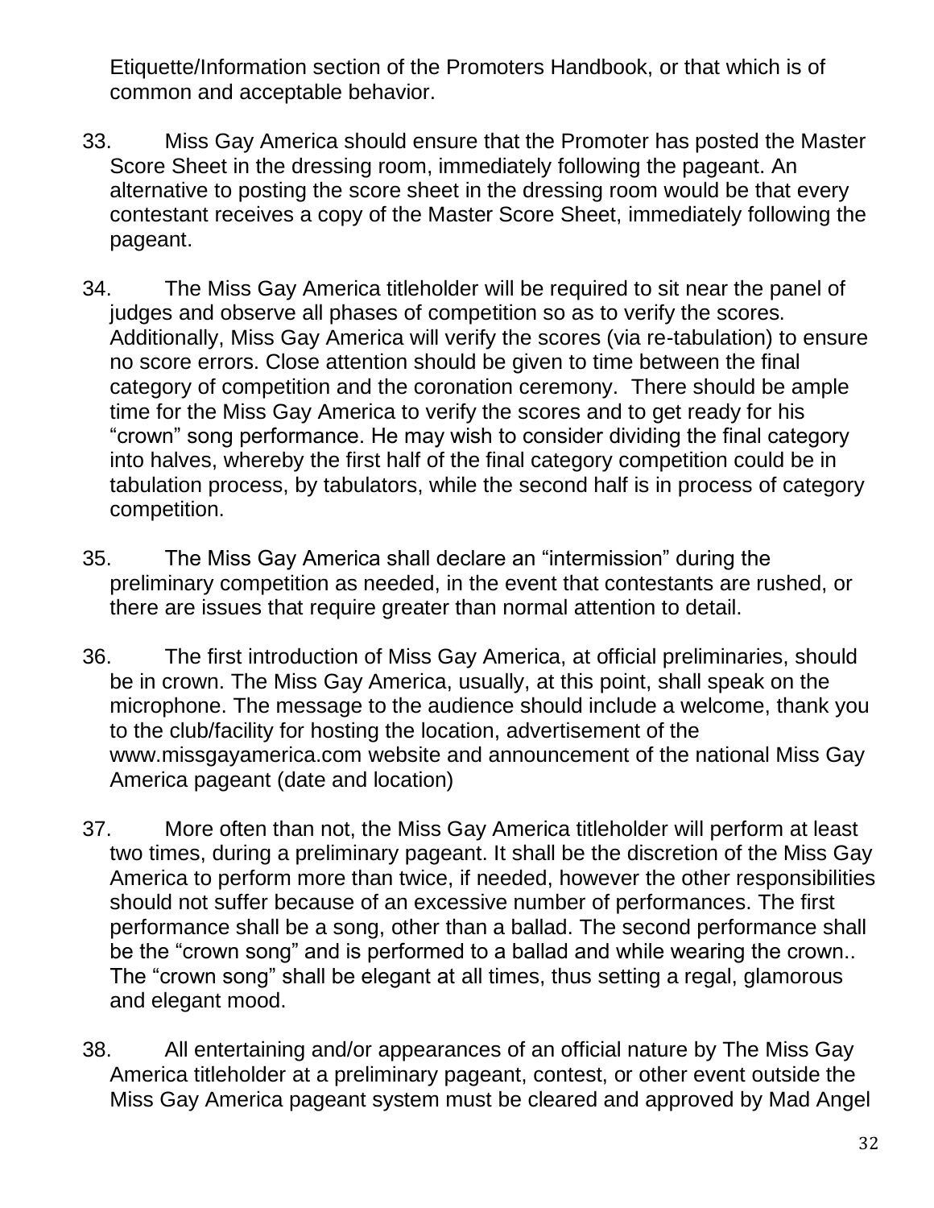Etiquette/Information section of the Promoters Handbook, or that which is of common and acceptable behavior.

33. Miss Gay America should ensure that the Promoter has posted the Master Score Sheet in the dressing room, immediately following the pageant. An alternative to posting the score sheet in the dressing room would be that every contestant receives a copy of the Master Score Sheet, immediately following the pageant.

34. The Miss Gay America titleholder will be required to sit near the panel of judges and observe all phases of competition so as to verify the scores. Additionally, Miss Gay America will verify the scores (via re-tabulation) to ensure no score errors. Close attention should be given to time between the final category of competition and the coronation ceremony. There should be ample time for the Miss Gay America to verify the scores and to get ready for his "crown" song performance. He may wish to consider dividing the final category into halves, whereby the first half of the final category competition could be in tabulation process, by tabulators, while the second half is in process of category competition.

35. The Miss Gay America shall declare an "intermission" during the preliminary competition as needed, in the event that contestants are rushed, or there are issues that require greater than normal attention to detail.

36. The first introduction of Miss Gay America, at official preliminaries, should be in crown. The Miss Gay America, usually, at this point, shall speak on the microphone. The message to the audience should include a welcome, thank you to the club/facility for hosting the location, advertisement of the www.missgayamerica.com website and announcement of the national Miss Gay America pageant (date and location)

37. More often than not, the Miss Gay America titleholder will perform at least two times, during a preliminary pageant. It shall be the discretion of the Miss Gay America to perform more than twice, if needed, however the other responsibilities should not suffer because of an excessive number of performances. The first performance shall be a song, other than a ballad. The second performance shall be the "crown song" and is performed to a ballad and while wearing the crown.. The "crown song" shall be elegant at all times, thus setting a regal, glamorous and elegant mood.

38. All entertaining and/or appearances of an official nature by The Miss Gay America titleholder at a preliminary pageant, contest, or other event outside the Miss Gay America pageant system must be cleared and approved by Mad Angel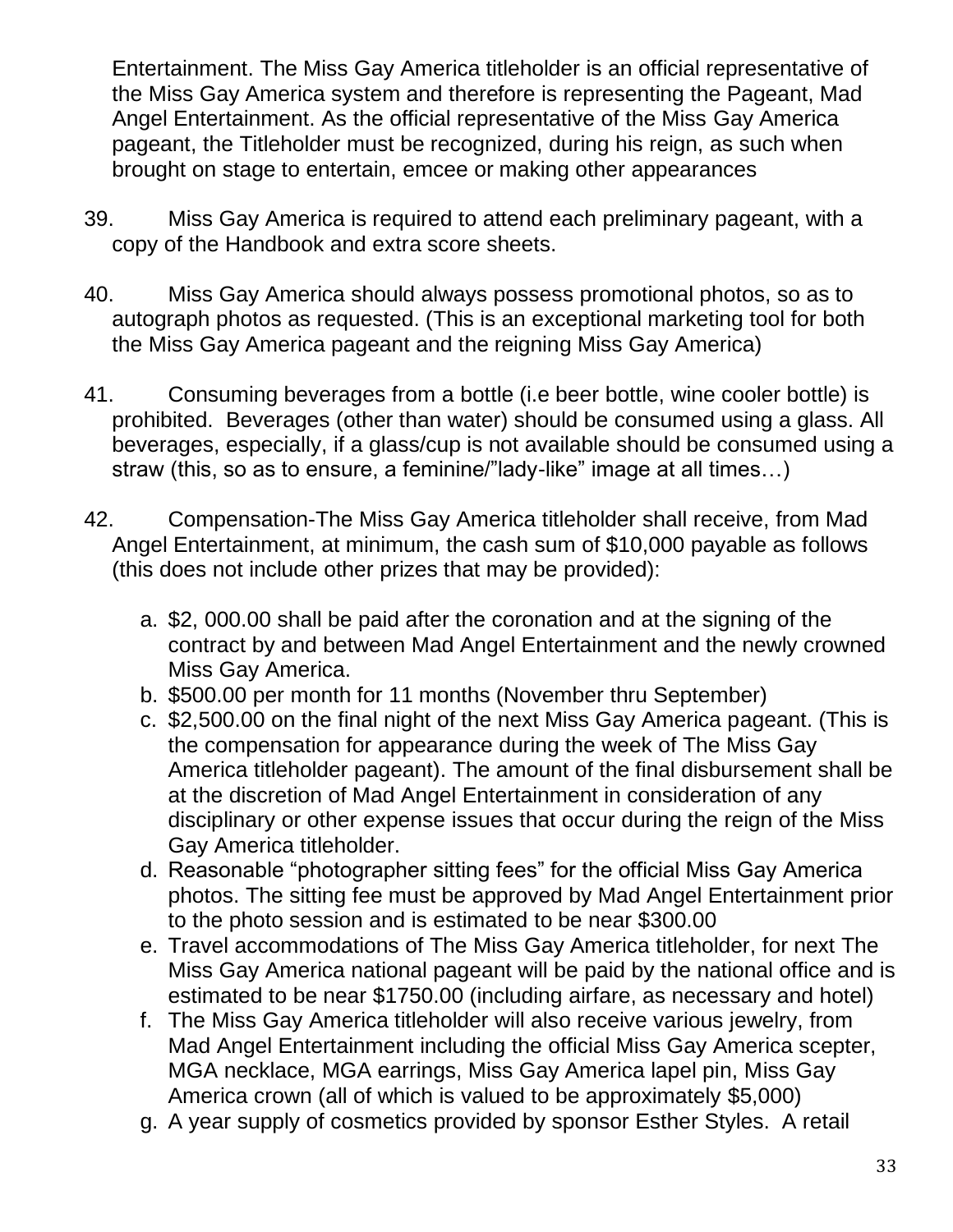Entertainment. The Miss Gay America titleholder is an official representative of the Miss Gay America system and therefore is representing the Pageant, Mad Angel Entertainment. As the official representative of the Miss Gay America pageant, the Titleholder must be recognized, during his reign, as such when brought on stage to entertain, emcee or making other appearances

39. Miss Gay America is required to attend each preliminary pageant, with a copy of the Handbook and extra score sheets.

40. Miss Gay America should always possess promotional photos, so as to autograph photos as requested. (This is an exceptional marketing tool for both the Miss Gay America pageant and the reigning Miss Gay America)

41. Consuming beverages from a bottle (i.e beer bottle, wine cooler bottle) is prohibited. Beverages (other than water) should be consumed using a glass. All beverages, especially, if a glass/cup is not available should be consumed using a straw (this, so as to ensure, a feminine/"lady-like" image at all times…)

42. Compensation-The Miss Gay America titleholder shall receive, from Mad Angel Entertainment, at minimum, the cash sum of $10,000 payable as follows (this does not include other prizes that may be provided):

   a. $2, 000.00 shall be paid after the coronation and at the signing of the contract by and between Mad Angel Entertainment and the newly crowned Miss Gay America.
   b. $500.00 per month for 11 months (November thru September)
   c. $2,500.00 on the final night of the next Miss Gay America pageant. (This is the compensation for appearance during the week of The Miss Gay America titleholder pageant). The amount of the final disbursement shall be at the discretion of Mad Angel Entertainment in consideration of any disciplinary or other expense issues that occur during the reign of the Miss Gay America titleholder.
   d. Reasonable "photographer sitting fees" for the official Miss Gay America photos. The sitting fee must be approved by Mad Angel Entertainment prior to the photo session and is estimated to be near $300.00
   e. Travel accommodations of The Miss Gay America titleholder, for next The Miss Gay America national pageant will be paid by the national office and is estimated to be near $1750.00 (including airfare, as necessary and hotel)
   f. The Miss Gay America titleholder will also receive various jewelry, from Mad Angel Entertainment including the official Miss Gay America scepter, MGA necklace, MGA earrings, Miss Gay America lapel pin, Miss Gay America crown (all of which is valued to be approximately $5,000)
   g. A year supply of cosmetics provided by sponsor Esther Styles. A retail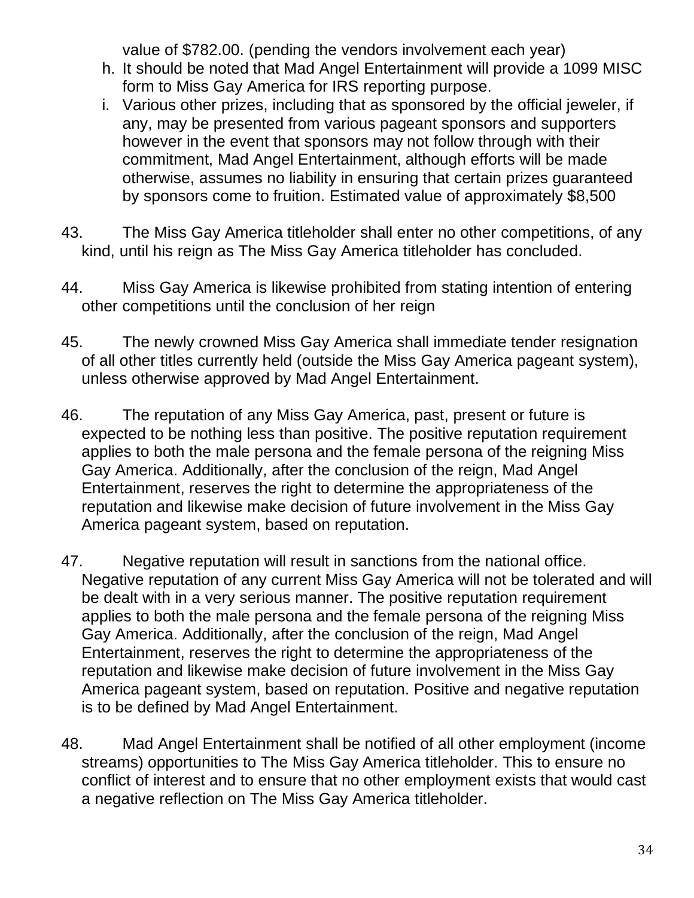value of $782.00. (pending the vendors involvement each year)

h. It should be noted that Mad Angel Entertainment will provide a 1099 MISC form to Miss Gay America for IRS reporting purpose.
i. Various other prizes, including that as sponsored by the official jeweler, if any, may be presented from various pageant sponsors and supporters however in the event that sponsors may not follow through with their commitment, Mad Angel Entertainment, although efforts will be made otherwise, assumes no liability in ensuring that certain prizes guaranteed by sponsors come to fruition. Estimated value of approximately $8,500

43. The Miss Gay America titleholder shall enter no other competitions, of any kind, until his reign as The Miss Gay America titleholder has concluded.

44. Miss Gay America is likewise prohibited from stating intention of entering other competitions until the conclusion of her reign

45. The newly crowned Miss Gay America shall immediate tender resignation of all other titles currently held (outside the Miss Gay America pageant system), unless otherwise approved by Mad Angel Entertainment.

46. The reputation of any Miss Gay America, past, present or future is expected to be nothing less than positive. The positive reputation requirement applies to both the male persona and the female persona of the reigning Miss Gay America. Additionally, after the conclusion of the reign, Mad Angel Entertainment, reserves the right to determine the appropriateness of the reputation and likewise make decision of future involvement in the Miss Gay America pageant system, based on reputation.

47. Negative reputation will result in sanctions from the national office. Negative reputation of any current Miss Gay America will not be tolerated and will be dealt with in a very serious manner. The positive reputation requirement applies to both the male persona and the female persona of the reigning Miss Gay America. Additionally, after the conclusion of the reign, Mad Angel Entertainment, reserves the right to determine the appropriateness of the reputation and likewise make decision of future involvement in the Miss Gay America pageant system, based on reputation. Positive and negative reputation is to be defined by Mad Angel Entertainment.

48. Mad Angel Entertainment shall be notified of all other employment (income streams) opportunities to The Miss Gay America titleholder. This to ensure no conflict of interest and to ensure that no other employment exists that would cast a negative reflection on The Miss Gay America titleholder.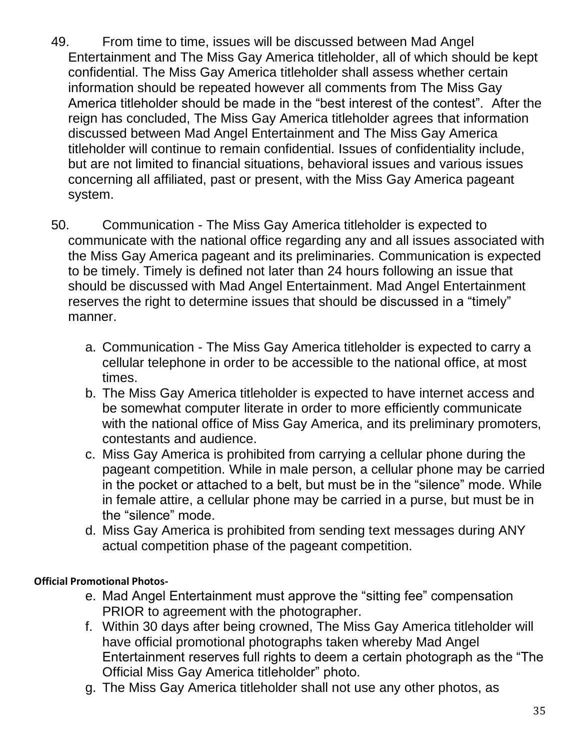49. From time to time, issues will be discussed between Mad Angel Entertainment and The Miss Gay America titleholder, all of which should be kept confidential. The Miss Gay America titleholder shall assess whether certain information should be repeated however all comments from The Miss Gay America titleholder should be made in the "best interest of the contest". After the reign has concluded, The Miss Gay America titleholder agrees that information discussed between Mad Angel Entertainment and The Miss Gay America titleholder will continue to remain confidential. Issues of confidentiality include, but are not limited to financial situations, behavioral issues and various issues concerning all affiliated, past or present, with the Miss Gay America pageant system.

50. Communication - The Miss Gay America titleholder is expected to communicate with the national office regarding any and all issues associated with the Miss Gay America pageant and its preliminaries. Communication is expected to be timely. Timely is defined not later than 24 hours following an issue that should be discussed with Mad Angel Entertainment. Mad Angel Entertainment reserves the right to determine issues that should be discussed in a "timely" manner.

   a. Communication - The Miss Gay America titleholder is expected to carry a cellular telephone in order to be accessible to the national office, at most times.
   b. The Miss Gay America titleholder is expected to have internet access and be somewhat computer literate in order to more efficiently communicate with the national office of Miss Gay America, and its preliminary promoters, contestants and audience.
   c. Miss Gay America is prohibited from carrying a cellular phone during the pageant competition. While in male person, a cellular phone may be carried in the pocket or attached to a belt, but must be in the "silence" mode. While in female attire, a cellular phone may be carried in a purse, but must be in the "silence" mode.
   d. Miss Gay America is prohibited from sending text messages during ANY actual competition phase of the pageant competition.

**Official Promotional Photos-**

   e. Mad Angel Entertainment must approve the "sitting fee" compensation PRIOR to agreement with the photographer.
   f. Within 30 days after being crowned, The Miss Gay America titleholder will have official promotional photographs taken whereby Mad Angel Entertainment reserves full rights to deem a certain photograph as the "The Official Miss Gay America titleholder" photo.
   g. The Miss Gay America titleholder shall not use any other photos, as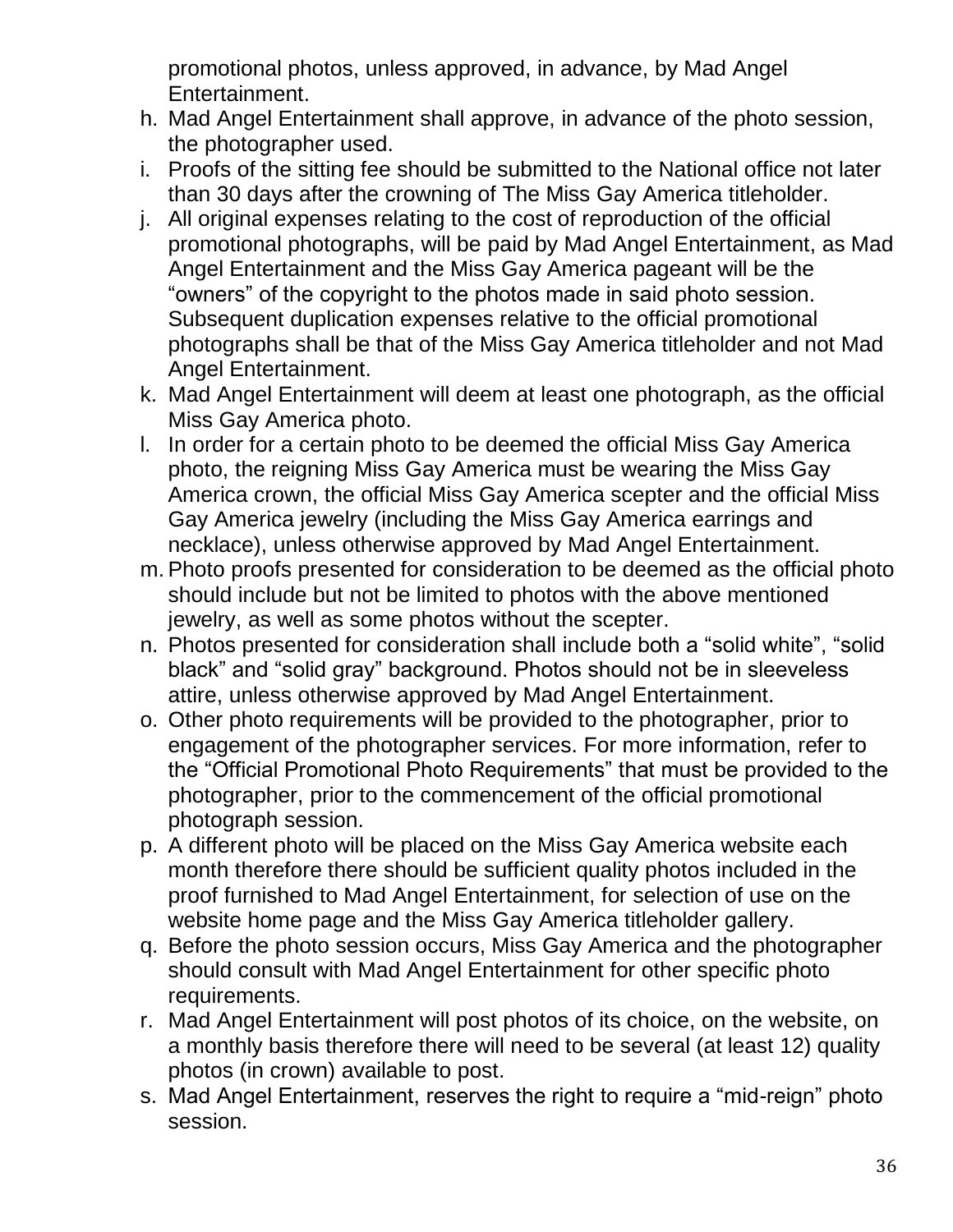promotional photos, unless approved, in advance, by Mad Angel Entertainment.

h. Mad Angel Entertainment shall approve, in advance of the photo session, the photographer used.
i. Proofs of the sitting fee should be submitted to the National office not later than 30 days after the crowning of The Miss Gay America titleholder.
j. All original expenses relating to the cost of reproduction of the official promotional photographs, will be paid by Mad Angel Entertainment, as Mad Angel Entertainment and the Miss Gay America pageant will be the "owners" of the copyright to the photos made in said photo session. Subsequent duplication expenses relative to the official promotional photographs shall be that of the Miss Gay America titleholder and not Mad Angel Entertainment.
k. Mad Angel Entertainment will deem at least one photograph, as the official Miss Gay America photo.
l. In order for a certain photo to be deemed the official Miss Gay America photo, the reigning Miss Gay America must be wearing the Miss Gay America crown, the official Miss Gay America scepter and the official Miss Gay America jewelry (including the Miss Gay America earrings and necklace), unless otherwise approved by Mad Angel Entertainment.
m. Photo proofs presented for consideration to be deemed as the official photo should include but not be limited to photos with the above mentioned jewelry, as well as some photos without the scepter.
n. Photos presented for consideration shall include both a "solid white", "solid black" and "solid gray" background. Photos should not be in sleeveless attire, unless otherwise approved by Mad Angel Entertainment.
o. Other photo requirements will be provided to the photographer, prior to engagement of the photographer services. For more information, refer to the "Official Promotional Photo Requirements" that must be provided to the photographer, prior to the commencement of the official promotional photograph session.
p. A different photo will be placed on the Miss Gay America website each month therefore there should be sufficient quality photos included in the proof furnished to Mad Angel Entertainment, for selection of use on the website home page and the Miss Gay America titleholder gallery.
q. Before the photo session occurs, Miss Gay America and the photographer should consult with Mad Angel Entertainment for other specific photo requirements.
r. Mad Angel Entertainment will post photos of its choice, on the website, on a monthly basis therefore there will need to be several (at least 12) quality photos (in crown) available to post.
s. Mad Angel Entertainment, reserves the right to require a "mid-reign" photo session.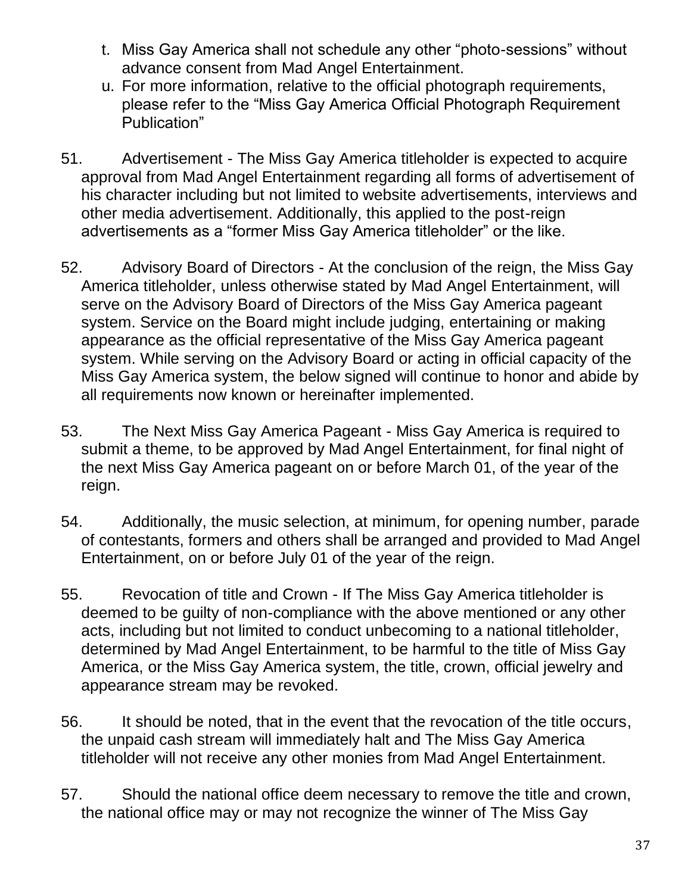t. Miss Gay America shall not schedule any other "photo-sessions" without advance consent from Mad Angel Entertainment.

u. For more information, relative to the official photograph requirements, please refer to the "Miss Gay America Official Photograph Requirement Publication"

51. Advertisement - The Miss Gay America titleholder is expected to acquire approval from Mad Angel Entertainment regarding all forms of advertisement of his character including but not limited to website advertisements, interviews and other media advertisement. Additionally, this applied to the post-reign advertisements as a "former Miss Gay America titleholder" or the like.

52. Advisory Board of Directors - At the conclusion of the reign, the Miss Gay America titleholder, unless otherwise stated by Mad Angel Entertainment, will serve on the Advisory Board of Directors of the Miss Gay America pageant system. Service on the Board might include judging, entertaining or making appearance as the official representative of the Miss Gay America pageant system. While serving on the Advisory Board or acting in official capacity of the Miss Gay America system, the below signed will continue to honor and abide by all requirements now known or hereinafter implemented.

53. The Next Miss Gay America Pageant - Miss Gay America is required to submit a theme, to be approved by Mad Angel Entertainment, for final night of the next Miss Gay America pageant on or before March 01, of the year of the reign.

54. Additionally, the music selection, at minimum, for opening number, parade of contestants, formers and others shall be arranged and provided to Mad Angel Entertainment, on or before July 01 of the year of the reign.

55. Revocation of title and Crown - If The Miss Gay America titleholder is deemed to be guilty of non-compliance with the above mentioned or any other acts, including but not limited to conduct unbecoming to a national titleholder, determined by Mad Angel Entertainment, to be harmful to the title of Miss Gay America, or the Miss Gay America system, the title, crown, official jewelry and appearance stream may be revoked.

56. It should be noted, that in the event that the revocation of the title occurs, the unpaid cash stream will immediately halt and The Miss Gay America titleholder will not receive any other monies from Mad Angel Entertainment.

57. Should the national office deem necessary to remove the title and crown, the national office may or may not recognize the winner of The Miss Gay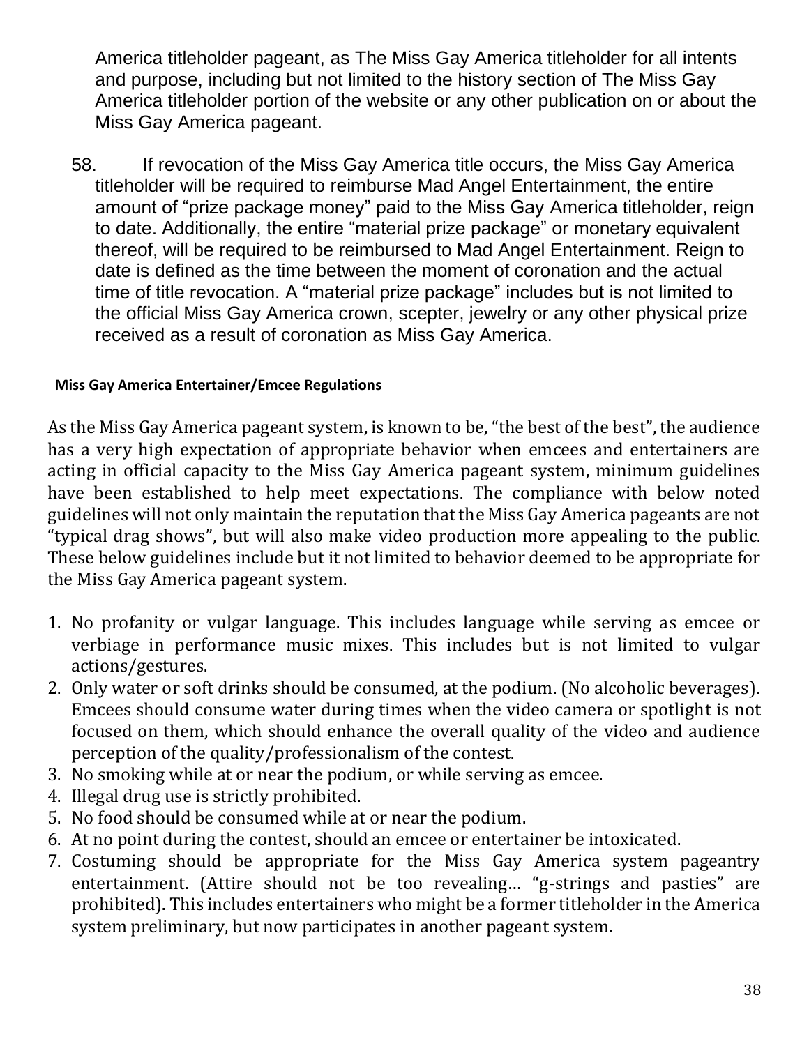America titleholder pageant, as The Miss Gay America titleholder for all intents and purpose, including but not limited to the history section of The Miss Gay America titleholder portion of the website or any other publication on or about the Miss Gay America pageant.

58. If revocation of the Miss Gay America title occurs, the Miss Gay America titleholder will be required to reimburse Mad Angel Entertainment, the entire amount of "prize package money" paid to the Miss Gay America titleholder, reign to date. Additionally, the entire "material prize package" or monetary equivalent thereof, will be required to be reimbursed to Mad Angel Entertainment. Reign to date is defined as the time between the moment of coronation and the actual time of title revocation. A "material prize package" includes but is not limited to the official Miss Gay America crown, scepter, jewelry or any other physical prize received as a result of coronation as Miss Gay America.

**Miss Gay America Entertainer/Emcee Regulations**

As the Miss Gay America pageant system, is known to be, "the best of the best", the audience has a very high expectation of appropriate behavior when emcees and entertainers are acting in official capacity to the Miss Gay America pageant system, minimum guidelines have been established to help meet expectations. The compliance with below noted guidelines will not only maintain the reputation that the Miss Gay America pageants are not "typical drag shows", but will also make video production more appealing to the public. These below guidelines include but it not limited to behavior deemed to be appropriate for the Miss Gay America pageant system.

1. No profanity or vulgar language. This includes language while serving as emcee or verbiage in performance music mixes. This includes but is not limited to vulgar actions/gestures.
2. Only water or soft drinks should be consumed, at the podium. (No alcoholic beverages). Emcees should consume water during times when the video camera or spotlight is not focused on them, which should enhance the overall quality of the video and audience perception of the quality/professionalism of the contest.
3. No smoking while at or near the podium, or while serving as emcee.
4. Illegal drug use is strictly prohibited.
5. No food should be consumed while at or near the podium.
6. At no point during the contest, should an emcee or entertainer be intoxicated.
7. Costuming should be appropriate for the Miss Gay America system pageantry entertainment. (Attire should not be too revealing… "g-strings and pasties" are prohibited). This includes entertainers who might be a former titleholder in the America system preliminary, but now participates in another pageant system.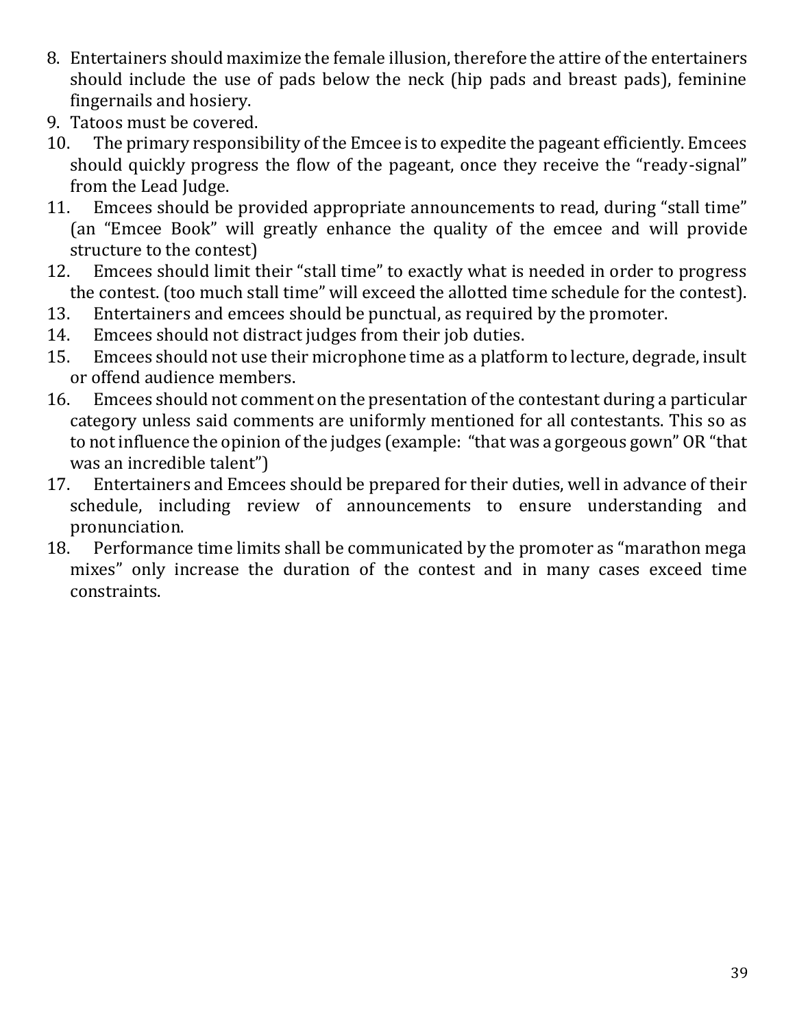8. Entertainers should maximize the female illusion, therefore the attire of the entertainers should include the use of pads below the neck (hip pads and breast pads), feminine fingernails and hosiery.
9. Tatoos must be covered.
10. The primary responsibility of the Emcee is to expedite the pageant efficiently. Emcees should quickly progress the flow of the pageant, once they receive the "ready-signal" from the Lead Judge.
11. Emcees should be provided appropriate announcements to read, during "stall time" (an "Emcee Book" will greatly enhance the quality of the emcee and will provide structure to the contest)
12. Emcees should limit their "stall time" to exactly what is needed in order to progress the contest. (too much stall time" will exceed the allotted time schedule for the contest).
13. Entertainers and emcees should be punctual, as required by the promoter.
14. Emcees should not distract judges from their job duties.
15. Emcees should not use their microphone time as a platform to lecture, degrade, insult or offend audience members.
16. Emcees should not comment on the presentation of the contestant during a particular category unless said comments are uniformly mentioned for all contestants. This so as to not influence the opinion of the judges (example: "that was a gorgeous gown" OR "that was an incredible talent")
17. Entertainers and Emcees should be prepared for their duties, well in advance of their schedule, including review of announcements to ensure understanding and pronunciation.
18. Performance time limits shall be communicated by the promoter as "marathon mega mixes" only increase the duration of the contest and in many cases exceed time constraints.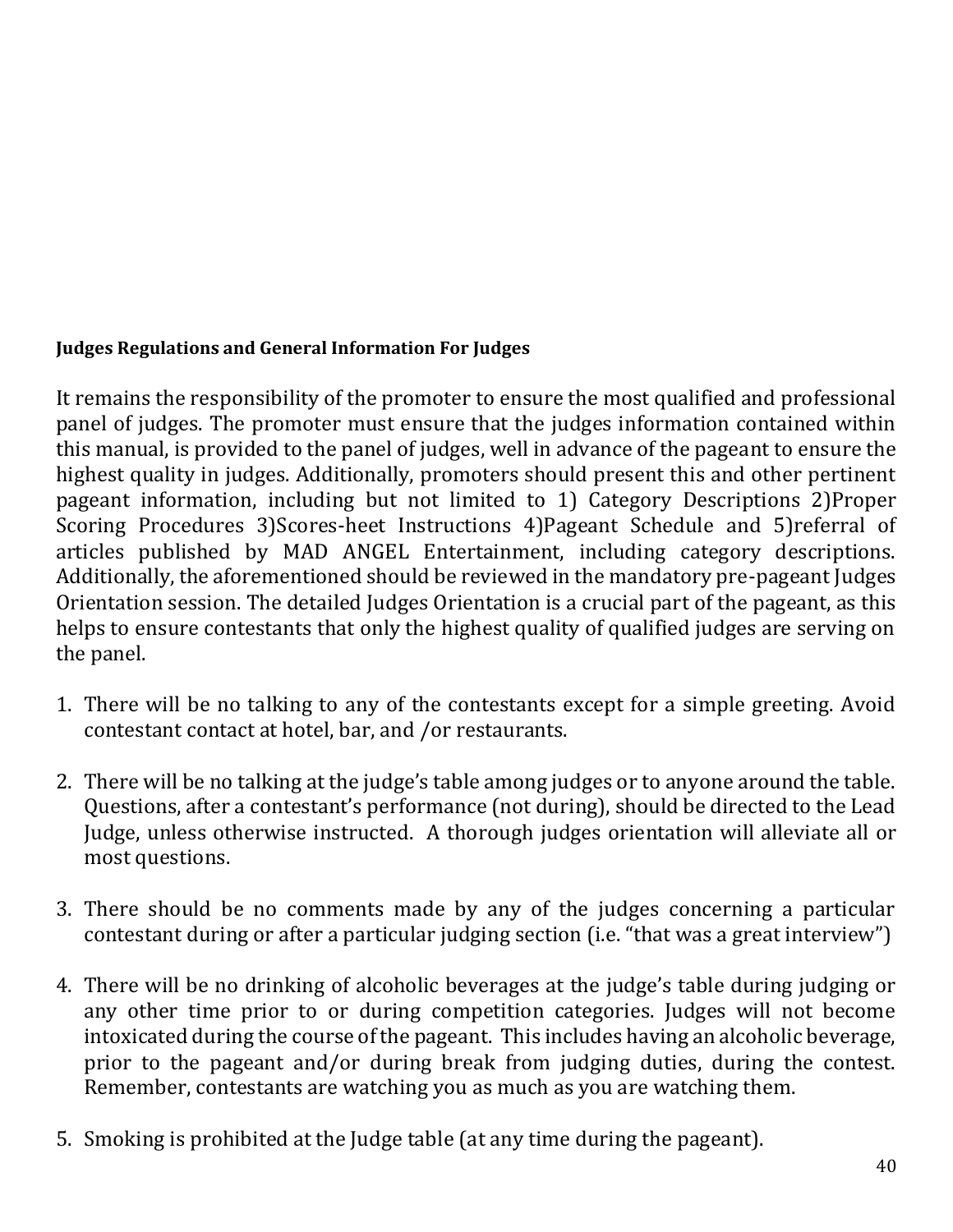**Judges Regulations and General Information For Judges**

It remains the responsibility of the promoter to ensure the most qualified and professional panel of judges. The promoter must ensure that the judges information contained within this manual, is provided to the panel of judges, well in advance of the pageant to ensure the highest quality in judges. Additionally, promoters should present this and other pertinent pageant information, including but not limited to 1) Category Descriptions 2)Proper Scoring Procedures 3)Scores-heet Instructions 4)Pageant Schedule and 5)referral of articles published by MAD ANGEL Entertainment, including category descriptions. Additionally, the aforementioned should be reviewed in the mandatory pre-pageant Judges Orientation session. The detailed Judges Orientation is a crucial part of the pageant, as this helps to ensure contestants that only the highest quality of qualified judges are serving on the panel.

1. There will be no talking to any of the contestants except for a simple greeting. Avoid contestant contact at hotel, bar, and /or restaurants.

2. There will be no talking at the judge's table among judges or to anyone around the table. Questions, after a contestant's performance (not during), should be directed to the Lead Judge, unless otherwise instructed. A thorough judges orientation will alleviate all or most questions.

3. There should be no comments made by any of the judges concerning a particular contestant during or after a particular judging section (i.e. "that was a great interview")

4. There will be no drinking of alcoholic beverages at the judge's table during judging or any other time prior to or during competition categories. Judges will not become intoxicated during the course of the pageant. This includes having an alcoholic beverage, prior to the pageant and/or during break from judging duties, during the contest. Remember, contestants are watching you as much as you are watching them.

5. Smoking is prohibited at the Judge table (at any time during the pageant).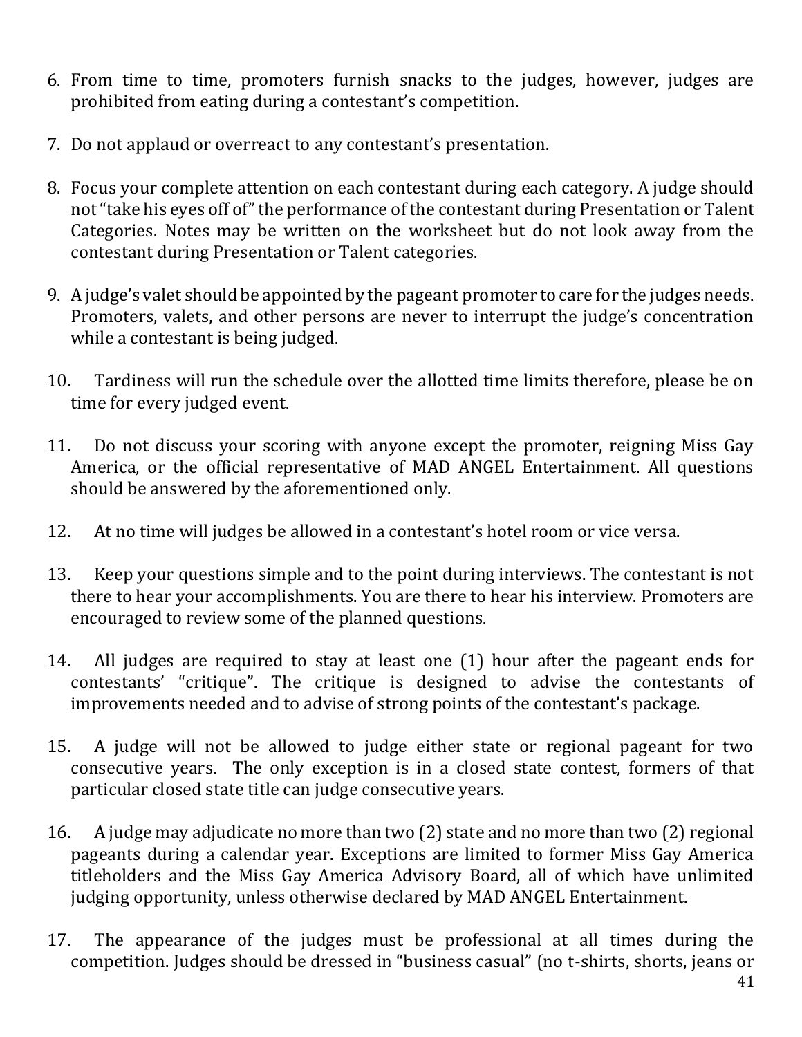6. From time to time, promoters furnish snacks to the judges, however, judges are prohibited from eating during a contestant's competition.

7. Do not applaud or overreact to any contestant's presentation.

8. Focus your complete attention on each contestant during each category. A judge should not "take his eyes off of" the performance of the contestant during Presentation or Talent Categories. Notes may be written on the worksheet but do not look away from the contestant during Presentation or Talent categories.

9. A judge's valet should be appointed by the pageant promoter to care for the judges needs. Promoters, valets, and other persons are never to interrupt the judge's concentration while a contestant is being judged.

10. Tardiness will run the schedule over the allotted time limits therefore, please be on time for every judged event.

11. Do not discuss your scoring with anyone except the promoter, reigning Miss Gay America, or the official representative of MAD ANGEL Entertainment. All questions should be answered by the aforementioned only.

12. At no time will judges be allowed in a contestant's hotel room or vice versa.

13. Keep your questions simple and to the point during interviews. The contestant is not there to hear your accomplishments. You are there to hear his interview. Promoters are encouraged to review some of the planned questions.

14. All judges are required to stay at least one (1) hour after the pageant ends for contestants' "critique". The critique is designed to advise the contestants of improvements needed and to advise of strong points of the contestant's package.

15. A judge will not be allowed to judge either state or regional pageant for two consecutive years. The only exception is in a closed state contest, formers of that particular closed state title can judge consecutive years.

16. A judge may adjudicate no more than two (2) state and no more than two (2) regional pageants during a calendar year. Exceptions are limited to former Miss Gay America titleholders and the Miss Gay America Advisory Board, all of which have unlimited judging opportunity, unless otherwise declared by MAD ANGEL Entertainment.

17. The appearance of the judges must be professional at all times during the competition. Judges should be dressed in "business casual" (no t-shirts, shorts, jeans or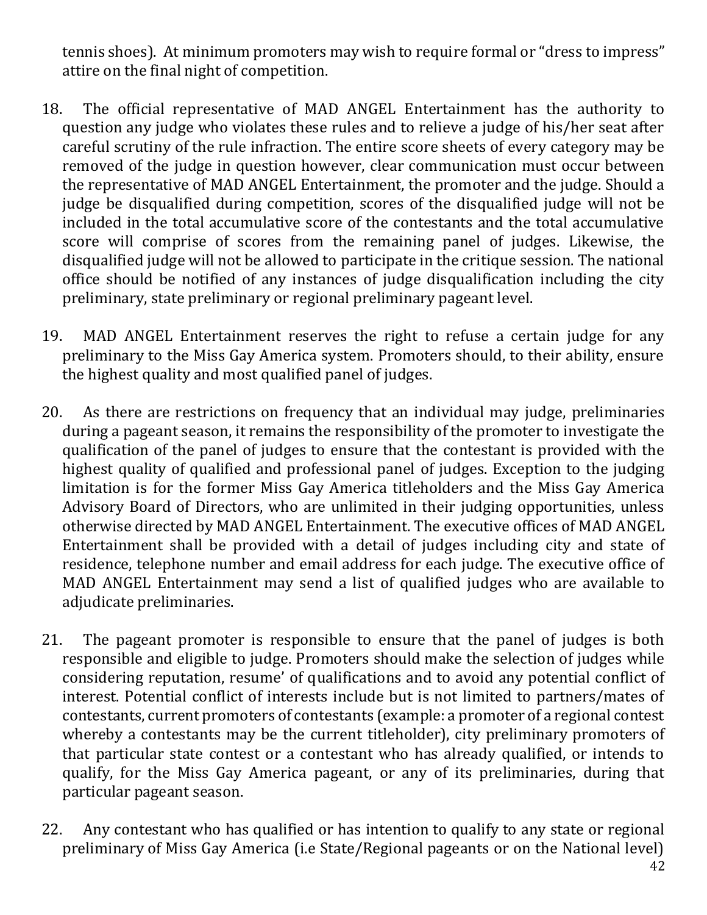tennis shoes). At minimum promoters may wish to require formal or "dress to impress" attire on the final night of competition.

18. The official representative of MAD ANGEL Entertainment has the authority to question any judge who violates these rules and to relieve a judge of his/her seat after careful scrutiny of the rule infraction. The entire score sheets of every category may be removed of the judge in question however, clear communication must occur between the representative of MAD ANGEL Entertainment, the promoter and the judge. Should a judge be disqualified during competition, scores of the disqualified judge will not be included in the total accumulative score of the contestants and the total accumulative score will comprise of scores from the remaining panel of judges. Likewise, the disqualified judge will not be allowed to participate in the critique session. The national office should be notified of any instances of judge disqualification including the city preliminary, state preliminary or regional preliminary pageant level.

19. MAD ANGEL Entertainment reserves the right to refuse a certain judge for any preliminary to the Miss Gay America system. Promoters should, to their ability, ensure the highest quality and most qualified panel of judges.

20. As there are restrictions on frequency that an individual may judge, preliminaries during a pageant season, it remains the responsibility of the promoter to investigate the qualification of the panel of judges to ensure that the contestant is provided with the highest quality of qualified and professional panel of judges. Exception to the judging limitation is for the former Miss Gay America titleholders and the Miss Gay America Advisory Board of Directors, who are unlimited in their judging opportunities, unless otherwise directed by MAD ANGEL Entertainment. The executive offices of MAD ANGEL Entertainment shall be provided with a detail of judges including city and state of residence, telephone number and email address for each judge. The executive office of MAD ANGEL Entertainment may send a list of qualified judges who are available to adjudicate preliminaries.

21. The pageant promoter is responsible to ensure that the panel of judges is both responsible and eligible to judge. Promoters should make the selection of judges while considering reputation, resume' of qualifications and to avoid any potential conflict of interest. Potential conflict of interests include but is not limited to partners/mates of contestants, current promoters of contestants (example: a promoter of a regional contest whereby a contestants may be the current titleholder), city preliminary promoters of that particular state contest or a contestant who has already qualified, or intends to qualify, for the Miss Gay America pageant, or any of its preliminaries, during that particular pageant season.

22. Any contestant who has qualified or has intention to qualify to any state or regional preliminary of Miss Gay America (i.e State/Regional pageants or on the National level)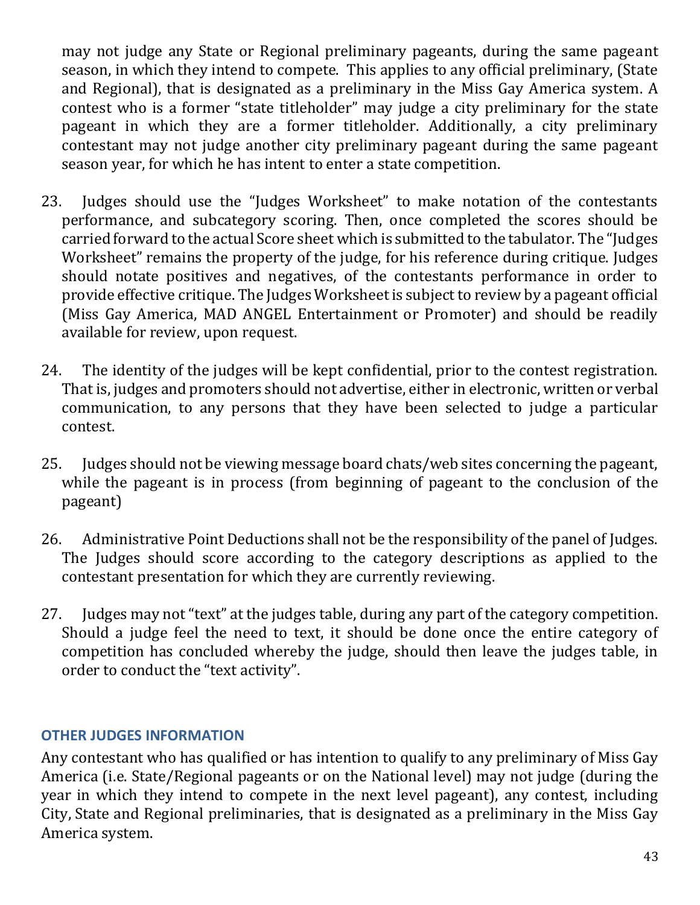may not judge any State or Regional preliminary pageants, during the same pageant season, in which they intend to compete. This applies to any official preliminary, (State and Regional), that is designated as a preliminary in the Miss Gay America system. A contest who is a former "state titleholder" may judge a city preliminary for the state pageant in which they are a former titleholder. Additionally, a city preliminary contestant may not judge another city preliminary pageant during the same pageant season year, for which he has intent to enter a state competition.

23. Judges should use the "Judges Worksheet" to make notation of the contestants performance, and subcategory scoring. Then, once completed the scores should be carried forward to the actual Score sheet which is submitted to the tabulator. The "Judges Worksheet" remains the property of the judge, for his reference during critique. Judges should notate positives and negatives, of the contestants performance in order to provide effective critique. The Judges Worksheet is subject to review by a pageant official (Miss Gay America, MAD ANGEL Entertainment or Promoter) and should be readily available for review, upon request.

24. The identity of the judges will be kept confidential, prior to the contest registration. That is, judges and promoters should not advertise, either in electronic, written or verbal communication, to any persons that they have been selected to judge a particular contest.

25. Judges should not be viewing message board chats/web sites concerning the pageant, while the pageant is in process (from beginning of pageant to the conclusion of the pageant)

26. Administrative Point Deductions shall not be the responsibility of the panel of Judges. The Judges should score according to the category descriptions as applied to the contestant presentation for which they are currently reviewing.

27. Judges may not "text" at the judges table, during any part of the category competition. Should a judge feel the need to text, it should be done once the entire category of competition has concluded whereby the judge, should then leave the judges table, in order to conduct the "text activity".

## OTHER JUDGES INFORMATION

Any contestant who has qualified or has intention to qualify to any preliminary of Miss Gay America (i.e. State/Regional pageants or on the National level) may not judge (during the year in which they intend to compete in the next level pageant), any contest, including City, State and Regional preliminaries, that is designated as a preliminary in the Miss Gay America system.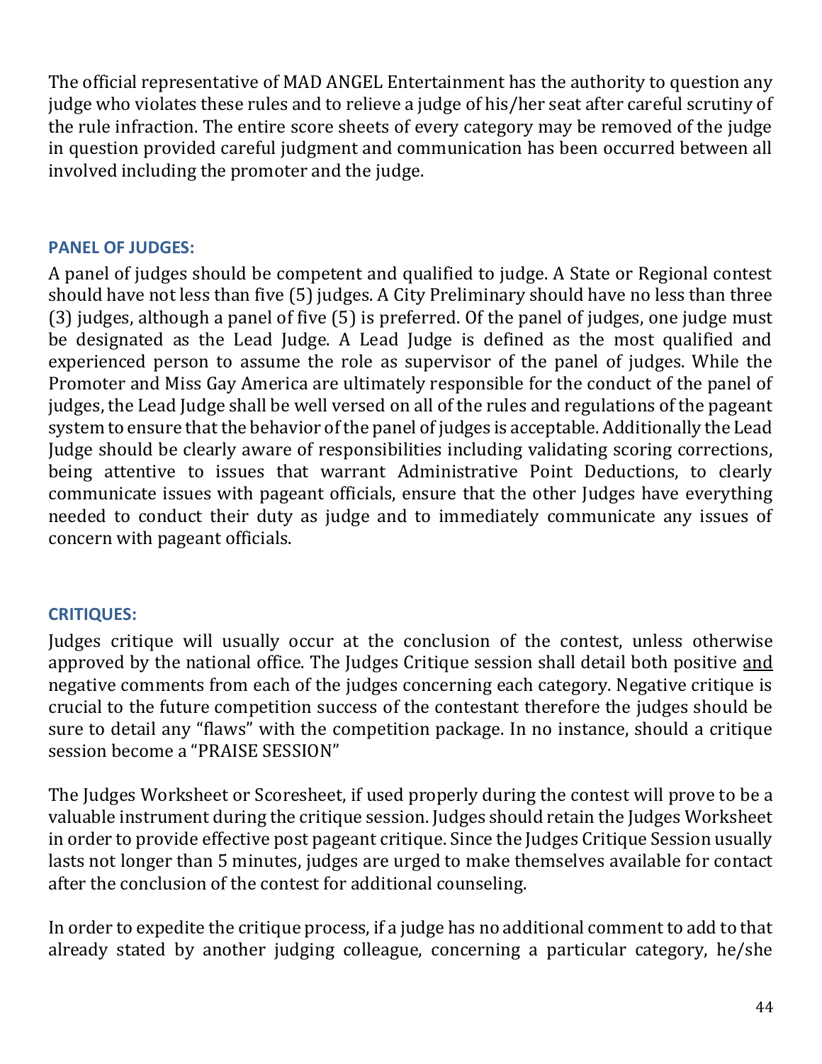The official representative of MAD ANGEL Entertainment has the authority to question any judge who violates these rules and to relieve a judge of his/her seat after careful scrutiny of the rule infraction. The entire score sheets of every category may be removed of the judge in question provided careful judgment and communication has been occurred between all involved including the promoter and the judge.

### PANEL OF JUDGES:

A panel of judges should be competent and qualified to judge. A State or Regional contest should have not less than five (5) judges. A City Preliminary should have no less than three (3) judges, although a panel of five (5) is preferred. Of the panel of judges, one judge must be designated as the Lead Judge. A Lead Judge is defined as the most qualified and experienced person to assume the role as supervisor of the panel of judges. While the Promoter and Miss Gay America are ultimately responsible for the conduct of the panel of judges, the Lead Judge shall be well versed on all of the rules and regulations of the pageant system to ensure that the behavior of the panel of judges is acceptable. Additionally the Lead Judge should be clearly aware of responsibilities including validating scoring corrections, being attentive to issues that warrant Administrative Point Deductions, to clearly communicate issues with pageant officials, ensure that the other Judges have everything needed to conduct their duty as judge and to immediately communicate any issues of concern with pageant officials.

### CRITIQUES:

Judges critique will usually occur at the conclusion of the contest, unless otherwise approved by the national office. The Judges Critique session shall detail both positive <u>and</u> negative comments from each of the judges concerning each category. Negative critique is crucial to the future competition success of the contestant therefore the judges should be sure to detail any "flaws" with the competition package. In no instance, should a critique session become a "PRAISE SESSION"

The Judges Worksheet or Scoresheet, if used properly during the contest will prove to be a valuable instrument during the critique session. Judges should retain the Judges Worksheet in order to provide effective post pageant critique. Since the Judges Critique Session usually lasts not longer than 5 minutes, judges are urged to make themselves available for contact after the conclusion of the contest for additional counseling.

In order to expedite the critique process, if a judge has no additional comment to add to that already stated by another judging colleague, concerning a particular category, he/she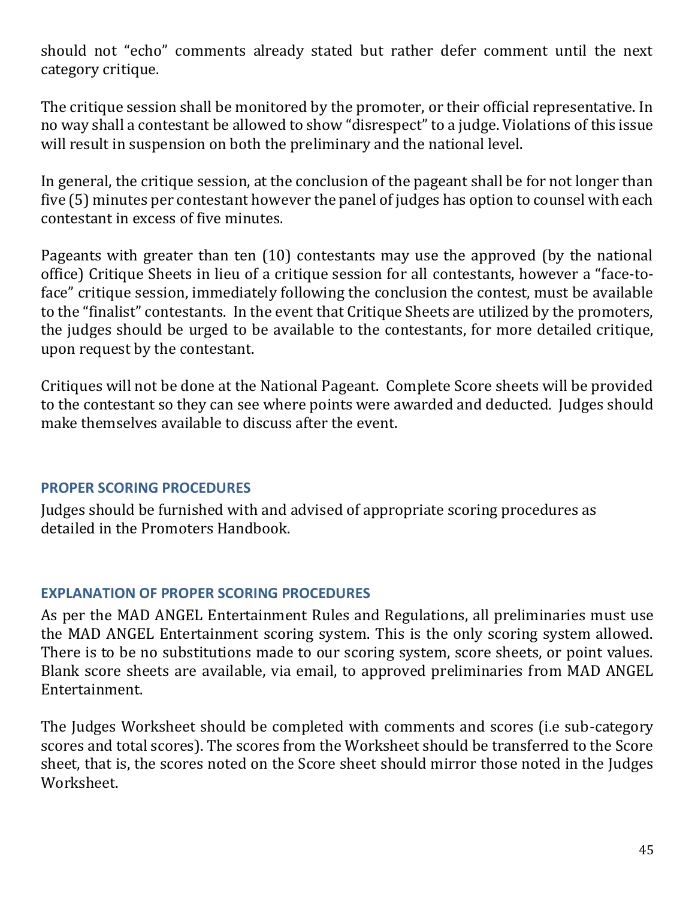should not "echo" comments already stated but rather defer comment until the next category critique.

The critique session shall be monitored by the promoter, or their official representative. In no way shall a contestant be allowed to show "disrespect" to a judge. Violations of this issue will result in suspension on both the preliminary and the national level.

In general, the critique session, at the conclusion of the pageant shall be for not longer than five (5) minutes per contestant however the panel of judges has option to counsel with each contestant in excess of five minutes.

Pageants with greater than ten (10) contestants may use the approved (by the national office) Critique Sheets in lieu of a critique session for all contestants, however a "face-to-face" critique session, immediately following the conclusion the contest, must be available to the "finalist" contestants. In the event that Critique Sheets are utilized by the promoters, the judges should be urged to be available to the contestants, for more detailed critique, upon request by the contestant.

Critiques will not be done at the National Pageant. Complete Score sheets will be provided to the contestant so they can see where points were awarded and deducted. Judges should make themselves available to discuss after the event.

## PROPER SCORING PROCEDURES

Judges should be furnished with and advised of appropriate scoring procedures as detailed in the Promoters Handbook.

## EXPLANATION OF PROPER SCORING PROCEDURES

As per the MAD ANGEL Entertainment Rules and Regulations, all preliminaries must use the MAD ANGEL Entertainment scoring system. This is the only scoring system allowed. There is to be no substitutions made to our scoring system, score sheets, or point values. Blank score sheets are available, via email, to approved preliminaries from MAD ANGEL Entertainment.

The Judges Worksheet should be completed with comments and scores (i.e sub-category scores and total scores). The scores from the Worksheet should be transferred to the Score sheet, that is, the scores noted on the Score sheet should mirror those noted in the Judges Worksheet.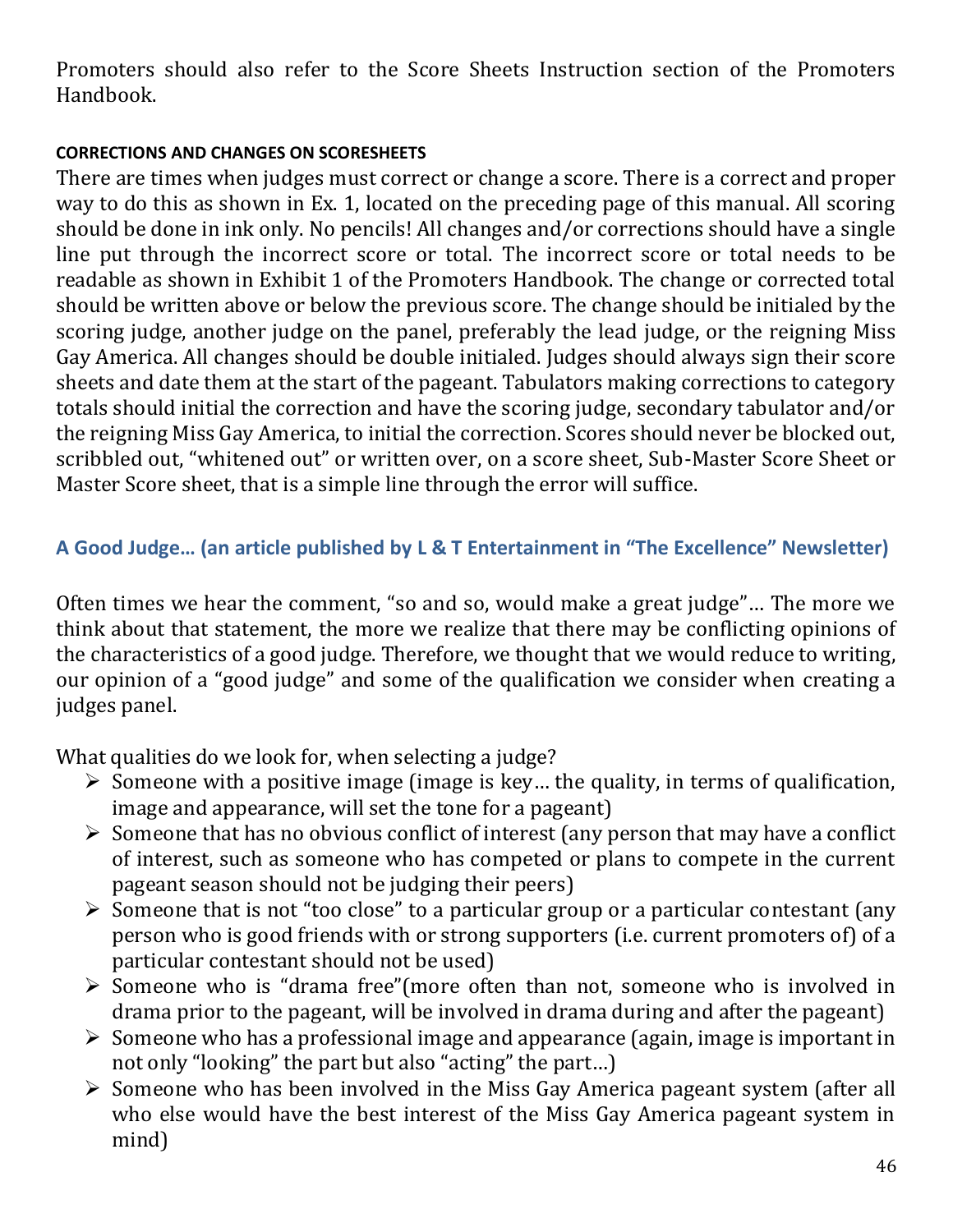Promoters should also refer to the Score Sheets Instruction section of the Promoters Handbook.

#### CORRECTIONS AND CHANGES ON SCORESHEETS

There are times when judges must correct or change a score. There is a correct and proper way to do this as shown in Ex. 1, located on the preceding page of this manual. All scoring should be done in ink only. No pencils! All changes and/or corrections should have a single line put through the incorrect score or total. The incorrect score or total needs to be readable as shown in Exhibit 1 of the Promoters Handbook. The change or corrected total should be written above or below the previous score. The change should be initialed by the scoring judge, another judge on the panel, preferably the lead judge, or the reigning Miss Gay America. All changes should be double initialed. Judges should always sign their score sheets and date them at the start of the pageant. Tabulators making corrections to category totals should initial the correction and have the scoring judge, secondary tabulator and/or the reigning Miss Gay America, to initial the correction. Scores should never be blocked out, scribbled out, "whitened out" or written over, on a score sheet, Sub-Master Score Sheet or Master Score sheet, that is a simple line through the error will suffice.

### A Good Judge… (an article published by L & T Entertainment in "The Excellence" Newsletter)

Often times we hear the comment, "so and so, would make a great judge"… The more we think about that statement, the more we realize that there may be conflicting opinions of the characteristics of a good judge. Therefore, we thought that we would reduce to writing, our opinion of a "good judge" and some of the qualification we consider when creating a judges panel.

What qualities do we look for, when selecting a judge?

- Someone with a positive image (image is key… the quality, in terms of qualification, image and appearance, will set the tone for a pageant)
- Someone that has no obvious conflict of interest (any person that may have a conflict of interest, such as someone who has competed or plans to compete in the current pageant season should not be judging their peers)
- Someone that is not "too close" to a particular group or a particular contestant (any person who is good friends with or strong supporters (i.e. current promoters of) of a particular contestant should not be used)
- Someone who is "drama free"(more often than not, someone who is involved in drama prior to the pageant, will be involved in drama during and after the pageant)
- Someone who has a professional image and appearance (again, image is important in not only "looking" the part but also "acting" the part…)
- Someone who has been involved in the Miss Gay America pageant system (after all who else would have the best interest of the Miss Gay America pageant system in mind)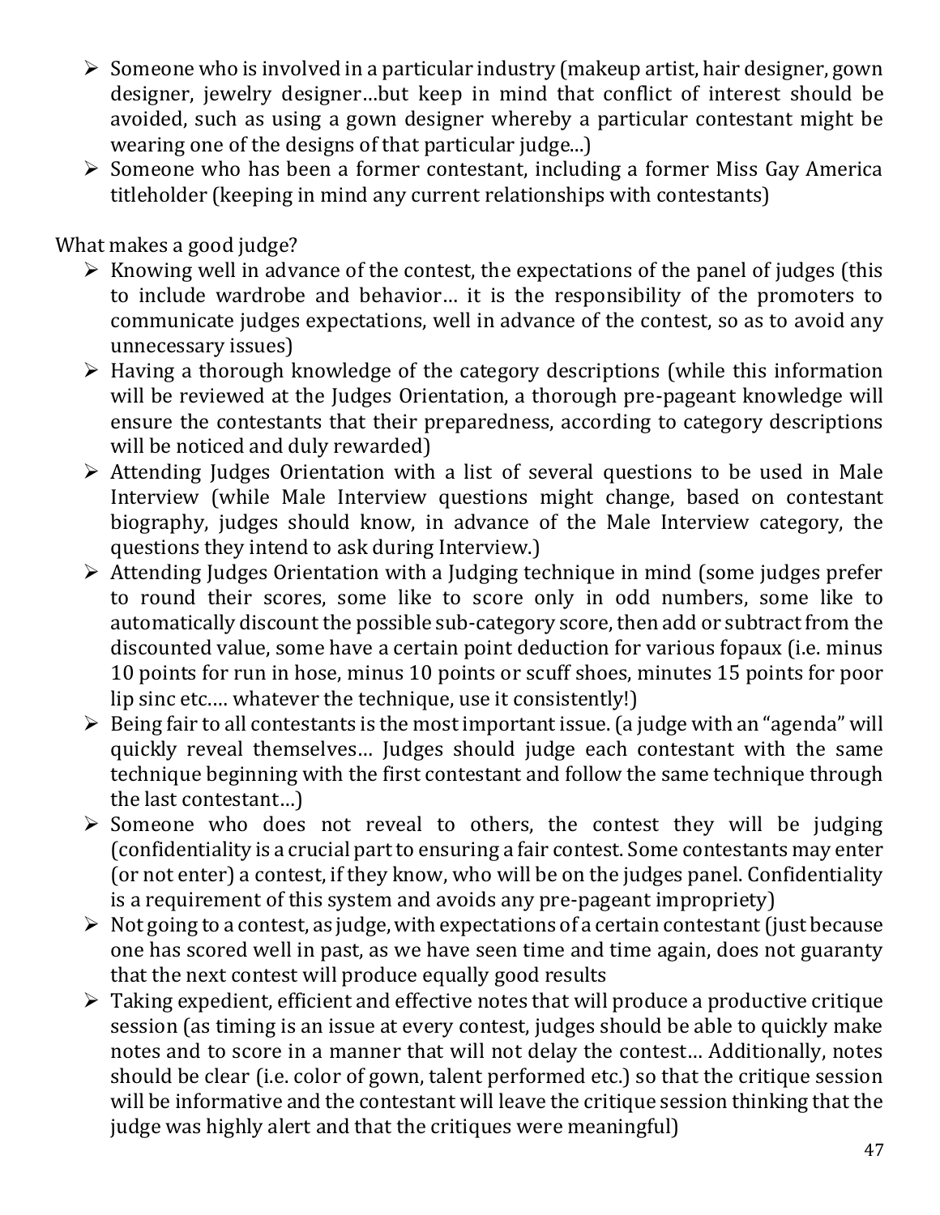- Someone who is involved in a particular industry (makeup artist, hair designer, gown designer, jewelry designer…but keep in mind that conflict of interest should be avoided, such as using a gown designer whereby a particular contestant might be wearing one of the designs of that particular judge…)
- Someone who has been a former contestant, including a former Miss Gay America titleholder (keeping in mind any current relationships with contestants)

What makes a good judge?

- Knowing well in advance of the contest, the expectations of the panel of judges (this to include wardrobe and behavior… it is the responsibility of the promoters to communicate judges expectations, well in advance of the contest, so as to avoid any unnecessary issues)
- Having a thorough knowledge of the category descriptions (while this information will be reviewed at the Judges Orientation, a thorough pre-pageant knowledge will ensure the contestants that their preparedness, according to category descriptions will be noticed and duly rewarded)
- Attending Judges Orientation with a list of several questions to be used in Male Interview (while Male Interview questions might change, based on contestant biography, judges should know, in advance of the Male Interview category, the questions they intend to ask during Interview.)
- Attending Judges Orientation with a Judging technique in mind (some judges prefer to round their scores, some like to score only in odd numbers, some like to automatically discount the possible sub-category score, then add or subtract from the discounted value, some have a certain point deduction for various fopaux (i.e. minus 10 points for run in hose, minus 10 points or scuff shoes, minutes 15 points for poor lip sinc etc…. whatever the technique, use it consistently!)
- Being fair to all contestants is the most important issue. (a judge with an "agenda" will quickly reveal themselves… Judges should judge each contestant with the same technique beginning with the first contestant and follow the same technique through the last contestant…)
- Someone who does not reveal to others, the contest they will be judging (confidentiality is a crucial part to ensuring a fair contest. Some contestants may enter (or not enter) a contest, if they know, who will be on the judges panel. Confidentiality is a requirement of this system and avoids any pre-pageant impropriety)
- Not going to a contest, as judge, with expectations of a certain contestant (just because one has scored well in past, as we have seen time and time again, does not guaranty that the next contest will produce equally good results
- Taking expedient, efficient and effective notes that will produce a productive critique session (as timing is an issue at every contest, judges should be able to quickly make notes and to score in a manner that will not delay the contest… Additionally, notes should be clear (i.e. color of gown, talent performed etc.) so that the critique session will be informative and the contestant will leave the critique session thinking that the judge was highly alert and that the critiques were meaningful)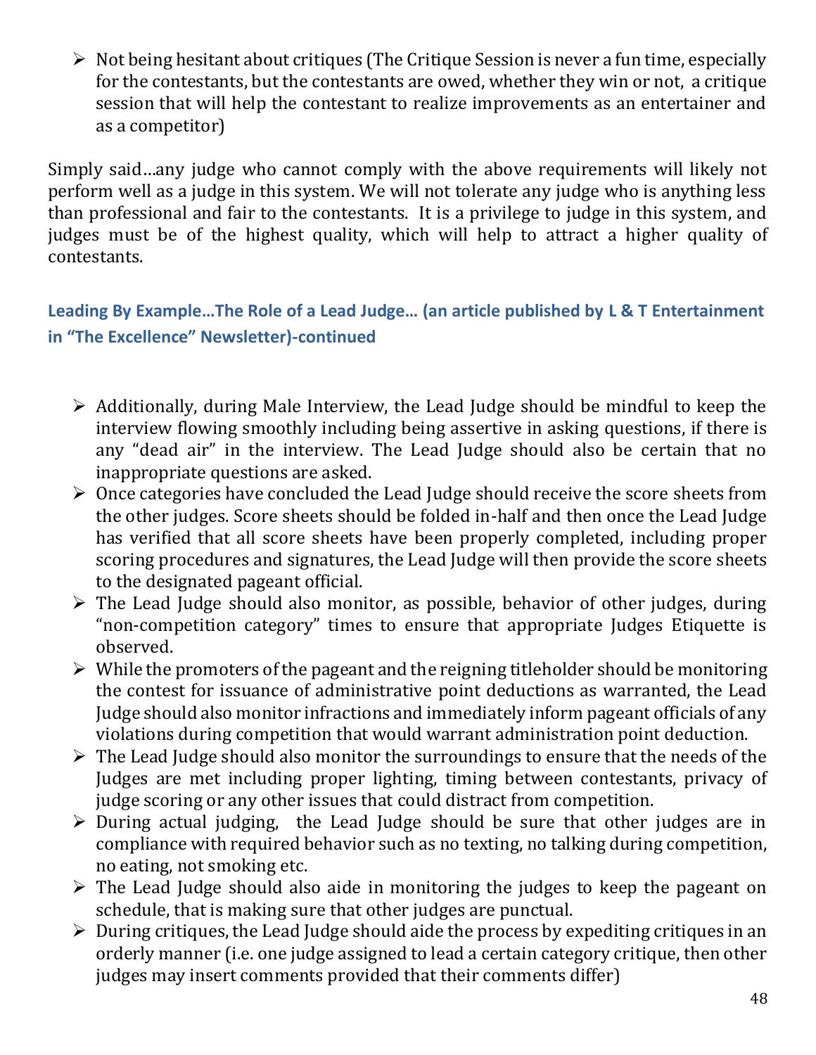- Not being hesitant about critiques (The Critique Session is never a fun time, especially for the contestants, but the contestants are owed, whether they win or not, a critique session that will help the contestant to realize improvements as an entertainer and as a competitor)

Simply said…any judge who cannot comply with the above requirements will likely not perform well as a judge in this system. We will not tolerate any judge who is anything less than professional and fair to the contestants. It is a privilege to judge in this system, and judges must be of the highest quality, which will help to attract a higher quality of contestants.

### Leading By Example…The Role of a Lead Judge… (an article published by L & T Entertainment in "The Excellence" Newsletter)-continued

- Additionally, during Male Interview, the Lead Judge should be mindful to keep the interview flowing smoothly including being assertive in asking questions, if there is any "dead air" in the interview. The Lead Judge should also be certain that no inappropriate questions are asked.
- Once categories have concluded the Lead Judge should receive the score sheets from the other judges. Score sheets should be folded in-half and then once the Lead Judge has verified that all score sheets have been properly completed, including proper scoring procedures and signatures, the Lead Judge will then provide the score sheets to the designated pageant official.
- The Lead Judge should also monitor, as possible, behavior of other judges, during "non-competition category" times to ensure that appropriate Judges Etiquette is observed.
- While the promoters of the pageant and the reigning titleholder should be monitoring the contest for issuance of administrative point deductions as warranted, the Lead Judge should also monitor infractions and immediately inform pageant officials of any violations during competition that would warrant administration point deduction.
- The Lead Judge should also monitor the surroundings to ensure that the needs of the Judges are met including proper lighting, timing between contestants, privacy of judge scoring or any other issues that could distract from competition.
- During actual judging, the Lead Judge should be sure that other judges are in compliance with required behavior such as no texting, no talking during competition, no eating, not smoking etc.
- The Lead Judge should also aide in monitoring the judges to keep the pageant on schedule, that is making sure that other judges are punctual.
- During critiques, the Lead Judge should aide the process by expediting critiques in an orderly manner (i.e. one judge assigned to lead a certain category critique, then other judges may insert comments provided that their comments differ)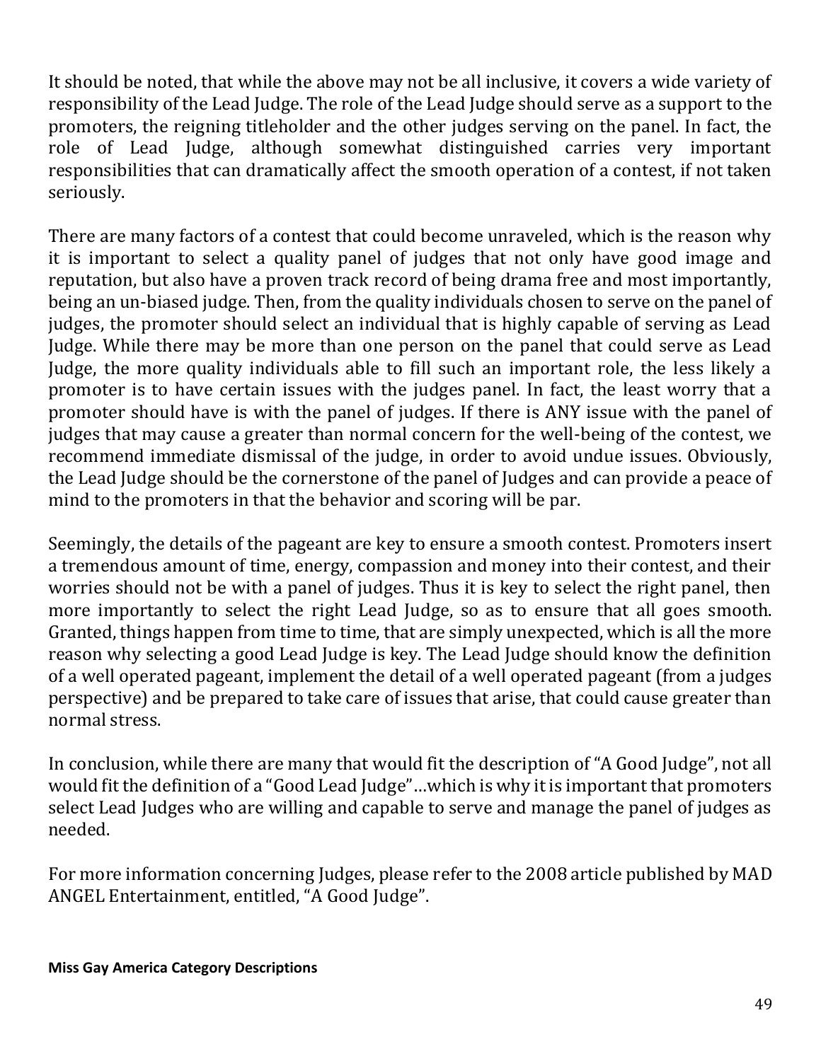It should be noted, that while the above may not be all inclusive, it covers a wide variety of responsibility of the Lead Judge. The role of the Lead Judge should serve as a support to the promoters, the reigning titleholder and the other judges serving on the panel. In fact, the role of Lead Judge, although somewhat distinguished carries very important responsibilities that can dramatically affect the smooth operation of a contest, if not taken seriously.

There are many factors of a contest that could become unraveled, which is the reason why it is important to select a quality panel of judges that not only have good image and reputation, but also have a proven track record of being drama free and most importantly, being an un-biased judge. Then, from the quality individuals chosen to serve on the panel of judges, the promoter should select an individual that is highly capable of serving as Lead Judge. While there may be more than one person on the panel that could serve as Lead Judge, the more quality individuals able to fill such an important role, the less likely a promoter is to have certain issues with the judges panel. In fact, the least worry that a promoter should have is with the panel of judges. If there is ANY issue with the panel of judges that may cause a greater than normal concern for the well-being of the contest, we recommend immediate dismissal of the judge, in order to avoid undue issues. Obviously, the Lead Judge should be the cornerstone of the panel of Judges and can provide a peace of mind to the promoters in that the behavior and scoring will be par.

Seemingly, the details of the pageant are key to ensure a smooth contest. Promoters insert a tremendous amount of time, energy, compassion and money into their contest, and their worries should not be with a panel of judges. Thus it is key to select the right panel, then more importantly to select the right Lead Judge, so as to ensure that all goes smooth. Granted, things happen from time to time, that are simply unexpected, which is all the more reason why selecting a good Lead Judge is key. The Lead Judge should know the definition of a well operated pageant, implement the detail of a well operated pageant (from a judges perspective) and be prepared to take care of issues that arise, that could cause greater than normal stress.

In conclusion, while there are many that would fit the description of "A Good Judge", not all would fit the definition of a "Good Lead Judge"…which is why it is important that promoters select Lead Judges who are willing and capable to serve and manage the panel of judges as needed.

For more information concerning Judges, please refer to the 2008 article published by MAD ANGEL Entertainment, entitled, "A Good Judge".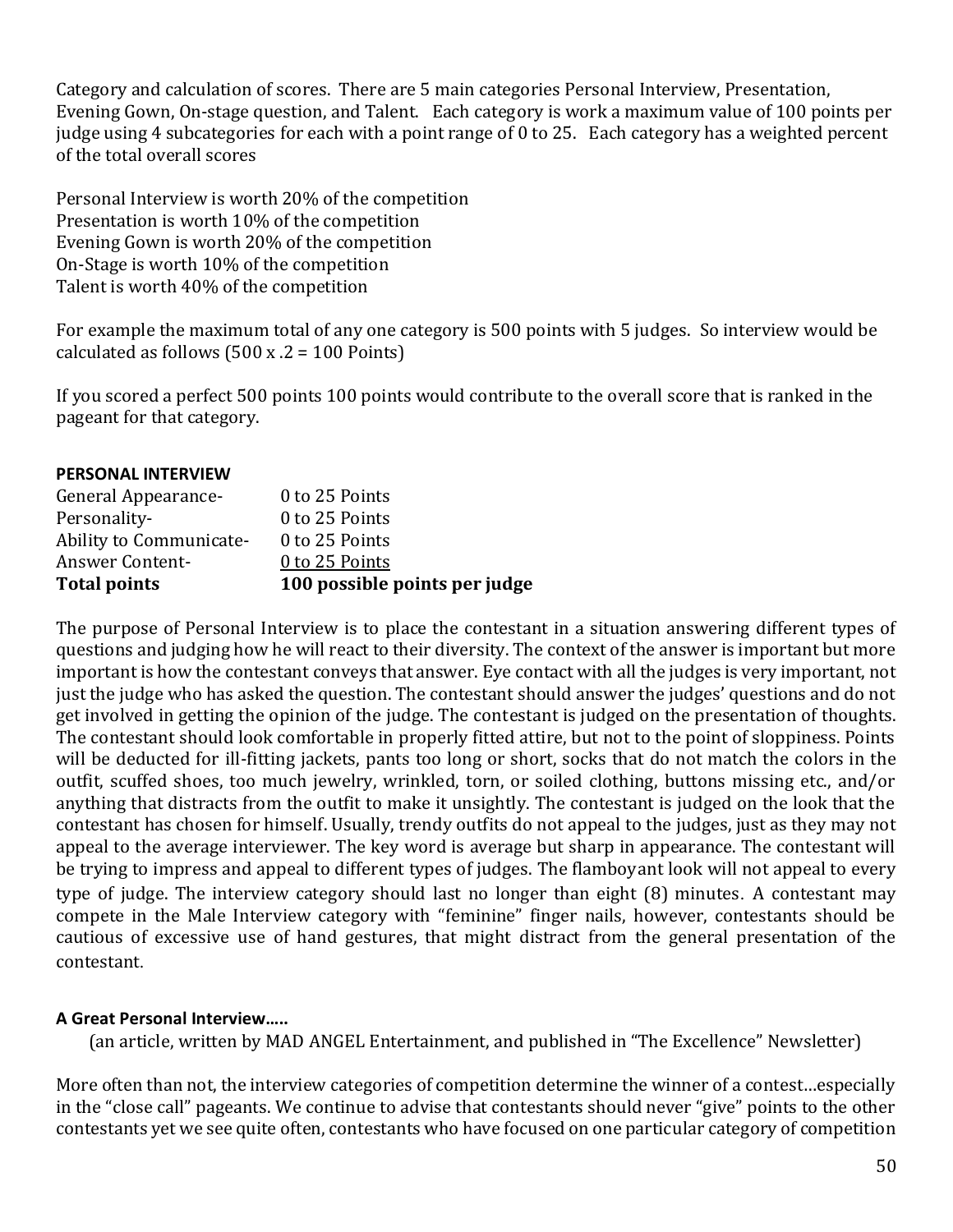Category and calculation of scores. There are 5 main categories Personal Interview, Presentation, Evening Gown, On-stage question, and Talent. Each category is work a maximum value of 100 points per judge using 4 subcategories for each with a point range of 0 to 25. Each category has a weighted percent of the total overall scores

Personal Interview is worth 20% of the competition
Presentation is worth 10% of the competition
Evening Gown is worth 20% of the competition
On-Stage is worth 10% of the competition
Talent is worth 40% of the competition

For example the maximum total of any one category is 500 points with 5 judges. So interview would be calculated as follows (500 x .2 = 100 Points)

If you scored a perfect 500 points 100 points would contribute to the overall score that is ranked in the pageant for that category.

**PERSONAL INTERVIEW**

| | |
|---|---|
| General Appearance- | 0 to 25 Points |
| Personality- | 0 to 25 Points |
| Ability to Communicate- | 0 to 25 Points |
| Answer Content- | 0 to 25 Points |
| **Total points** | **100 possible points per judge** |

The purpose of Personal Interview is to place the contestant in a situation answering different types of questions and judging how he will react to their diversity. The context of the answer is important but more important is how the contestant conveys that answer. Eye contact with all the judges is very important, not just the judge who has asked the question. The contestant should answer the judges' questions and do not get involved in getting the opinion of the judge. The contestant is judged on the presentation of thoughts. The contestant should look comfortable in properly fitted attire, but not to the point of sloppiness. Points will be deducted for ill-fitting jackets, pants too long or short, socks that do not match the colors in the outfit, scuffed shoes, too much jewelry, wrinkled, torn, or soiled clothing, buttons missing etc., and/or anything that distracts from the outfit to make it unsightly. The contestant is judged on the look that the contestant has chosen for himself. Usually, trendy outfits do not appeal to the judges, just as they may not appeal to the average interviewer. The key word is average but sharp in appearance. The contestant will be trying to impress and appeal to different types of judges. The flamboyant look will not appeal to every type of judge. The interview category should last no longer than eight (8) minutes. A contestant may compete in the Male Interview category with "feminine" finger nails, however, contestants should be cautious of excessive use of hand gestures, that might distract from the general presentation of the contestant.

**A Great Personal Interview…..**

(an article, written by MAD ANGEL Entertainment, and published in "The Excellence" Newsletter)

More often than not, the interview categories of competition determine the winner of a contest…especially in the "close call" pageants. We continue to advise that contestants should never "give" points to the other contestants yet we see quite often, contestants who have focused on one particular category of competition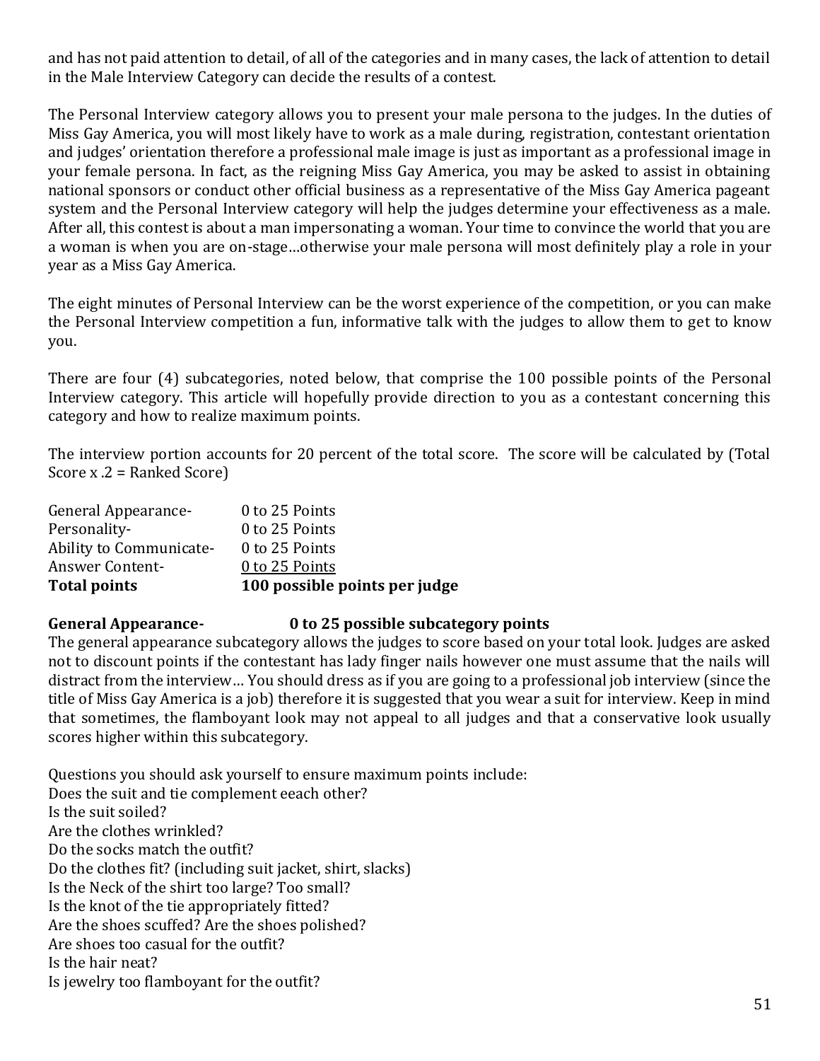and has not paid attention to detail, of all of the categories and in many cases, the lack of attention to detail in the Male Interview Category can decide the results of a contest.

The Personal Interview category allows you to present your male persona to the judges. In the duties of Miss Gay America, you will most likely have to work as a male during, registration, contestant orientation and judges' orientation therefore a professional male image is just as important as a professional image in your female persona. In fact, as the reigning Miss Gay America, you may be asked to assist in obtaining national sponsors or conduct other official business as a representative of the Miss Gay America pageant system and the Personal Interview category will help the judges determine your effectiveness as a male. After all, this contest is about a man impersonating a woman. Your time to convince the world that you are a woman is when you are on-stage…otherwise your male persona will most definitely play a role in your year as a Miss Gay America.

The eight minutes of Personal Interview can be the worst experience of the competition, or you can make the Personal Interview competition a fun, informative talk with the judges to allow them to get to know you.

There are four (4) subcategories, noted below, that comprise the 100 possible points of the Personal Interview category. This article will hopefully provide direction to you as a contestant concerning this category and how to realize maximum points.

The interview portion accounts for 20 percent of the total score. The score will be calculated by (Total Score x .2 = Ranked Score)

| | |
|---|---|
| General Appearance- | 0 to 25 Points |
| Personality- | 0 to 25 Points |
| Ability to Communicate- | 0 to 25 Points |
| Answer Content- | 0 to 25 Points |
| **Total points** | **100 possible points per judge** |

**General Appearance- 0 to 25 possible subcategory points**

The general appearance subcategory allows the judges to score based on your total look. Judges are asked not to discount points if the contestant has lady finger nails however one must assume that the nails will distract from the interview… You should dress as if you are going to a professional job interview (since the title of Miss Gay America is a job) therefore it is suggested that you wear a suit for interview. Keep in mind that sometimes, the flamboyant look may not appeal to all judges and that a conservative look usually scores higher within this subcategory.

Questions you should ask yourself to ensure maximum points include:
Does the suit and tie complement eeach other?
Is the suit soiled?
Are the clothes wrinkled?
Do the socks match the outfit?
Do the clothes fit? (including suit jacket, shirt, slacks)
Is the Neck of the shirt too large? Too small?
Is the knot of the tie appropriately fitted?
Are the shoes scuffed? Are the shoes polished?
Are shoes too casual for the outfit?
Is the hair neat?
Is jewelry too flamboyant for the outfit?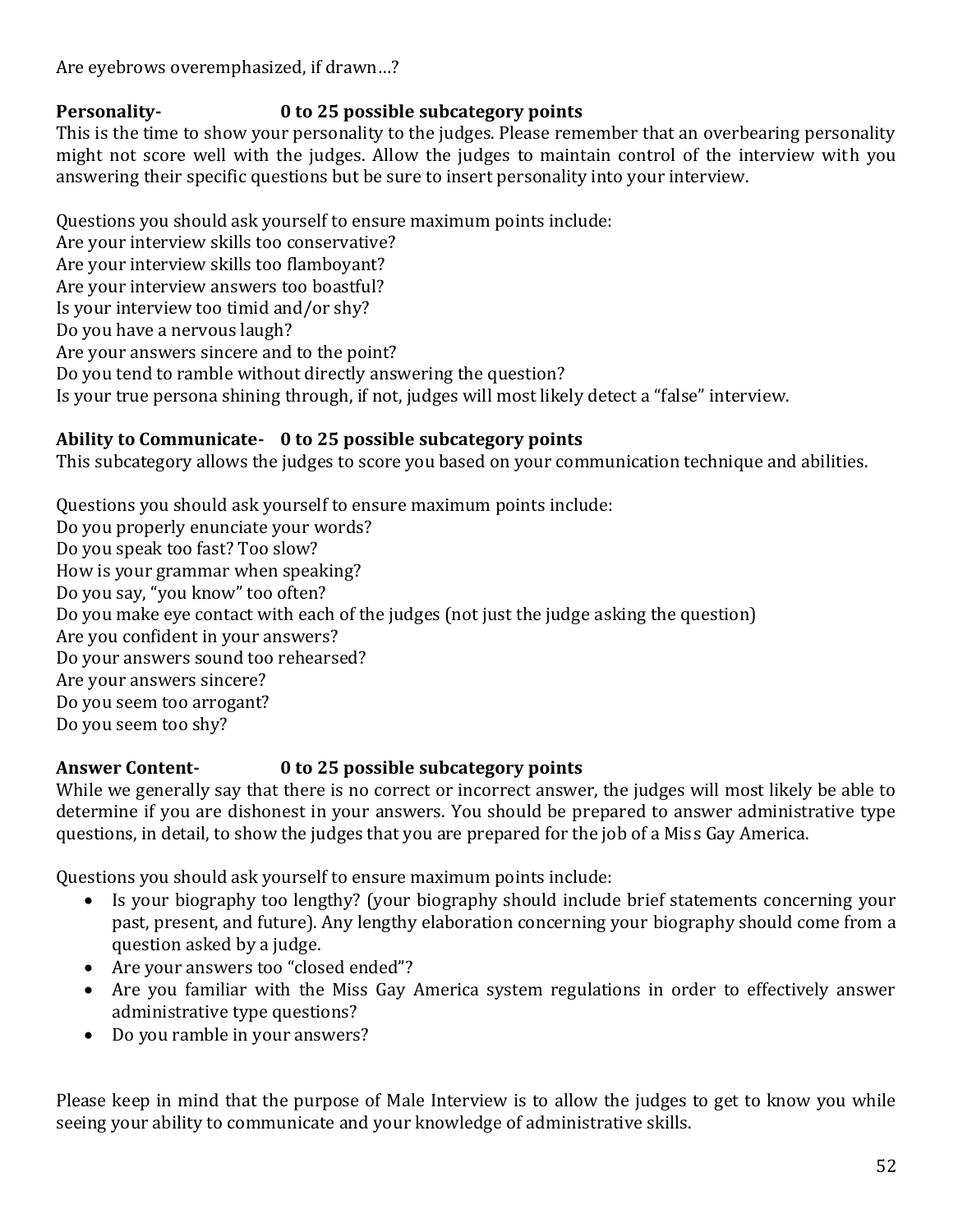Are eyebrows overemphasized, if drawn…?

**Personality- 0 to 25 possible subcategory points**

This is the time to show your personality to the judges. Please remember that an overbearing personality might not score well with the judges. Allow the judges to maintain control of the interview with you answering their specific questions but be sure to insert personality into your interview.

Questions you should ask yourself to ensure maximum points include:
Are your interview skills too conservative?
Are your interview skills too flamboyant?
Are your interview answers too boastful?
Is your interview too timid and/or shy?
Do you have a nervous laugh?
Are your answers sincere and to the point?
Do you tend to ramble without directly answering the question?
Is your true persona shining through, if not, judges will most likely detect a "false" interview.

**Ability to Communicate- 0 to 25 possible subcategory points**

This subcategory allows the judges to score you based on your communication technique and abilities.

Questions you should ask yourself to ensure maximum points include:
Do you properly enunciate your words?
Do you speak too fast? Too slow?
How is your grammar when speaking?
Do you say, "you know" too often?
Do you make eye contact with each of the judges (not just the judge asking the question)
Are you confident in your answers?
Do your answers sound too rehearsed?
Are your answers sincere?
Do you seem too arrogant?
Do you seem too shy?

**Answer Content- 0 to 25 possible subcategory points**

While we generally say that there is no correct or incorrect answer, the judges will most likely be able to determine if you are dishonest in your answers. You should be prepared to answer administrative type questions, in detail, to show the judges that you are prepared for the job of a Miss Gay America.

Questions you should ask yourself to ensure maximum points include:

- Is your biography too lengthy? (your biography should include brief statements concerning your past, present, and future). Any lengthy elaboration concerning your biography should come from a question asked by a judge.
- Are your answers too "closed ended"?
- Are you familiar with the Miss Gay America system regulations in order to effectively answer administrative type questions?
- Do you ramble in your answers?

Please keep in mind that the purpose of Male Interview is to allow the judges to get to know you while seeing your ability to communicate and your knowledge of administrative skills.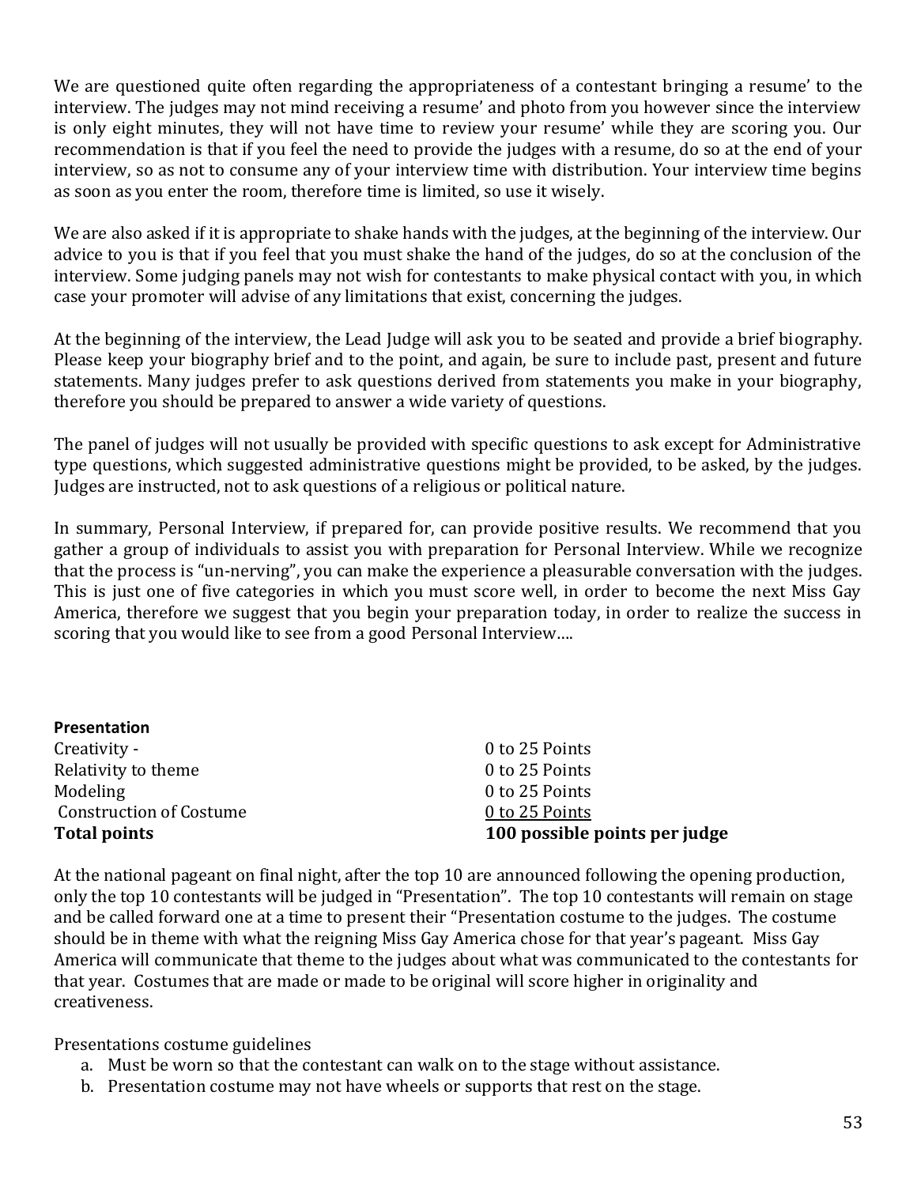We are questioned quite often regarding the appropriateness of a contestant bringing a resume' to the interview. The judges may not mind receiving a resume' and photo from you however since the interview is only eight minutes, they will not have time to review your resume' while they are scoring you. Our recommendation is that if you feel the need to provide the judges with a resume, do so at the end of your interview, so as not to consume any of your interview time with distribution. Your interview time begins as soon as you enter the room, therefore time is limited, so use it wisely.

We are also asked if it is appropriate to shake hands with the judges, at the beginning of the interview. Our advice to you is that if you feel that you must shake the hand of the judges, do so at the conclusion of the interview. Some judging panels may not wish for contestants to make physical contact with you, in which case your promoter will advise of any limitations that exist, concerning the judges.

At the beginning of the interview, the Lead Judge will ask you to be seated and provide a brief biography. Please keep your biography brief and to the point, and again, be sure to include past, present and future statements. Many judges prefer to ask questions derived from statements you make in your biography, therefore you should be prepared to answer a wide variety of questions.

The panel of judges will not usually be provided with specific questions to ask except for Administrative type questions, which suggested administrative questions might be provided, to be asked, by the judges. Judges are instructed, not to ask questions of a religious or political nature.

In summary, Personal Interview, if prepared for, can provide positive results. We recommend that you gather a group of individuals to assist you with preparation for Personal Interview. While we recognize that the process is "un-nerving", you can make the experience a pleasurable conversation with the judges. This is just one of five categories in which you must score well, in order to become the next Miss Gay America, therefore we suggest that you begin your preparation today, in order to realize the success in scoring that you would like to see from a good Personal Interview….

**Presentation**

| | |
|---|---|
| Creativity - | 0 to 25 Points |
| Relativity to theme | 0 to 25 Points |
| Modeling | 0 to 25 Points |
| Construction of Costume | 0 to 25 Points |
| **Total points** | **100 possible points per judge** |

At the national pageant on final night, after the top 10 are announced following the opening production, only the top 10 contestants will be judged in "Presentation". The top 10 contestants will remain on stage and be called forward one at a time to present their "Presentation costume to the judges. The costume should be in theme with what the reigning Miss Gay America chose for that year's pageant. Miss Gay America will communicate that theme to the judges about what was communicated to the contestants for that year. Costumes that are made or made to be original will score higher in originality and creativeness.

Presentations costume guidelines

a. Must be worn so that the contestant can walk on to the stage without assistance.
b. Presentation costume may not have wheels or supports that rest on the stage.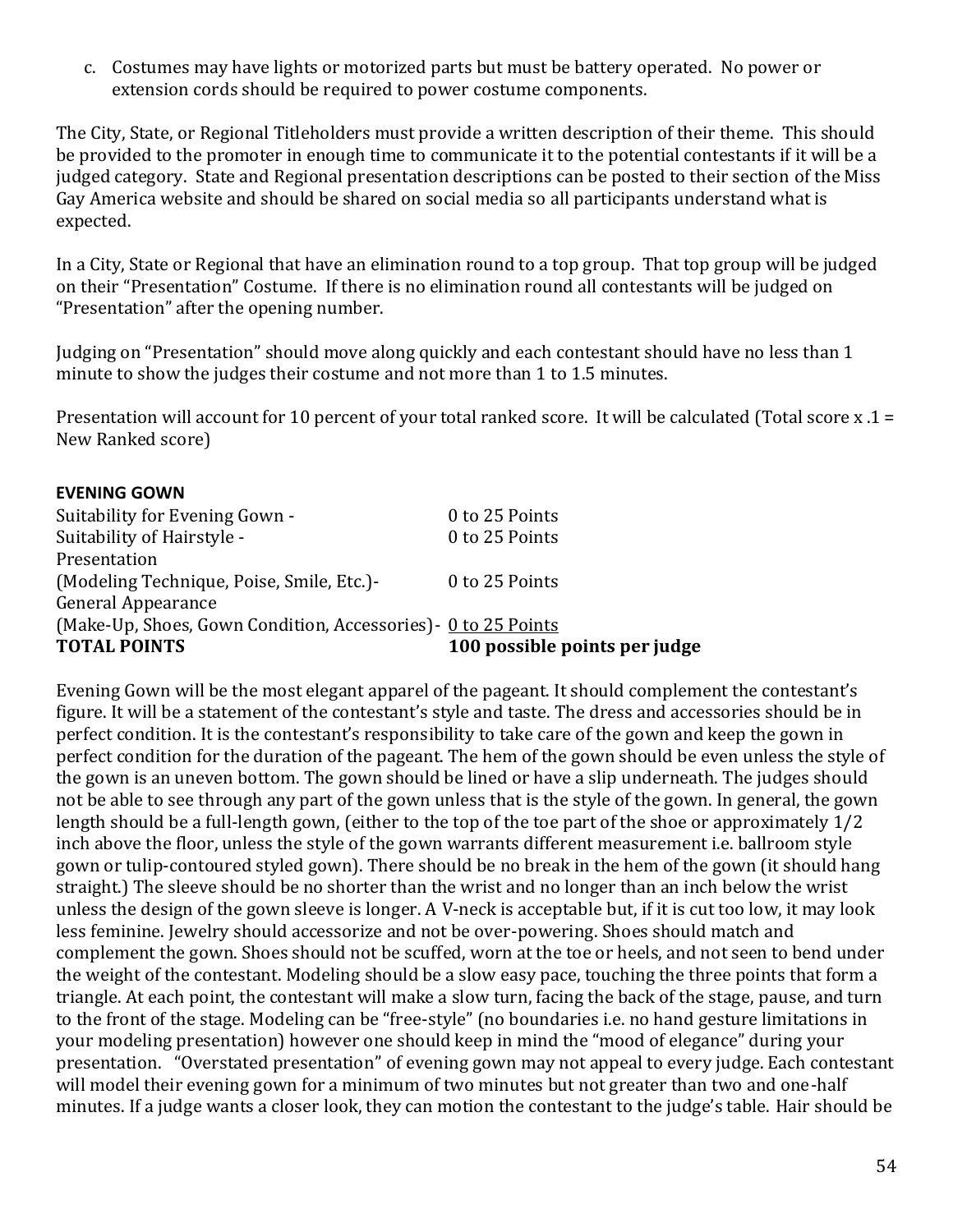c. Costumes may have lights or motorized parts but must be battery operated. No power or extension cords should be required to power costume components.

The City, State, or Regional Titleholders must provide a written description of their theme. This should be provided to the promoter in enough time to communicate it to the potential contestants if it will be a judged category. State and Regional presentation descriptions can be posted to their section of the Miss Gay America website and should be shared on social media so all participants understand what is expected.

In a City, State or Regional that have an elimination round to a top group. That top group will be judged on their "Presentation" Costume. If there is no elimination round all contestants will be judged on "Presentation" after the opening number.

Judging on "Presentation" should move along quickly and each contestant should have no less than 1 minute to show the judges their costume and not more than 1 to 1.5 minutes.

Presentation will account for 10 percent of your total ranked score. It will be calculated (Total score x .1 = New Ranked score)

**EVENING GOWN**

| | |
|---|---|
| Suitability for Evening Gown - | 0 to 25 Points |
| Suitability of Hairstyle - | 0 to 25 Points |
| Presentation (Modeling Technique, Poise, Smile, Etc.)- | 0 to 25 Points |
| General Appearance (Make-Up, Shoes, Gown Condition, Accessories)- | 0 to 25 Points |
| **TOTAL POINTS** | **100 possible points per judge** |

Evening Gown will be the most elegant apparel of the pageant. It should complement the contestant's figure. It will be a statement of the contestant's style and taste. The dress and accessories should be in perfect condition. It is the contestant's responsibility to take care of the gown and keep the gown in perfect condition for the duration of the pageant. The hem of the gown should be even unless the style of the gown is an uneven bottom. The gown should be lined or have a slip underneath. The judges should not be able to see through any part of the gown unless that is the style of the gown. In general, the gown length should be a full-length gown, (either to the top of the toe part of the shoe or approximately 1/2 inch above the floor, unless the style of the gown warrants different measurement i.e. ballroom style gown or tulip-contoured styled gown). There should be no break in the hem of the gown (it should hang straight.) The sleeve should be no shorter than the wrist and no longer than an inch below the wrist unless the design of the gown sleeve is longer. A V-neck is acceptable but, if it is cut too low, it may look less feminine. Jewelry should accessorize and not be over-powering. Shoes should match and complement the gown. Shoes should not be scuffed, worn at the toe or heels, and not seen to bend under the weight of the contestant. Modeling should be a slow easy pace, touching the three points that form a triangle. At each point, the contestant will make a slow turn, facing the back of the stage, pause, and turn to the front of the stage. Modeling can be "free-style" (no boundaries i.e. no hand gesture limitations in your modeling presentation) however one should keep in mind the "mood of elegance" during your presentation. "Overstated presentation" of evening gown may not appeal to every judge. Each contestant will model their evening gown for a minimum of two minutes but not greater than two and one-half minutes. If a judge wants a closer look, they can motion the contestant to the judge's table. Hair should be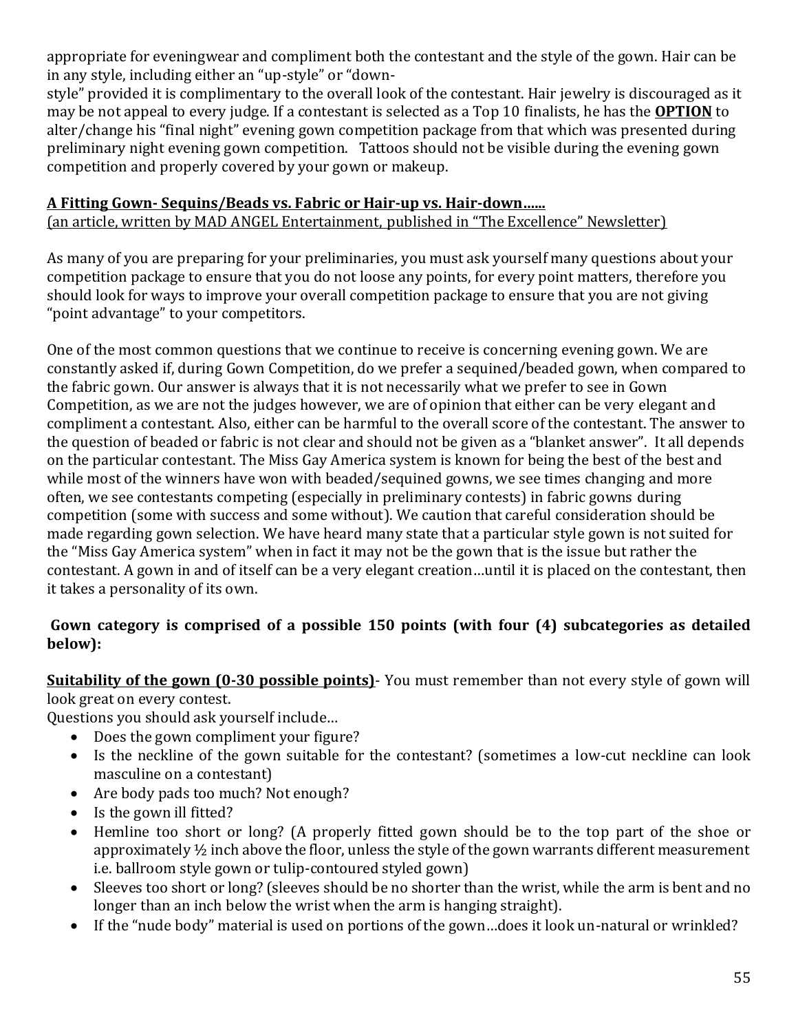appropriate for eveningwear and compliment both the contestant and the style of the gown. Hair can be in any style, including either an "up-style" or "down-style" provided it is complimentary to the overall look of the contestant. Hair jewelry is discouraged as it may be not appeal to every judge. If a contestant is selected as a Top 10 finalists, he has the **OPTION** to alter/change his "final night" evening gown competition package from that which was presented during preliminary night evening gown competition. Tattoos should not be visible during the evening gown competition and properly covered by your gown or makeup.

**A Fitting Gown- Sequins/Beads vs. Fabric or Hair-up vs. Hair-down……**
(an article, written by MAD ANGEL Entertainment, published in "The Excellence" Newsletter)

As many of you are preparing for your preliminaries, you must ask yourself many questions about your competition package to ensure that you do not loose any points, for every point matters, therefore you should look for ways to improve your overall competition package to ensure that you are not giving "point advantage" to your competitors.

One of the most common questions that we continue to receive is concerning evening gown. We are constantly asked if, during Gown Competition, do we prefer a sequined/beaded gown, when compared to the fabric gown. Our answer is always that it is not necessarily what we prefer to see in Gown Competition, as we are not the judges however, we are of opinion that either can be very elegant and compliment a contestant. Also, either can be harmful to the overall score of the contestant. The answer to the question of beaded or fabric is not clear and should not be given as a "blanket answer". It all depends on the particular contestant. The Miss Gay America system is known for being the best of the best and while most of the winners have won with beaded/sequined gowns, we see times changing and more often, we see contestants competing (especially in preliminary contests) in fabric gowns during competition (some with success and some without). We caution that careful consideration should be made regarding gown selection. We have heard many state that a particular style gown is not suited for the "Miss Gay America system" when in fact it may not be the gown that is the issue but rather the contestant. A gown in and of itself can be a very elegant creation…until it is placed on the contestant, then it takes a personality of its own.

**Gown category is comprised of a possible 150 points (with four (4) subcategories as detailed below):**

**Suitability of the gown (0-30 possible points)**- You must remember than not every style of gown will look great on every contest.

Questions you should ask yourself include…

- Does the gown compliment your figure?
- Is the neckline of the gown suitable for the contestant? (sometimes a low-cut neckline can look masculine on a contestant)
- Are body pads too much? Not enough?
- Is the gown ill fitted?
- Hemline too short or long? (A properly fitted gown should be to the top part of the shoe or approximately ½ inch above the floor, unless the style of the gown warrants different measurement i.e. ballroom style gown or tulip-contoured styled gown)
- Sleeves too short or long? (sleeves should be no shorter than the wrist, while the arm is bent and no longer than an inch below the wrist when the arm is hanging straight).
- If the "nude body" material is used on portions of the gown…does it look un-natural or wrinkled?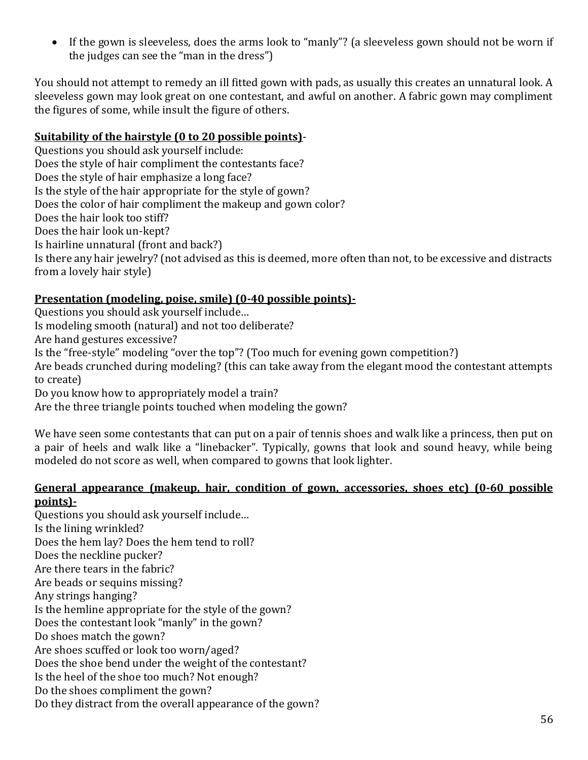- If the gown is sleeveless, does the arms look to "manly"? (a sleeveless gown should not be worn if the judges can see the "man in the dress")

You should not attempt to remedy an ill fitted gown with pads, as usually this creates an unnatural look. A sleeveless gown may look great on one contestant, and awful on another. A fabric gown may compliment the figures of some, while insult the figure of others.

**<u>Suitability of the hairstyle (0 to 20 possible points)</u>**-
Questions you should ask yourself include:
Does the style of hair compliment the contestants face?
Does the style of hair emphasize a long face?
Is the style of the hair appropriate for the style of gown?
Does the color of hair compliment the makeup and gown color?
Does the hair look too stiff?
Does the hair look un-kept?
Is hairline unnatural (front and back?)
Is there any hair jewelry? (not advised as this is deemed, more often than not, to be excessive and distracts from a lovely hair style)

**<u>Presentation (modeling, poise, smile) (0-40 possible points)-</u>**
Questions you should ask yourself include…
Is modeling smooth (natural) and not too deliberate?
Are hand gestures excessive?
Is the "free-style" modeling "over the top"? (Too much for evening gown competition?)
Are beads crunched during modeling? (this can take away from the elegant mood the contestant attempts to create)
Do you know how to appropriately model a train?
Are the three triangle points touched when modeling the gown?

We have seen some contestants that can put on a pair of tennis shoes and walk like a princess, then put on a pair of heels and walk like a "linebacker". Typically, gowns that look and sound heavy, while being modeled do not score as well, when compared to gowns that look lighter.

**<u>General appearance (makeup, hair, condition of gown, accessories, shoes etc) (0-60 possible points)-</u>**
Questions you should ask yourself include…
Is the lining wrinkled?
Does the hem lay? Does the hem tend to roll?
Does the neckline pucker?
Are there tears in the fabric?
Are beads or sequins missing?
Any strings hanging?
Is the hemline appropriate for the style of the gown?
Does the contestant look "manly" in the gown?
Do shoes match the gown?
Are shoes scuffed or look too worn/aged?
Does the shoe bend under the weight of the contestant?
Is the heel of the shoe too much? Not enough?
Do the shoes compliment the gown?
Do they distract from the overall appearance of the gown?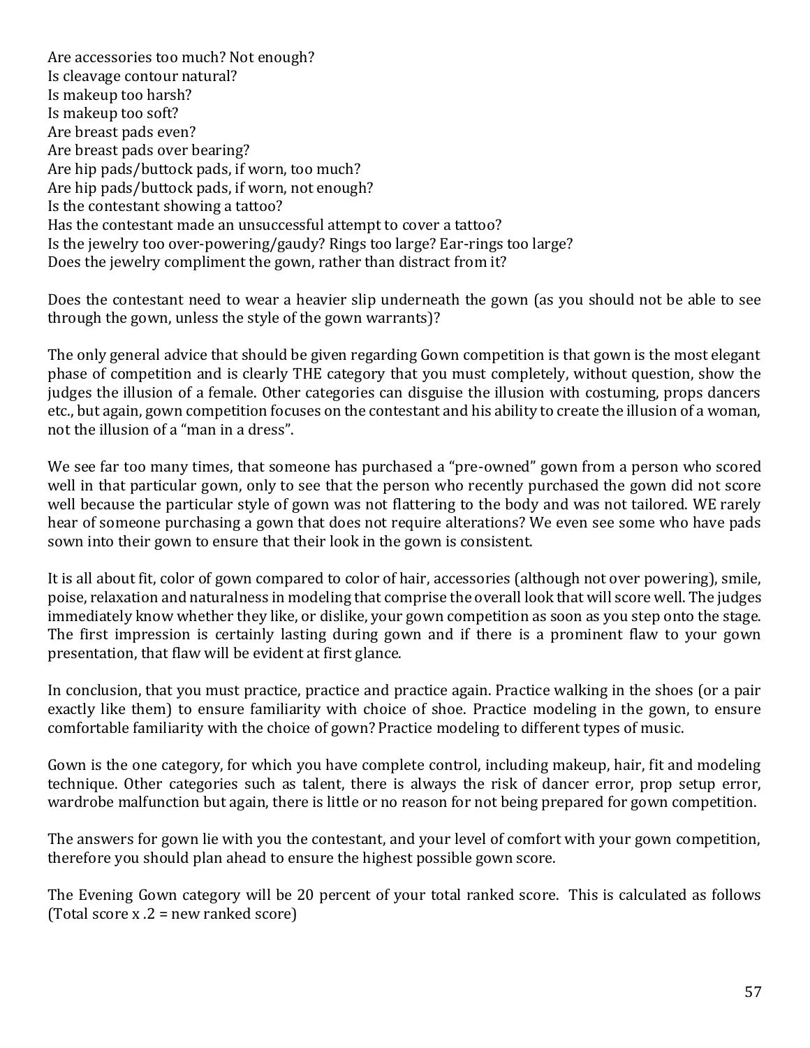Are accessories too much? Not enough?
Is cleavage contour natural?
Is makeup too harsh?
Is makeup too soft?
Are breast pads even?
Are breast pads over bearing?
Are hip pads/buttock pads, if worn, too much?
Are hip pads/buttock pads, if worn, not enough?
Is the contestant showing a tattoo?
Has the contestant made an unsuccessful attempt to cover a tattoo?
Is the jewelry too over-powering/gaudy? Rings too large? Ear-rings too large?
Does the jewelry compliment the gown, rather than distract from it?

Does the contestant need to wear a heavier slip underneath the gown (as you should not be able to see through the gown, unless the style of the gown warrants)?

The only general advice that should be given regarding Gown competition is that gown is the most elegant phase of competition and is clearly THE category that you must completely, without question, show the judges the illusion of a female. Other categories can disguise the illusion with costuming, props dancers etc., but again, gown competition focuses on the contestant and his ability to create the illusion of a woman, not the illusion of a "man in a dress".

We see far too many times, that someone has purchased a "pre-owned" gown from a person who scored well in that particular gown, only to see that the person who recently purchased the gown did not score well because the particular style of gown was not flattering to the body and was not tailored. WE rarely hear of someone purchasing a gown that does not require alterations? We even see some who have pads sown into their gown to ensure that their look in the gown is consistent.

It is all about fit, color of gown compared to color of hair, accessories (although not over powering), smile, poise, relaxation and naturalness in modeling that comprise the overall look that will score well. The judges immediately know whether they like, or dislike, your gown competition as soon as you step onto the stage. The first impression is certainly lasting during gown and if there is a prominent flaw to your gown presentation, that flaw will be evident at first glance.

In conclusion, that you must practice, practice and practice again. Practice walking in the shoes (or a pair exactly like them) to ensure familiarity with choice of shoe. Practice modeling in the gown, to ensure comfortable familiarity with the choice of gown? Practice modeling to different types of music.

Gown is the one category, for which you have complete control, including makeup, hair, fit and modeling technique. Other categories such as talent, there is always the risk of dancer error, prop setup error, wardrobe malfunction but again, there is little or no reason for not being prepared for gown competition.

The answers for gown lie with you the contestant, and your level of comfort with your gown competition, therefore you should plan ahead to ensure the highest possible gown score.

The Evening Gown category will be 20 percent of your total ranked score. This is calculated as follows (Total score x .2 = new ranked score)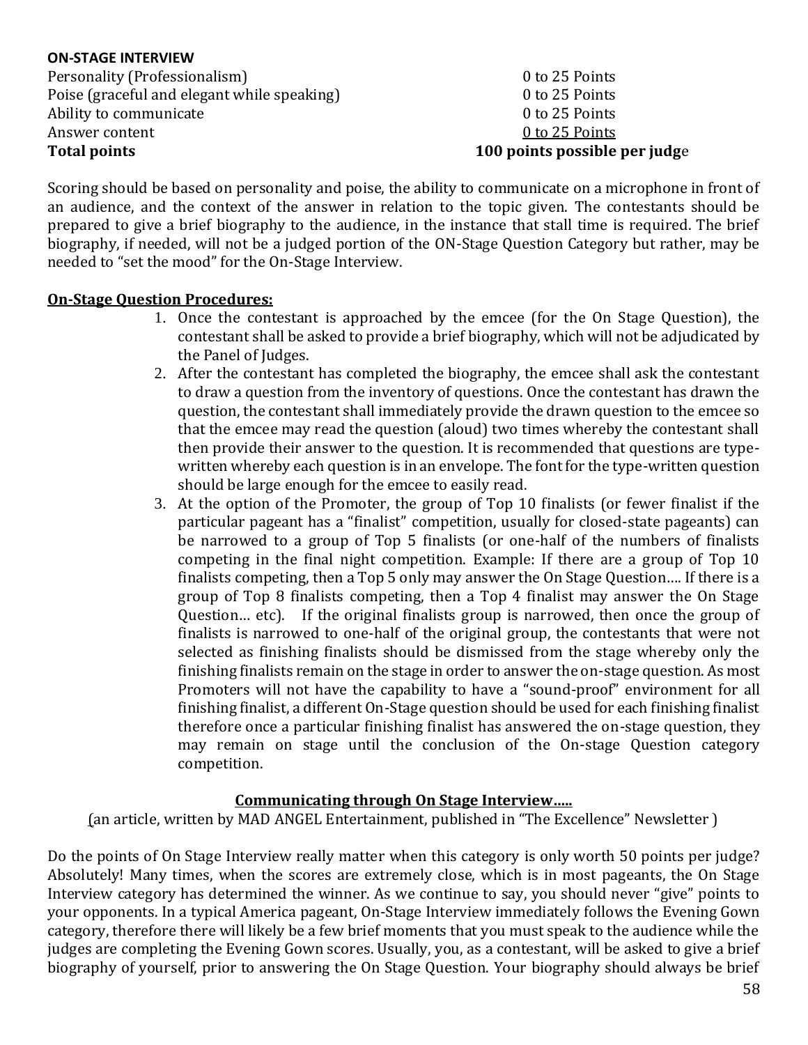**ON-STAGE INTERVIEW**

| | |
|---|---|
| Personality (Professionalism) | 0 to 25 Points |
| Poise (graceful and elegant while speaking) | 0 to 25 Points |
| Ability to communicate | 0 to 25 Points |
| Answer content | 0 to 25 Points |
| **Total points** | **100 points possible per judge** |

Scoring should be based on personality and poise, the ability to communicate on a microphone in front of an audience, and the context of the answer in relation to the topic given. The contestants should be prepared to give a brief biography to the audience, in the instance that stall time is required. The brief biography, if needed, will not be a judged portion of the ON-Stage Question Category but rather, may be needed to "set the mood" for the On-Stage Interview.

**On-Stage Question Procedures:**

1. Once the contestant is approached by the emcee (for the On Stage Question), the contestant shall be asked to provide a brief biography, which will not be adjudicated by the Panel of Judges.
2. After the contestant has completed the biography, the emcee shall ask the contestant to draw a question from the inventory of questions. Once the contestant has drawn the question, the contestant shall immediately provide the drawn question to the emcee so that the emcee may read the question (aloud) two times whereby the contestant shall then provide their answer to the question. It is recommended that questions are type-written whereby each question is in an envelope. The font for the type-written question should be large enough for the emcee to easily read.
3. At the option of the Promoter, the group of Top 10 finalists (or fewer finalist if the particular pageant has a "finalist" competition, usually for closed-state pageants) can be narrowed to a group of Top 5 finalists (or one-half of the numbers of finalists competing in the final night competition. Example: If there are a group of Top 10 finalists competing, then a Top 5 only may answer the On Stage Question…. If there is a group of Top 8 finalists competing, then a Top 4 finalist may answer the On Stage Question… etc). If the original finalists group is narrowed, then once the group of finalists is narrowed to one-half of the original group, the contestants that were not selected as finishing finalists should be dismissed from the stage whereby only the finishing finalists remain on the stage in order to answer the on-stage question. As most Promoters will not have the capability to have a "sound-proof" environment for all finishing finalist, a different On-Stage question should be used for each finishing finalist therefore once a particular finishing finalist has answered the on-stage question, they may remain on stage until the conclusion of the On-stage Question category competition.

**Communicating through On Stage Interview…..**

(an article, written by MAD ANGEL Entertainment, published in "The Excellence" Newsletter )

Do the points of On Stage Interview really matter when this category is only worth 50 points per judge? Absolutely! Many times, when the scores are extremely close, which is in most pageants, the On Stage Interview category has determined the winner. As we continue to say, you should never "give" points to your opponents. In a typical America pageant, On-Stage Interview immediately follows the Evening Gown category, therefore there will likely be a few brief moments that you must speak to the audience while the judges are completing the Evening Gown scores. Usually, you, as a contestant, will be asked to give a brief biography of yourself, prior to answering the On Stage Question. Your biography should always be brief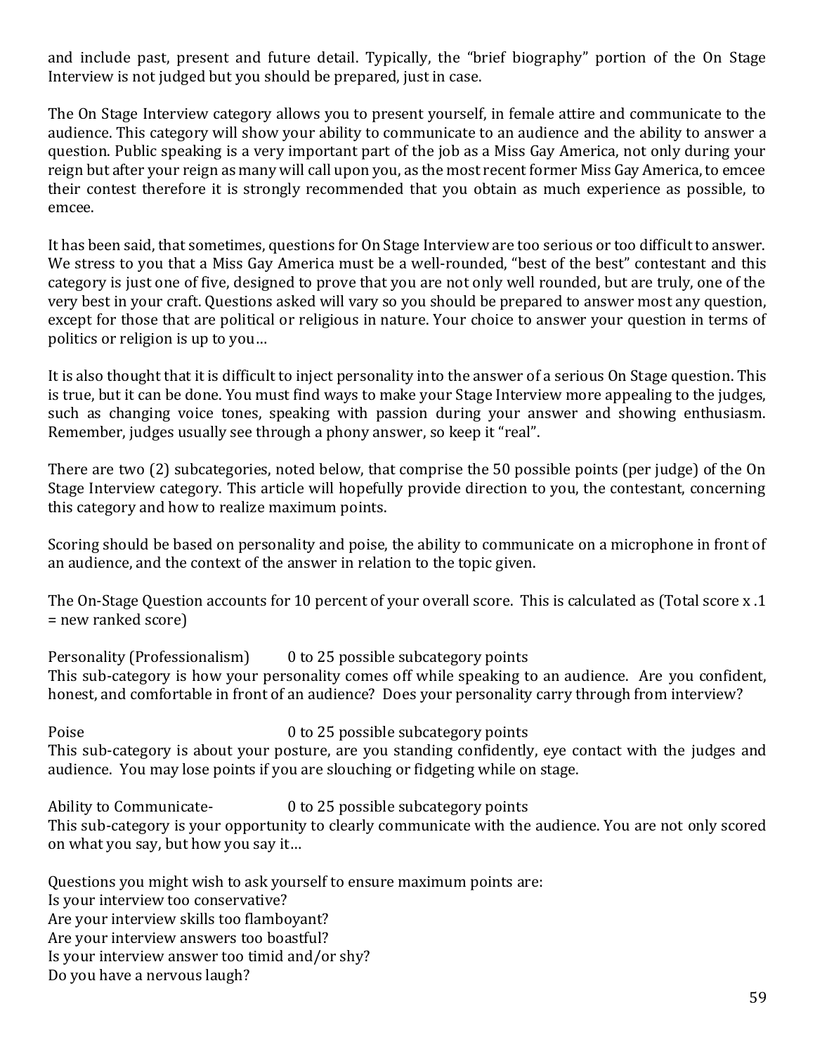and include past, present and future detail. Typically, the "brief biography" portion of the On Stage Interview is not judged but you should be prepared, just in case.

The On Stage Interview category allows you to present yourself, in female attire and communicate to the audience. This category will show your ability to communicate to an audience and the ability to answer a question. Public speaking is a very important part of the job as a Miss Gay America, not only during your reign but after your reign as many will call upon you, as the most recent former Miss Gay America, to emcee their contest therefore it is strongly recommended that you obtain as much experience as possible, to emcee.

It has been said, that sometimes, questions for On Stage Interview are too serious or too difficult to answer. We stress to you that a Miss Gay America must be a well-rounded, "best of the best" contestant and this category is just one of five, designed to prove that you are not only well rounded, but are truly, one of the very best in your craft. Questions asked will vary so you should be prepared to answer most any question, except for those that are political or religious in nature. Your choice to answer your question in terms of politics or religion is up to you…

It is also thought that it is difficult to inject personality into the answer of a serious On Stage question. This is true, but it can be done. You must find ways to make your Stage Interview more appealing to the judges, such as changing voice tones, speaking with passion during your answer and showing enthusiasm. Remember, judges usually see through a phony answer, so keep it "real".

There are two (2) subcategories, noted below, that comprise the 50 possible points (per judge) of the On Stage Interview category. This article will hopefully provide direction to you, the contestant, concerning this category and how to realize maximum points.

Scoring should be based on personality and poise, the ability to communicate on a microphone in front of an audience, and the context of the answer in relation to the topic given.

The On-Stage Question accounts for 10 percent of your overall score. This is calculated as (Total score x .1 = new ranked score)

Personality (Professionalism) 0 to 25 possible subcategory points
This sub-category is how your personality comes off while speaking to an audience. Are you confident, honest, and comfortable in front of an audience? Does your personality carry through from interview?

Poise 0 to 25 possible subcategory points
This sub-category is about your posture, are you standing confidently, eye contact with the judges and audience. You may lose points if you are slouching or fidgeting while on stage.

Ability to Communicate- 0 to 25 possible subcategory points
This sub-category is your opportunity to clearly communicate with the audience. You are not only scored on what you say, but how you say it…

Questions you might wish to ask yourself to ensure maximum points are:
Is your interview too conservative?
Are your interview skills too flamboyant?
Are your interview answers too boastful?
Is your interview answer too timid and/or shy?
Do you have a nervous laugh?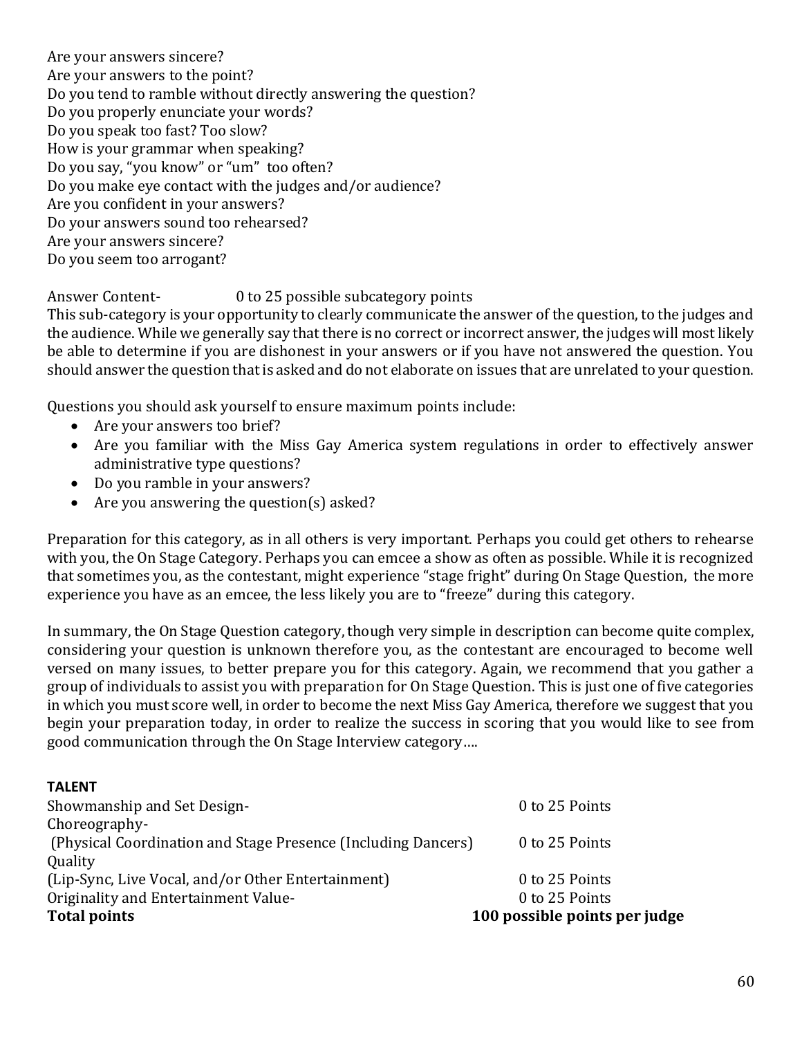Are your answers sincere?
Are your answers to the point?
Do you tend to ramble without directly answering the question?
Do you properly enunciate your words?
Do you speak too fast? Too slow?
How is your grammar when speaking?
Do you say, "you know" or "um" too often?
Do you make eye contact with the judges and/or audience?
Are you confident in your answers?
Do your answers sound too rehearsed?
Are your answers sincere?
Do you seem too arrogant?

Answer Content- 0 to 25 possible subcategory points
This sub-category is your opportunity to clearly communicate the answer of the question, to the judges and the audience. While we generally say that there is no correct or incorrect answer, the judges will most likely be able to determine if you are dishonest in your answers or if you have not answered the question. You should answer the question that is asked and do not elaborate on issues that are unrelated to your question.

Questions you should ask yourself to ensure maximum points include:

- Are your answers too brief?
- Are you familiar with the Miss Gay America system regulations in order to effectively answer administrative type questions?
- Do you ramble in your answers?
- Are you answering the question(s) asked?

Preparation for this category, as in all others is very important. Perhaps you could get others to rehearse with you, the On Stage Category. Perhaps you can emcee a show as often as possible. While it is recognized that sometimes you, as the contestant, might experience "stage fright" during On Stage Question, the more experience you have as an emcee, the less likely you are to "freeze" during this category.

In summary, the On Stage Question category, though very simple in description can become quite complex, considering your question is unknown therefore you, as the contestant are encouraged to become well versed on many issues, to better prepare you for this category. Again, we recommend that you gather a group of individuals to assist you with preparation for On Stage Question. This is just one of five categories in which you must score well, in order to become the next Miss Gay America, therefore we suggest that you begin your preparation today, in order to realize the success in scoring that you would like to see from good communication through the On Stage Interview category….

**TALENT**

| | |
|---|---|
| Showmanship and Set Design- | 0 to 25 Points |
| Choreography- (Physical Coordination and Stage Presence (Including Dancers) | 0 to 25 Points |
| Quality (Lip-Sync, Live Vocal, and/or Other Entertainment) | 0 to 25 Points |
| Originality and Entertainment Value- | 0 to 25 Points |
| **Total points** | **100 possible points per judge** |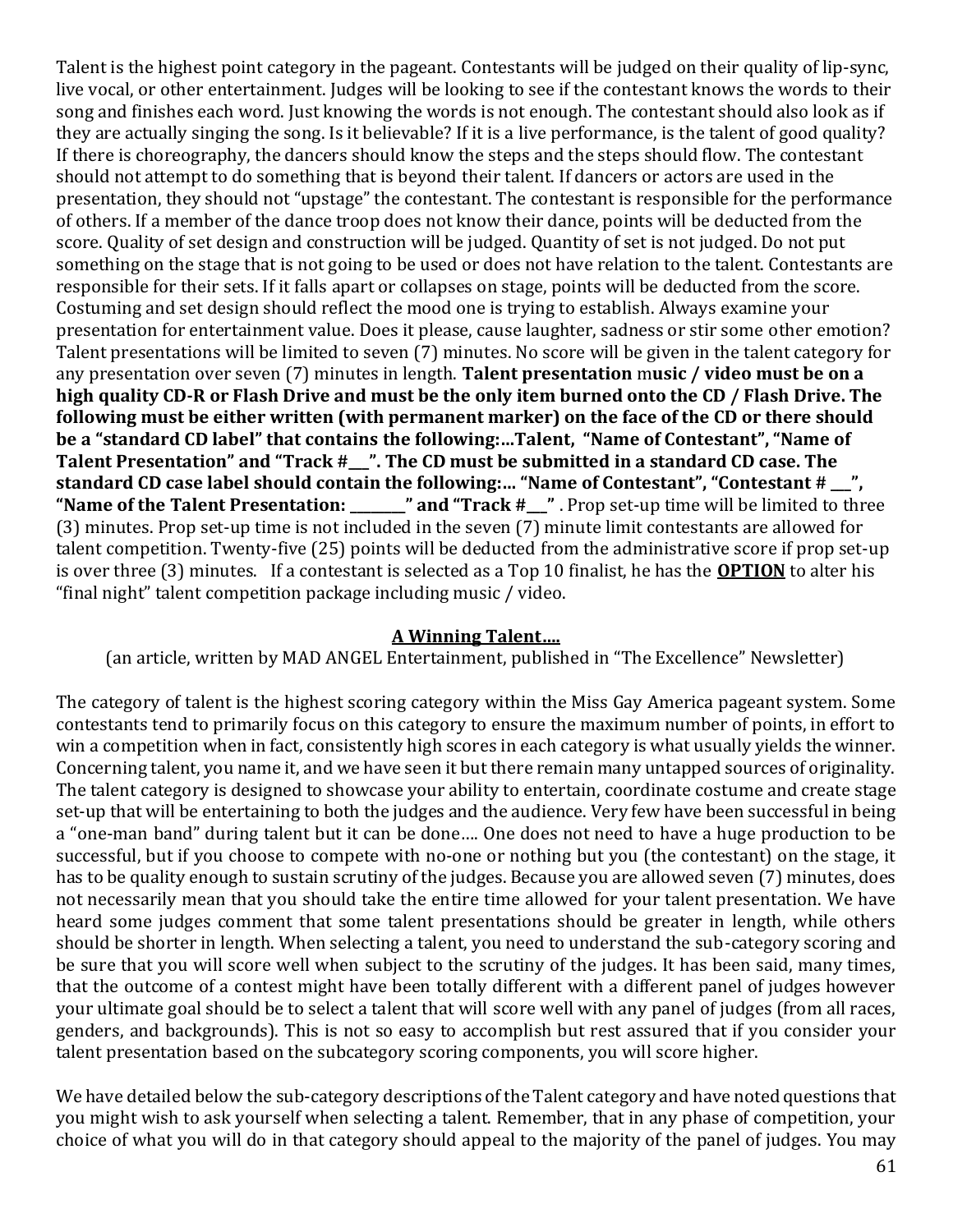Talent is the highest point category in the pageant. Contestants will be judged on their quality of lip-sync, live vocal, or other entertainment. Judges will be looking to see if the contestant knows the words to their song and finishes each word. Just knowing the words is not enough. The contestant should also look as if they are actually singing the song. Is it believable? If it is a live performance, is the talent of good quality? If there is choreography, the dancers should know the steps and the steps should flow. The contestant should not attempt to do something that is beyond their talent. If dancers or actors are used in the presentation, they should not "upstage" the contestant. The contestant is responsible for the performance of others. If a member of the dance troop does not know their dance, points will be deducted from the score. Quality of set design and construction will be judged. Quantity of set is not judged. Do not put something on the stage that is not going to be used or does not have relation to the talent. Contestants are responsible for their sets. If it falls apart or collapses on stage, points will be deducted from the score. Costuming and set design should reflect the mood one is trying to establish. Always examine your presentation for entertainment value. Does it please, cause laughter, sadness or stir some other emotion? Talent presentations will be limited to seven (7) minutes. No score will be given in the talent category for any presentation over seven (7) minutes in length. **Talent presentation music / video must be on a high quality CD-R or Flash Drive and must be the only item burned onto the CD / Flash Drive. The following must be either written (with permanent marker) on the face of the CD or there should be a "standard CD label" that contains the following:…Talent, "Name of Contestant", "Name of Talent Presentation" and "Track #\_\_\_". The CD must be submitted in a standard CD case. The standard CD case label should contain the following:… "Name of Contestant", "Contestant # \_\_\_", "Name of the Talent Presentation: \_\_\_\_\_\_\_\_" and "Track #\_\_\_"** . Prop set-up time will be limited to three (3) minutes. Prop set-up time is not included in the seven (7) minute limit contestants are allowed for talent competition. Twenty-five (25) points will be deducted from the administrative score if prop set-up is over three (3) minutes. If a contestant is selected as a Top 10 finalist, he has the **OPTION** to alter his "final night" talent competition package including music / video.

## A Winning Talent….

(an article, written by MAD ANGEL Entertainment, published in "The Excellence" Newsletter)

The category of talent is the highest scoring category within the Miss Gay America pageant system. Some contestants tend to primarily focus on this category to ensure the maximum number of points, in effort to win a competition when in fact, consistently high scores in each category is what usually yields the winner. Concerning talent, you name it, and we have seen it but there remain many untapped sources of originality. The talent category is designed to showcase your ability to entertain, coordinate costume and create stage set-up that will be entertaining to both the judges and the audience. Very few have been successful in being a "one-man band" during talent but it can be done…. One does not need to have a huge production to be successful, but if you choose to compete with no-one or nothing but you (the contestant) on the stage, it has to be quality enough to sustain scrutiny of the judges. Because you are allowed seven (7) minutes, does not necessarily mean that you should take the entire time allowed for your talent presentation. We have heard some judges comment that some talent presentations should be greater in length, while others should be shorter in length. When selecting a talent, you need to understand the sub-category scoring and be sure that you will score well when subject to the scrutiny of the judges. It has been said, many times, that the outcome of a contest might have been totally different with a different panel of judges however your ultimate goal should be to select a talent that will score well with any panel of judges (from all races, genders, and backgrounds). This is not so easy to accomplish but rest assured that if you consider your talent presentation based on the subcategory scoring components, you will score higher.

We have detailed below the sub-category descriptions of the Talent category and have noted questions that you might wish to ask yourself when selecting a talent. Remember, that in any phase of competition, your choice of what you will do in that category should appeal to the majority of the panel of judges. You may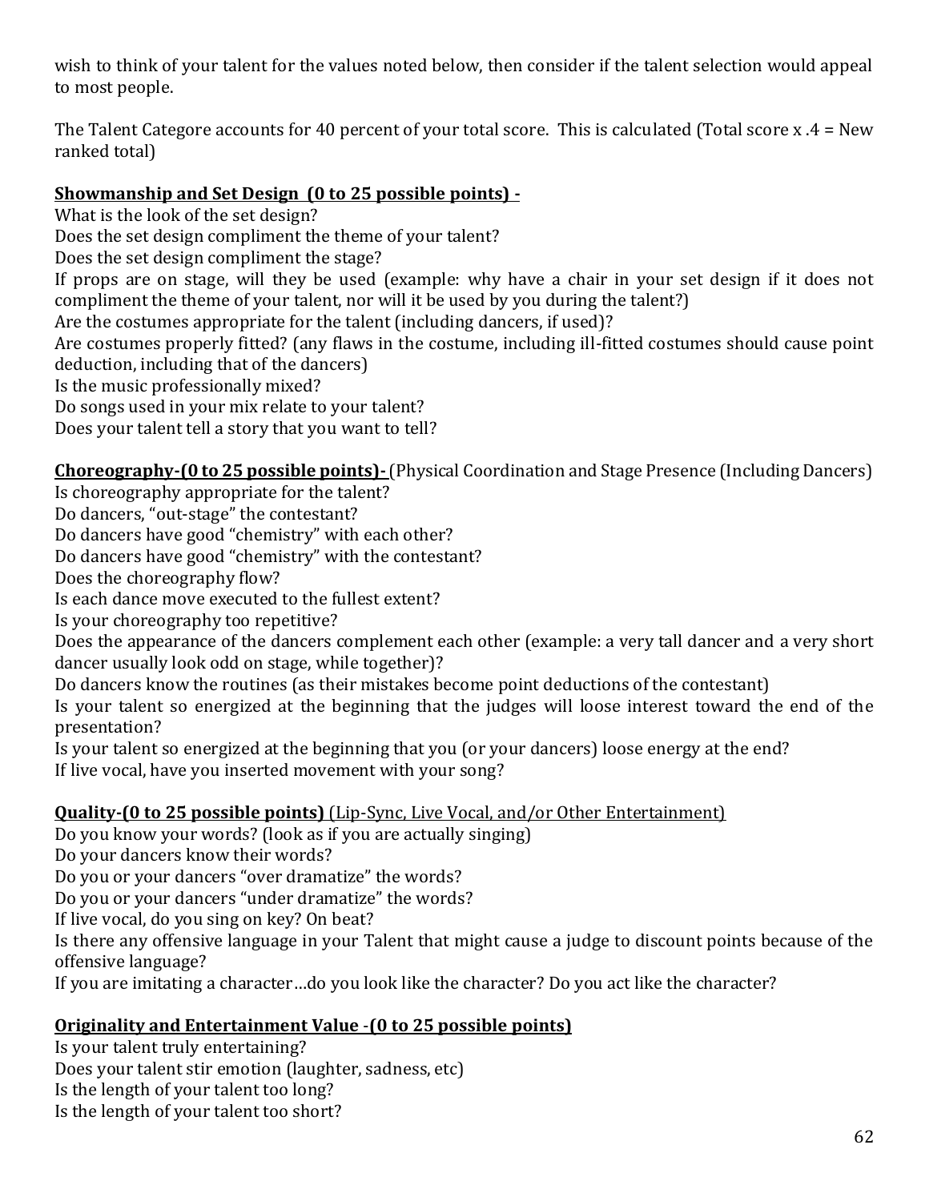wish to think of your talent for the values noted below, then consider if the talent selection would appeal to most people.

The Talent Categore accounts for 40 percent of your total score. This is calculated (Total score x .4 = New ranked total)

**Showmanship and Set Design (0 to 25 possible points) -**

What is the look of the set design?
Does the set design compliment the theme of your talent?
Does the set design compliment the stage?
If props are on stage, will they be used (example: why have a chair in your set design if it does not compliment the theme of your talent, nor will it be used by you during the talent?)
Are the costumes appropriate for the talent (including dancers, if used)?
Are costumes properly fitted? (any flaws in the costume, including ill-fitted costumes should cause point deduction, including that of the dancers)
Is the music professionally mixed?
Do songs used in your mix relate to your talent?
Does your talent tell a story that you want to tell?

**Choreography-(0 to 25 possible points)-** (Physical Coordination and Stage Presence (Including Dancers)

Is choreography appropriate for the talent?
Do dancers, "out-stage" the contestant?
Do dancers have good "chemistry" with each other?
Do dancers have good "chemistry" with the contestant?
Does the choreography flow?
Is each dance move executed to the fullest extent?
Is your choreography too repetitive?
Does the appearance of the dancers complement each other (example: a very tall dancer and a very short dancer usually look odd on stage, while together)?
Do dancers know the routines (as their mistakes become point deductions of the contestant)
Is your talent so energized at the beginning that the judges will loose interest toward the end of the presentation?
Is your talent so energized at the beginning that you (or your dancers) loose energy at the end?
If live vocal, have you inserted movement with your song?

**Quality-(0 to 25 possible points)** (Lip-Sync, Live Vocal, and/or Other Entertainment)

Do you know your words? (look as if you are actually singing)
Do your dancers know their words?
Do you or your dancers "over dramatize" the words?
Do you or your dancers "under dramatize" the words?
If live vocal, do you sing on key? On beat?
Is there any offensive language in your Talent that might cause a judge to discount points because of the offensive language?
If you are imitating a character…do you look like the character? Do you act like the character?

**Originality and Entertainment Value -(0 to 25 possible points)**

Is your talent truly entertaining?
Does your talent stir emotion (laughter, sadness, etc)
Is the length of your talent too long?
Is the length of your talent too short?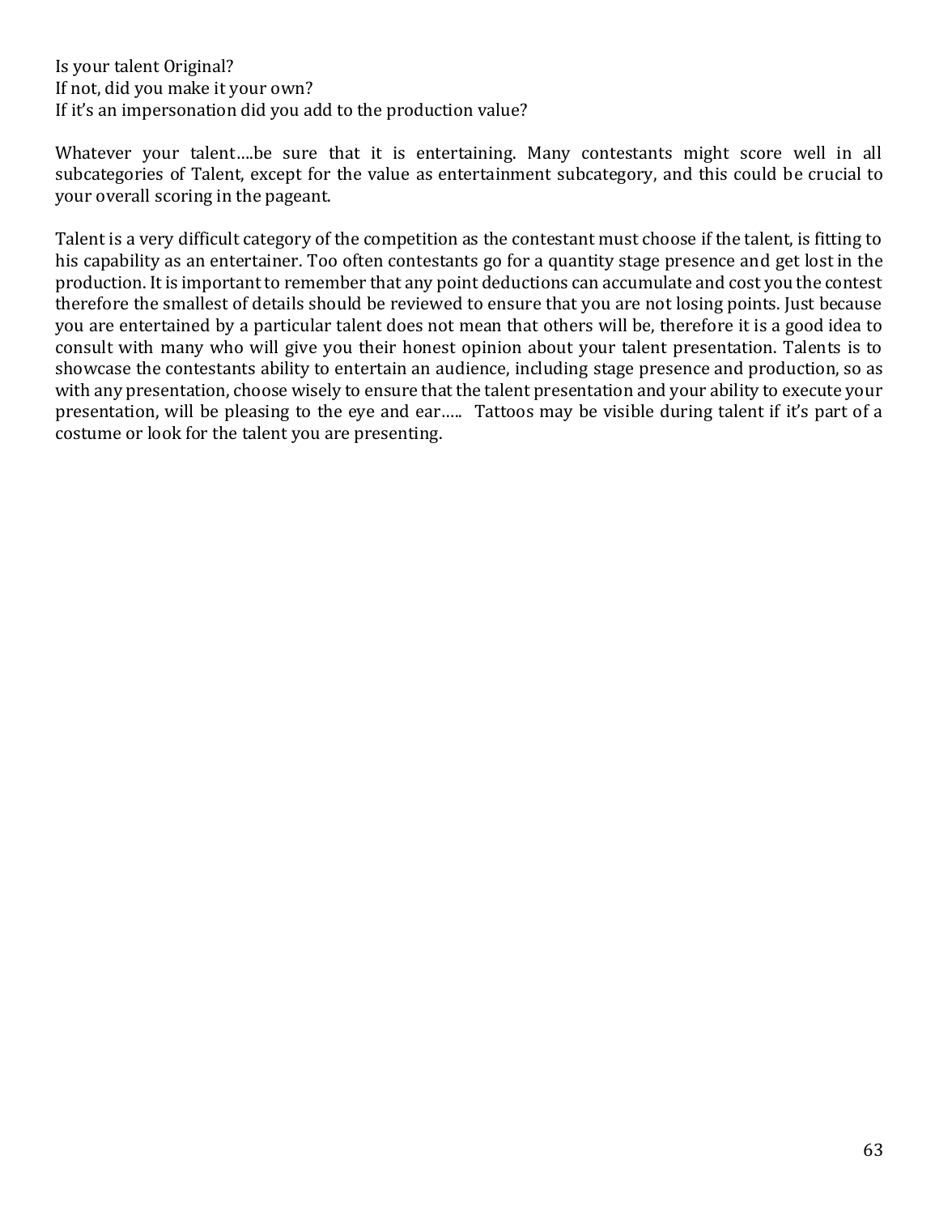Is your talent Original?
If not, did you make it your own?
If it's an impersonation did you add to the production value?

Whatever your talent….be sure that it is entertaining. Many contestants might score well in all subcategories of Talent, except for the value as entertainment subcategory, and this could be crucial to your overall scoring in the pageant.

Talent is a very difficult category of the competition as the contestant must choose if the talent, is fitting to his capability as an entertainer. Too often contestants go for a quantity stage presence and get lost in the production. It is important to remember that any point deductions can accumulate and cost you the contest therefore the smallest of details should be reviewed to ensure that you are not losing points. Just because you are entertained by a particular talent does not mean that others will be, therefore it is a good idea to consult with many who will give you their honest opinion about your talent presentation. Talents is to showcase the contestants ability to entertain an audience, including stage presence and production, so as with any presentation, choose wisely to ensure that the talent presentation and your ability to execute your presentation, will be pleasing to the eye and ear….. Tattoos may be visible during talent if it's part of a costume or look for the talent you are presenting.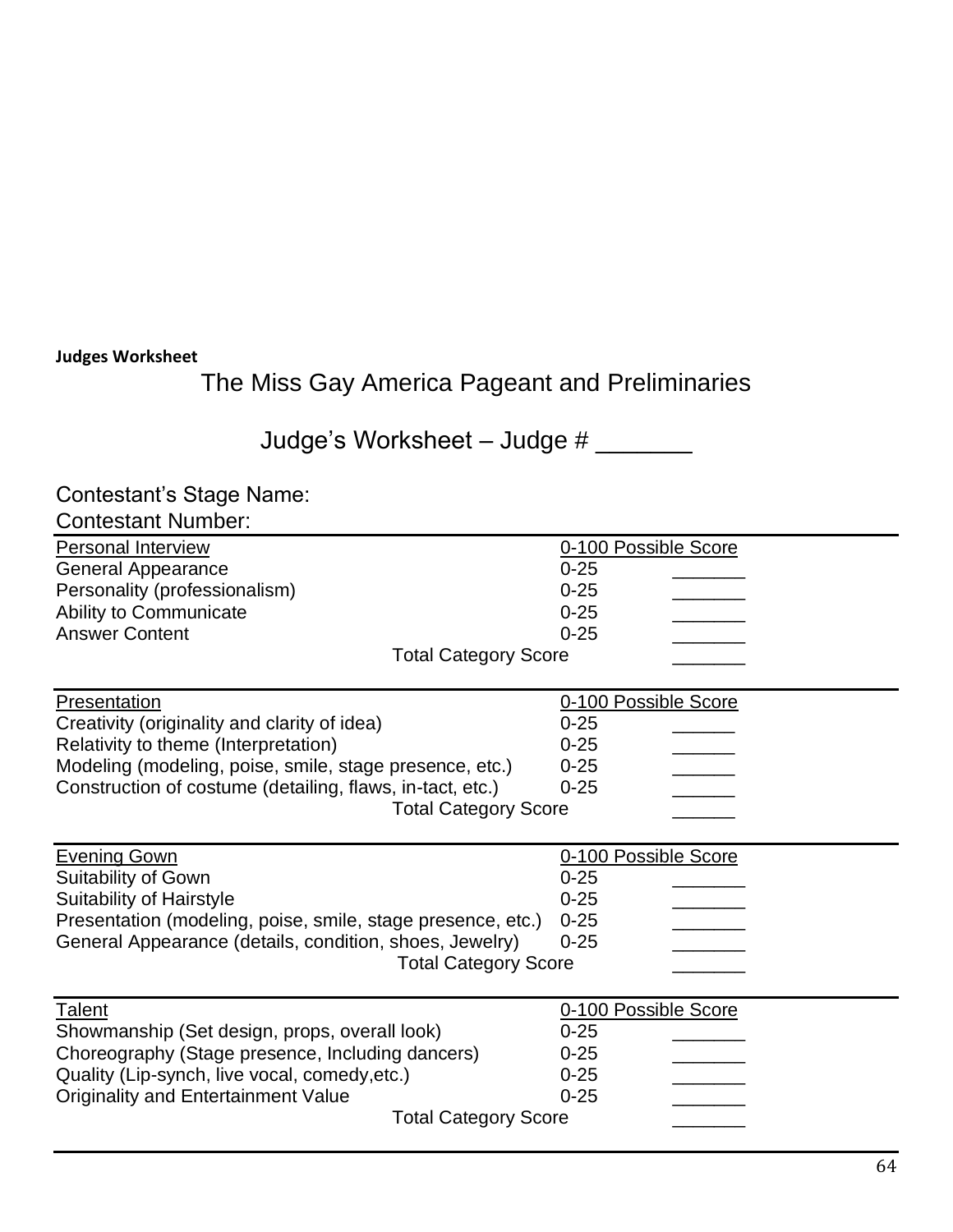**Judges Worksheet**

# The Miss Gay America Pageant and Preliminaries

## Judge's Worksheet – Judge # _______

Contestant's Stage Name:

Contestant Number:

| Personal Interview | 0-100 Possible Score | |
|---|---|---|
| General Appearance | 0-25 | _______ |
| Personality (professionalism) | 0-25 | _______ |
| Ability to Communicate | 0-25 | _______ |
| Answer Content | 0-25 | _______ |
| Total Category Score | | _______ |

| Presentation | 0-100 Possible Score | |
|---|---|---|
| Creativity (originality and clarity of idea) | 0-25 | ______ |
| Relativity to theme (Interpretation) | 0-25 | ______ |
| Modeling (modeling, poise, smile, stage presence, etc.) | 0-25 | ______ |
| Construction of costume (detailing, flaws, in-tact, etc.) | 0-25 | ______ |
| Total Category Score | | ______ |

| Evening Gown | 0-100 Possible Score | |
|---|---|---|
| Suitability of Gown | 0-25 | _______ |
| Suitability of Hairstyle | 0-25 | _______ |
| Presentation (modeling, poise, smile, stage presence, etc.) | 0-25 | _______ |
| General Appearance (details, condition, shoes, Jewelry) | 0-25 | _______ |
| Total Category Score | | _______ |

| Talent | 0-100 Possible Score | |
|---|---|---|
| Showmanship (Set design, props, overall look) | 0-25 | _______ |
| Choreography (Stage presence, Including dancers) | 0-25 | _______ |
| Quality (Lip-synch, live vocal, comedy,etc.) | 0-25 | _______ |
| Originality and Entertainment Value | 0-25 | _______ |
| Total Category Score | | _______ |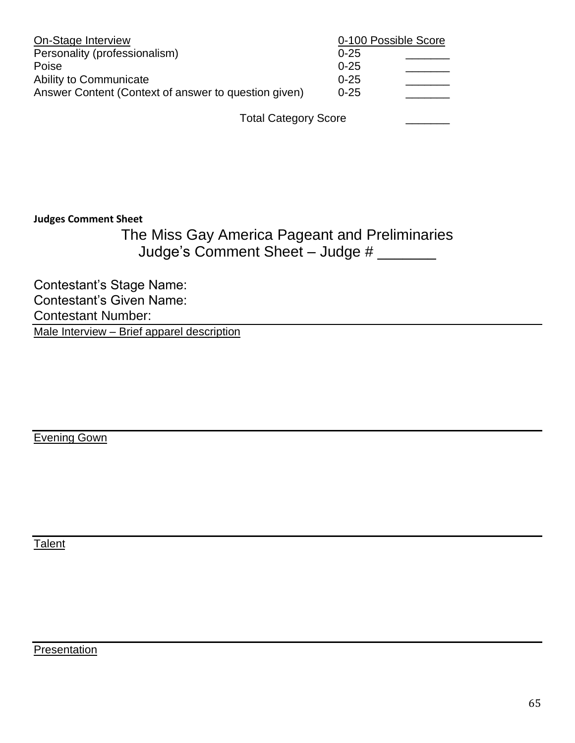| On-Stage Interview | 0-100 Possible Score | |
| --- | --- | --- |
| Personality (professionalism) | 0-25 | _______ |
| Poise | 0-25 | _______ |
| Ability to Communicate | 0-25 | _______ |
| Answer Content (Context of answer to question given) | 0-25 | _______ |
| Total Category Score | | _______ |

**Judges Comment Sheet**

## The Miss Gay America Pageant and Preliminaries
## Judge's Comment Sheet – Judge # _______

Contestant's Stage Name:
Contestant's Given Name:
Contestant Number:

---

Male Interview – Brief apparel description

---

Evening Gown

---

Talent

---

Presentation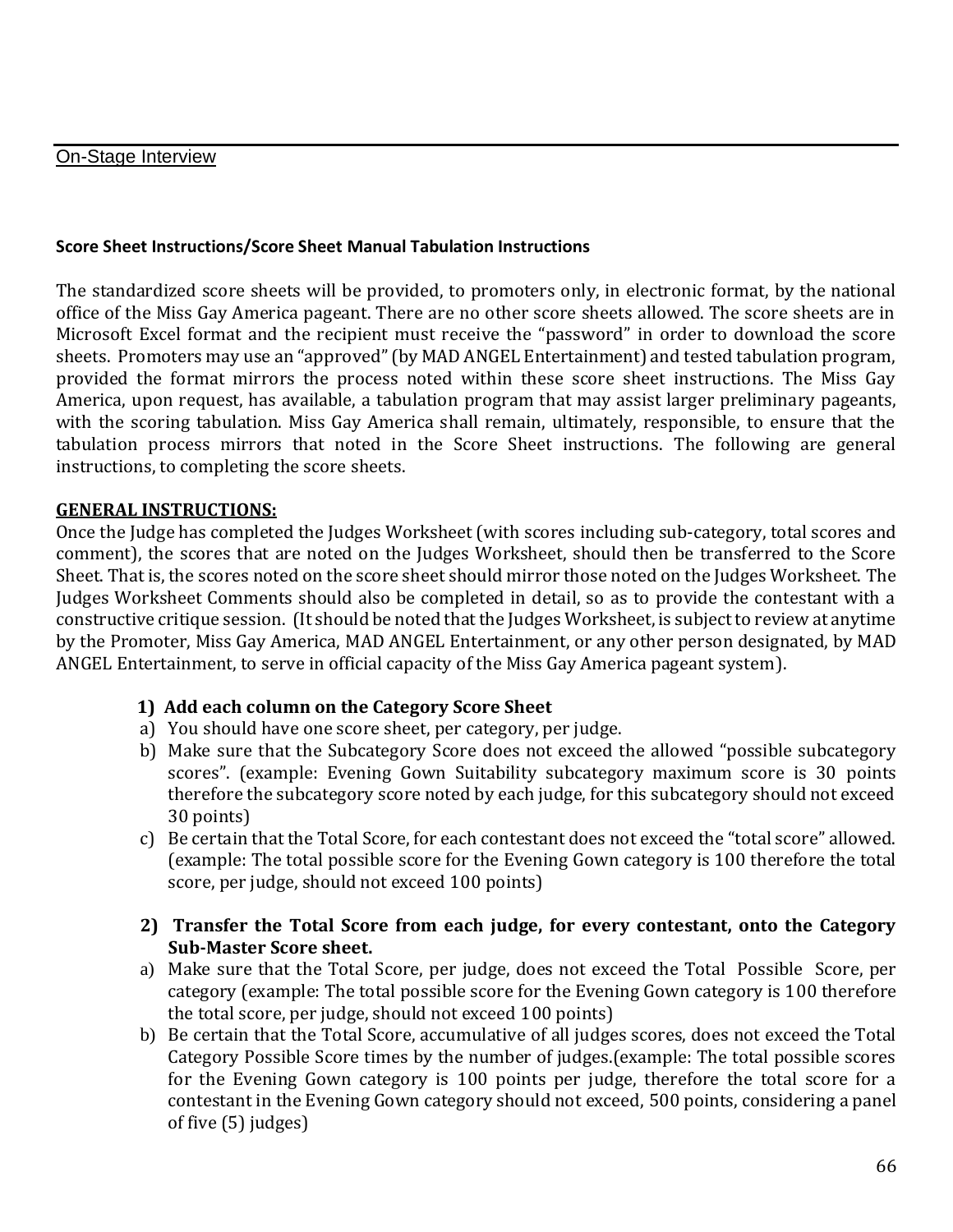On-Stage Interview

**Score Sheet Instructions/Score Sheet Manual Tabulation Instructions**

The standardized score sheets will be provided, to promoters only, in electronic format, by the national office of the Miss Gay America pageant. There are no other score sheets allowed. The score sheets are in Microsoft Excel format and the recipient must receive the "password" in order to download the score sheets. Promoters may use an "approved" (by MAD ANGEL Entertainment) and tested tabulation program, provided the format mirrors the process noted within these score sheet instructions. The Miss Gay America, upon request, has available, a tabulation program that may assist larger preliminary pageants, with the scoring tabulation. Miss Gay America shall remain, ultimately, responsible, to ensure that the tabulation process mirrors that noted in the Score Sheet instructions. The following are general instructions, to completing the score sheets.

**GENERAL INSTRUCTIONS:**

Once the Judge has completed the Judges Worksheet (with scores including sub-category, total scores and comment), the scores that are noted on the Judges Worksheet, should then be transferred to the Score Sheet. That is, the scores noted on the score sheet should mirror those noted on the Judges Worksheet. The Judges Worksheet Comments should also be completed in detail, so as to provide the contestant with a constructive critique session. (It should be noted that the Judges Worksheet, is subject to review at anytime by the Promoter, Miss Gay America, MAD ANGEL Entertainment, or any other person designated, by MAD ANGEL Entertainment, to serve in official capacity of the Miss Gay America pageant system).

**1) Add each column on the Category Score Sheet**

a) You should have one score sheet, per category, per judge.
b) Make sure that the Subcategory Score does not exceed the allowed "possible subcategory scores". (example: Evening Gown Suitability subcategory maximum score is 30 points therefore the subcategory score noted by each judge, for this subcategory should not exceed 30 points)
c) Be certain that the Total Score, for each contestant does not exceed the "total score" allowed. (example: The total possible score for the Evening Gown category is 100 therefore the total score, per judge, should not exceed 100 points)

**2) Transfer the Total Score from each judge, for every contestant, onto the Category Sub-Master Score sheet.**

a) Make sure that the Total Score, per judge, does not exceed the Total Possible Score, per category (example: The total possible score for the Evening Gown category is 100 therefore the total score, per judge, should not exceed 100 points)
b) Be certain that the Total Score, accumulative of all judges scores, does not exceed the Total Category Possible Score times by the number of judges.(example: The total possible scores for the Evening Gown category is 100 points per judge, therefore the total score for a contestant in the Evening Gown category should not exceed, 500 points, considering a panel of five (5) judges)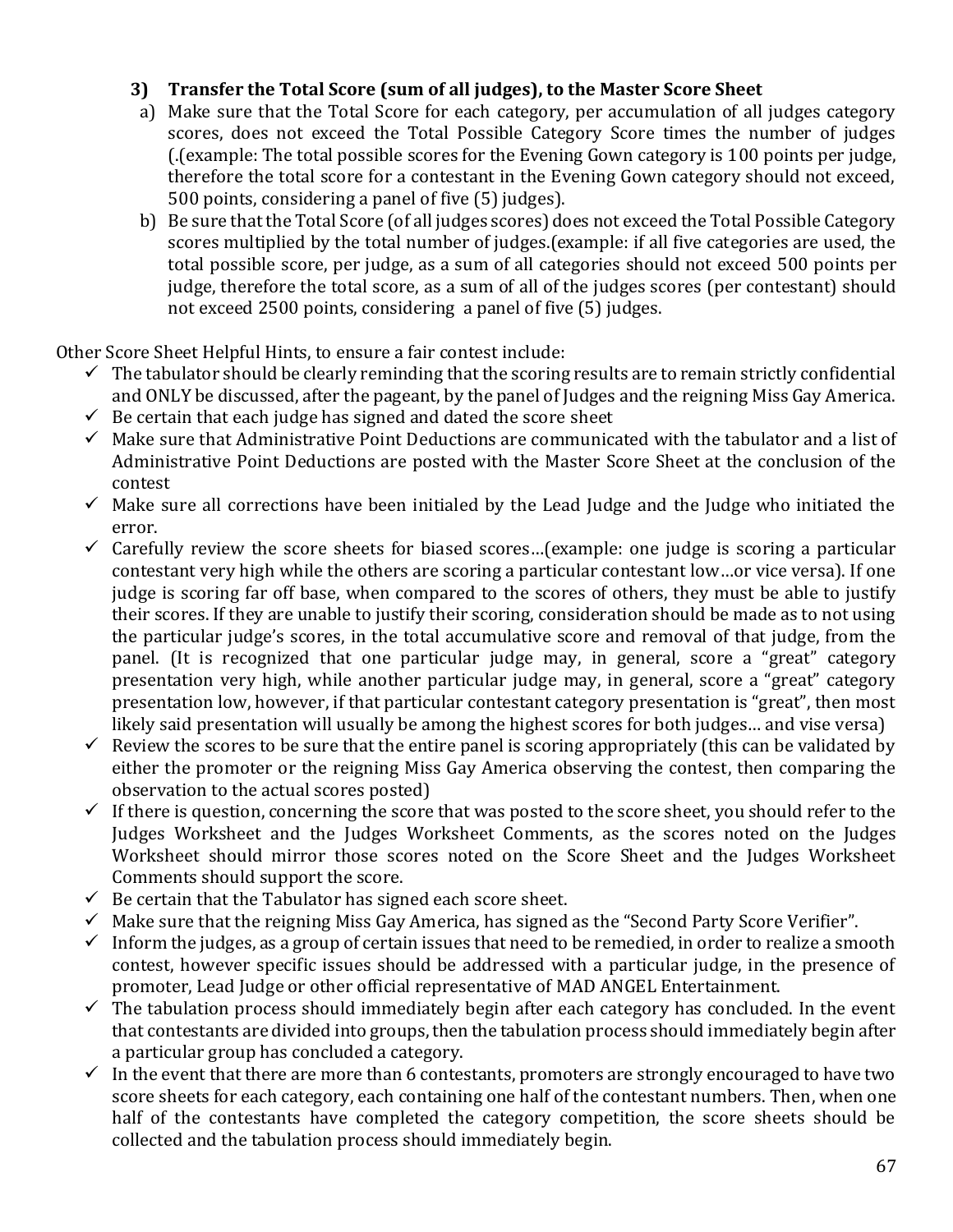### 3) Transfer the Total Score (sum of all judges), to the Master Score Sheet

a) Make sure that the Total Score for each category, per accumulation of all judges category scores, does not exceed the Total Possible Category Score times the number of judges (.(example: The total possible scores for the Evening Gown category is 100 points per judge, therefore the total score for a contestant in the Evening Gown category should not exceed, 500 points, considering a panel of five (5) judges).

b) Be sure that the Total Score (of all judges scores) does not exceed the Total Possible Category scores multiplied by the total number of judges.(example: if all five categories are used, the total possible score, per judge, as a sum of all categories should not exceed 500 points per judge, therefore the total score, as a sum of all of the judges scores (per contestant) should not exceed 2500 points, considering a panel of five (5) judges.

Other Score Sheet Helpful Hints, to ensure a fair contest include:

- ✓ The tabulator should be clearly reminding that the scoring results are to remain strictly confidential and ONLY be discussed, after the pageant, by the panel of Judges and the reigning Miss Gay America.
- ✓ Be certain that each judge has signed and dated the score sheet
- ✓ Make sure that Administrative Point Deductions are communicated with the tabulator and a list of Administrative Point Deductions are posted with the Master Score Sheet at the conclusion of the contest
- ✓ Make sure all corrections have been initialed by the Lead Judge and the Judge who initiated the error.
- ✓ Carefully review the score sheets for biased scores…(example: one judge is scoring a particular contestant very high while the others are scoring a particular contestant low…or vice versa). If one judge is scoring far off base, when compared to the scores of others, they must be able to justify their scores. If they are unable to justify their scoring, consideration should be made as to not using the particular judge's scores, in the total accumulative score and removal of that judge, from the panel. (It is recognized that one particular judge may, in general, score a "great" category presentation very high, while another particular judge may, in general, score a "great" category presentation low, however, if that particular contestant category presentation is "great", then most likely said presentation will usually be among the highest scores for both judges… and vise versa)
- ✓ Review the scores to be sure that the entire panel is scoring appropriately (this can be validated by either the promoter or the reigning Miss Gay America observing the contest, then comparing the observation to the actual scores posted)
- ✓ If there is question, concerning the score that was posted to the score sheet, you should refer to the Judges Worksheet and the Judges Worksheet Comments, as the scores noted on the Judges Worksheet should mirror those scores noted on the Score Sheet and the Judges Worksheet Comments should support the score.
- ✓ Be certain that the Tabulator has signed each score sheet.
- ✓ Make sure that the reigning Miss Gay America, has signed as the "Second Party Score Verifier".
- ✓ Inform the judges, as a group of certain issues that need to be remedied, in order to realize a smooth contest, however specific issues should be addressed with a particular judge, in the presence of promoter, Lead Judge or other official representative of MAD ANGEL Entertainment.
- ✓ The tabulation process should immediately begin after each category has concluded. In the event that contestants are divided into groups, then the tabulation process should immediately begin after a particular group has concluded a category.
- ✓ In the event that there are more than 6 contestants, promoters are strongly encouraged to have two score sheets for each category, each containing one half of the contestant numbers. Then, when one half of the contestants have completed the category competition, the score sheets should be collected and the tabulation process should immediately begin.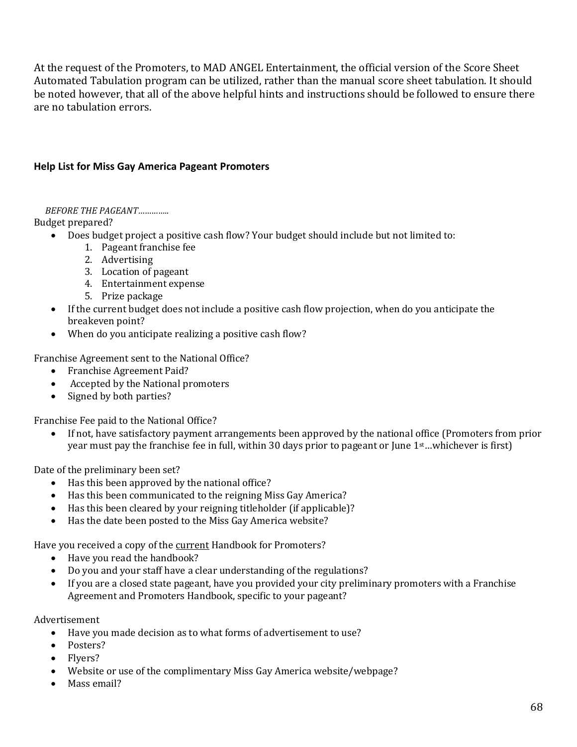At the request of the Promoters, to MAD ANGEL Entertainment, the official version of the Score Sheet Automated Tabulation program can be utilized, rather than the manual score sheet tabulation. It should be noted however, that all of the above helpful hints and instructions should be followed to ensure there are no tabulation errors.

### Help List for Miss Gay America Pageant Promoters

*BEFORE THE PAGEANT…………..*

Budget prepared?

- Does budget project a positive cash flow? Your budget should include but not limited to:
  1. Pageant franchise fee
  2. Advertising
  3. Location of pageant
  4. Entertainment expense
  5. Prize package
- If the current budget does not include a positive cash flow projection, when do you anticipate the breakeven point?
- When do you anticipate realizing a positive cash flow?

Franchise Agreement sent to the National Office?

- Franchise Agreement Paid?
- Accepted by the National promoters
- Signed by both parties?

Franchise Fee paid to the National Office?

- If not, have satisfactory payment arrangements been approved by the national office (Promoters from prior year must pay the franchise fee in full, within 30 days prior to pageant or June 1st…whichever is first)

Date of the preliminary been set?

- Has this been approved by the national office?
- Has this been communicated to the reigning Miss Gay America?
- Has this been cleared by your reigning titleholder (if applicable)?
- Has the date been posted to the Miss Gay America website?

Have you received a copy of the current Handbook for Promoters?

- Have you read the handbook?
- Do you and your staff have a clear understanding of the regulations?
- If you are a closed state pageant, have you provided your city preliminary promoters with a Franchise Agreement and Promoters Handbook, specific to your pageant?

Advertisement

- Have you made decision as to what forms of advertisement to use?
- Posters?
- Flyers?
- Website or use of the complimentary Miss Gay America website/webpage?
- Mass email?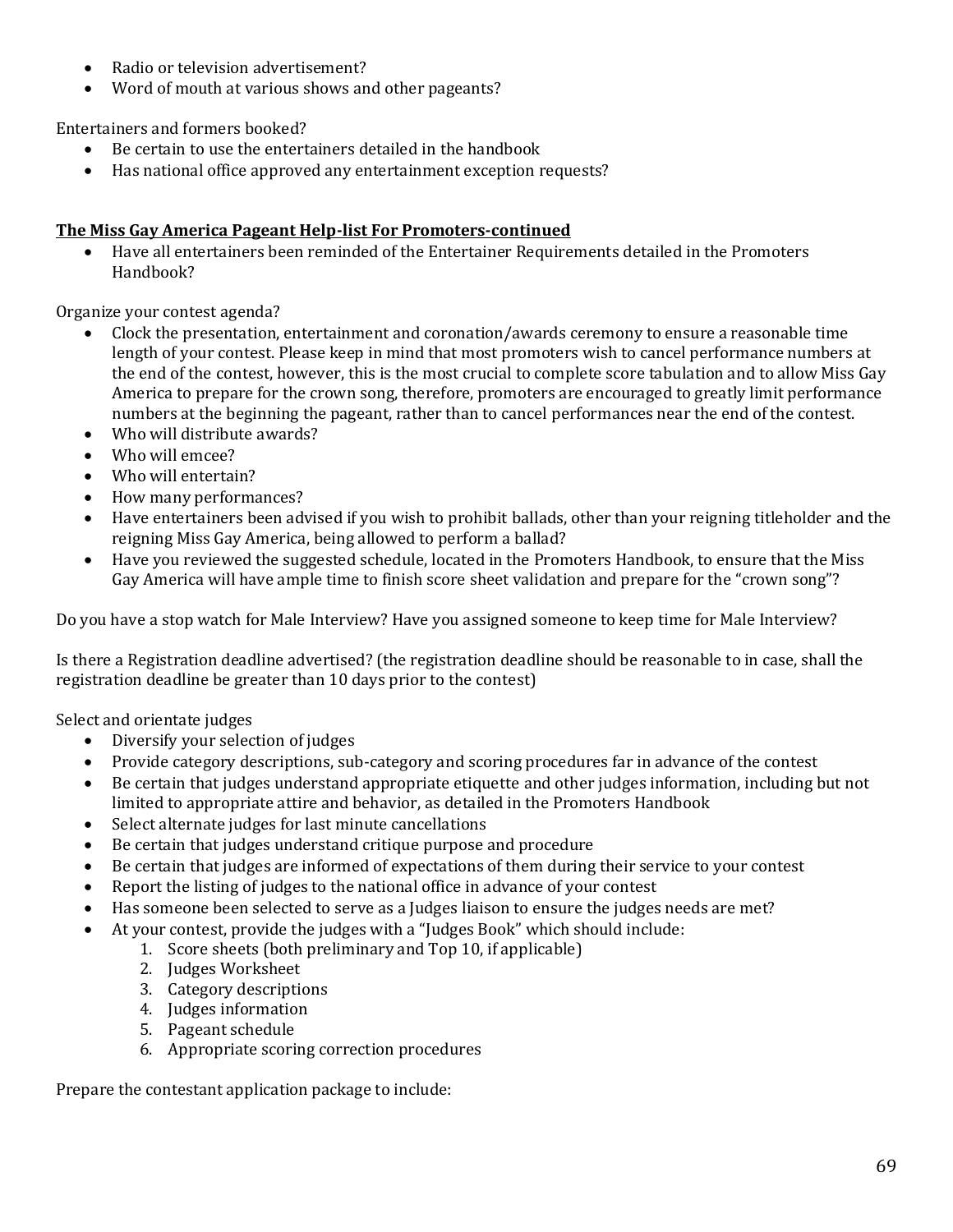- Radio or television advertisement?
- Word of mouth at various shows and other pageants?

Entertainers and formers booked?

- Be certain to use the entertainers detailed in the handbook
- Has national office approved any entertainment exception requests?

**The Miss Gay America Pageant Help-list For Promoters-continued**

- Have all entertainers been reminded of the Entertainer Requirements detailed in the Promoters Handbook?

Organize your contest agenda?

- Clock the presentation, entertainment and coronation/awards ceremony to ensure a reasonable time length of your contest. Please keep in mind that most promoters wish to cancel performance numbers at the end of the contest, however, this is the most crucial to complete score tabulation and to allow Miss Gay America to prepare for the crown song, therefore, promoters are encouraged to greatly limit performance numbers at the beginning the pageant, rather than to cancel performances near the end of the contest.
- Who will distribute awards?
- Who will emcee?
- Who will entertain?
- How many performances?
- Have entertainers been advised if you wish to prohibit ballads, other than your reigning titleholder and the reigning Miss Gay America, being allowed to perform a ballad?
- Have you reviewed the suggested schedule, located in the Promoters Handbook, to ensure that the Miss Gay America will have ample time to finish score sheet validation and prepare for the "crown song"?

Do you have a stop watch for Male Interview? Have you assigned someone to keep time for Male Interview?

Is there a Registration deadline advertised? (the registration deadline should be reasonable to in case, shall the registration deadline be greater than 10 days prior to the contest)

Select and orientate judges

- Diversify your selection of judges
- Provide category descriptions, sub-category and scoring procedures far in advance of the contest
- Be certain that judges understand appropriate etiquette and other judges information, including but not limited to appropriate attire and behavior, as detailed in the Promoters Handbook
- Select alternate judges for last minute cancellations
- Be certain that judges understand critique purpose and procedure
- Be certain that judges are informed of expectations of them during their service to your contest
- Report the listing of judges to the national office in advance of your contest
- Has someone been selected to serve as a Judges liaison to ensure the judges needs are met?
- At your contest, provide the judges with a "Judges Book" which should include:
  1. Score sheets (both preliminary and Top 10, if applicable)
  2. Judges Worksheet
  3. Category descriptions
  4. Judges information
  5. Pageant schedule
  6. Appropriate scoring correction procedures

Prepare the contestant application package to include: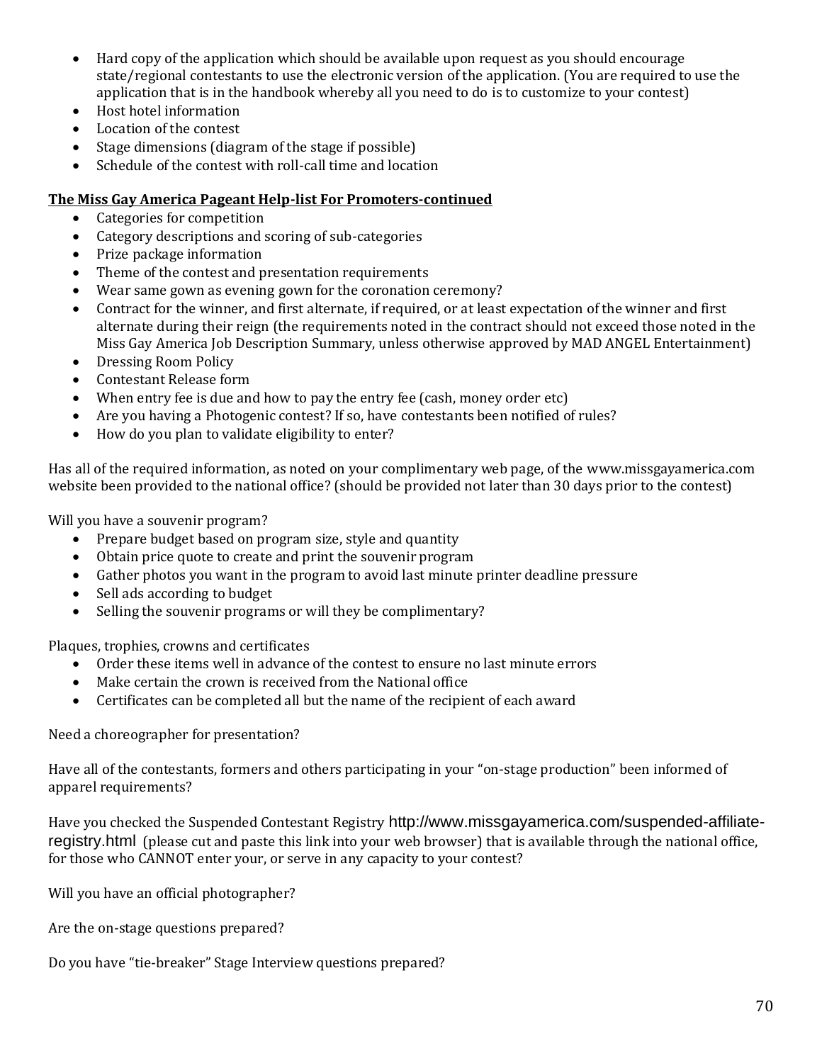- Hard copy of the application which should be available upon request as you should encourage state/regional contestants to use the electronic version of the application. (You are required to use the application that is in the handbook whereby all you need to do is to customize to your contest)
- Host hotel information
- Location of the contest
- Stage dimensions (diagram of the stage if possible)
- Schedule of the contest with roll-call time and location

**The Miss Gay America Pageant Help-list For Promoters-continued**

- Categories for competition
- Category descriptions and scoring of sub-categories
- Prize package information
- Theme of the contest and presentation requirements
- Wear same gown as evening gown for the coronation ceremony?
- Contract for the winner, and first alternate, if required, or at least expectation of the winner and first alternate during their reign (the requirements noted in the contract should not exceed those noted in the Miss Gay America Job Description Summary, unless otherwise approved by MAD ANGEL Entertainment)
- Dressing Room Policy
- Contestant Release form
- When entry fee is due and how to pay the entry fee (cash, money order etc)
- Are you having a Photogenic contest? If so, have contestants been notified of rules?
- How do you plan to validate eligibility to enter?

Has all of the required information, as noted on your complimentary web page, of the www.missgayamerica.com website been provided to the national office? (should be provided not later than 30 days prior to the contest)

Will you have a souvenir program?

- Prepare budget based on program size, style and quantity
- Obtain price quote to create and print the souvenir program
- Gather photos you want in the program to avoid last minute printer deadline pressure
- Sell ads according to budget
- Selling the souvenir programs or will they be complimentary?

Plaques, trophies, crowns and certificates

- Order these items well in advance of the contest to ensure no last minute errors
- Make certain the crown is received from the National office
- Certificates can be completed all but the name of the recipient of each award

Need a choreographer for presentation?

Have all of the contestants, formers and others participating in your "on-stage production" been informed of apparel requirements?

Have you checked the Suspended Contestant Registry http://www.missgayamerica.com/suspended-affiliate-registry.html (please cut and paste this link into your web browser) that is available through the national office, for those who CANNOT enter your, or serve in any capacity to your contest?

Will you have an official photographer?

Are the on-stage questions prepared?

Do you have "tie-breaker" Stage Interview questions prepared?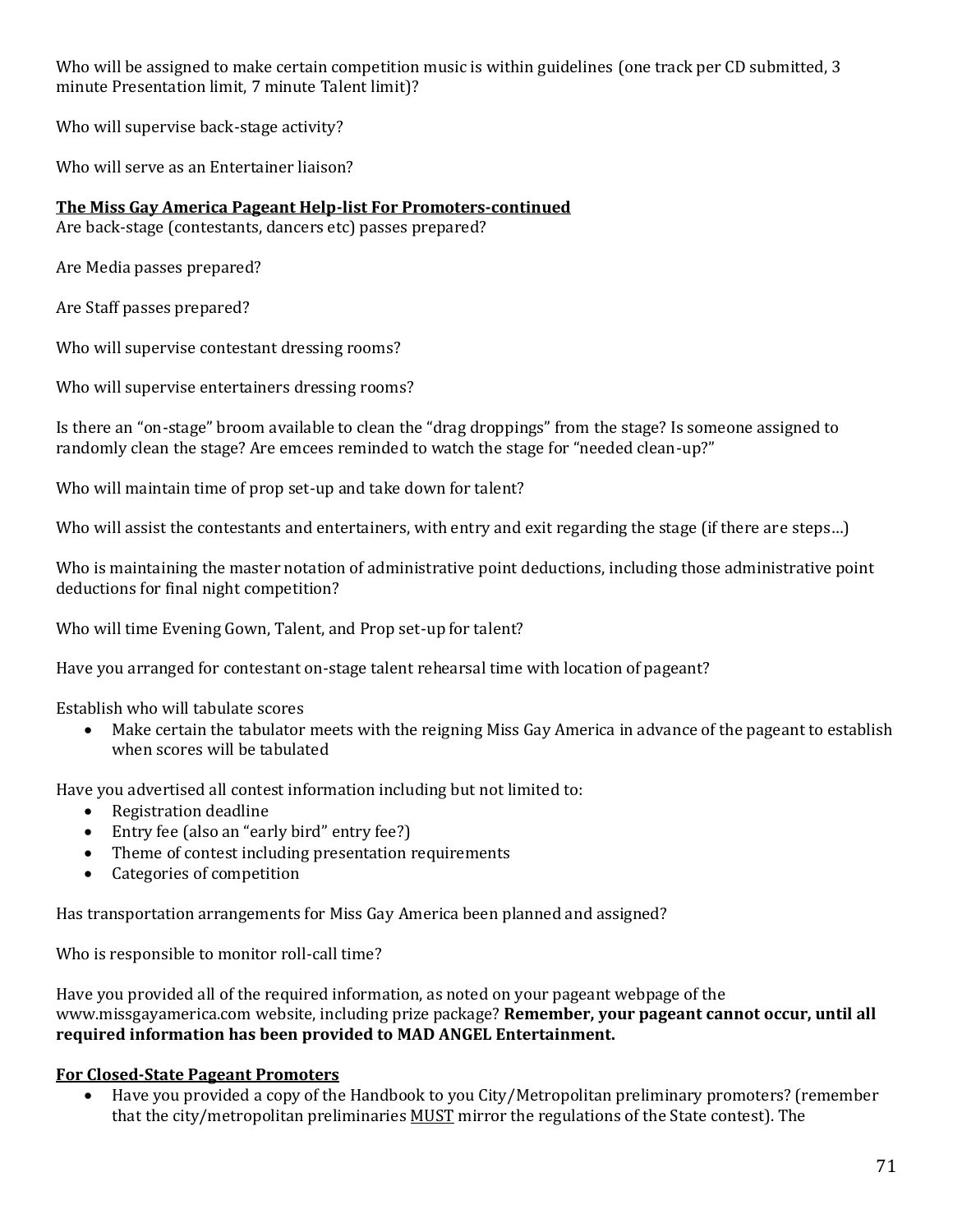Who will be assigned to make certain competition music is within guidelines (one track per CD submitted, 3 minute Presentation limit, 7 minute Talent limit)?

Who will supervise back-stage activity?

Who will serve as an Entertainer liaison?

**The Miss Gay America Pageant Help-list For Promoters-continued**

Are back-stage (contestants, dancers etc) passes prepared?

Are Media passes prepared?

Are Staff passes prepared?

Who will supervise contestant dressing rooms?

Who will supervise entertainers dressing rooms?

Is there an "on-stage" broom available to clean the "drag droppings" from the stage? Is someone assigned to randomly clean the stage? Are emcees reminded to watch the stage for "needed clean-up?"

Who will maintain time of prop set-up and take down for talent?

Who will assist the contestants and entertainers, with entry and exit regarding the stage (if there are steps…)

Who is maintaining the master notation of administrative point deductions, including those administrative point deductions for final night competition?

Who will time Evening Gown, Talent, and Prop set-up for talent?

Have you arranged for contestant on-stage talent rehearsal time with location of pageant?

Establish who will tabulate scores

- Make certain the tabulator meets with the reigning Miss Gay America in advance of the pageant to establish when scores will be tabulated

Have you advertised all contest information including but not limited to:

- Registration deadline
- Entry fee (also an "early bird" entry fee?)
- Theme of contest including presentation requirements
- Categories of competition

Has transportation arrangements for Miss Gay America been planned and assigned?

Who is responsible to monitor roll-call time?

Have you provided all of the required information, as noted on your pageant webpage of the www.missgayamerica.com website, including prize package? **Remember, your pageant cannot occur, until all required information has been provided to MAD ANGEL Entertainment.**

**For Closed-State Pageant Promoters**

- Have you provided a copy of the Handbook to you City/Metropolitan preliminary promoters? (remember that the city/metropolitan preliminaries MUST mirror the regulations of the State contest). The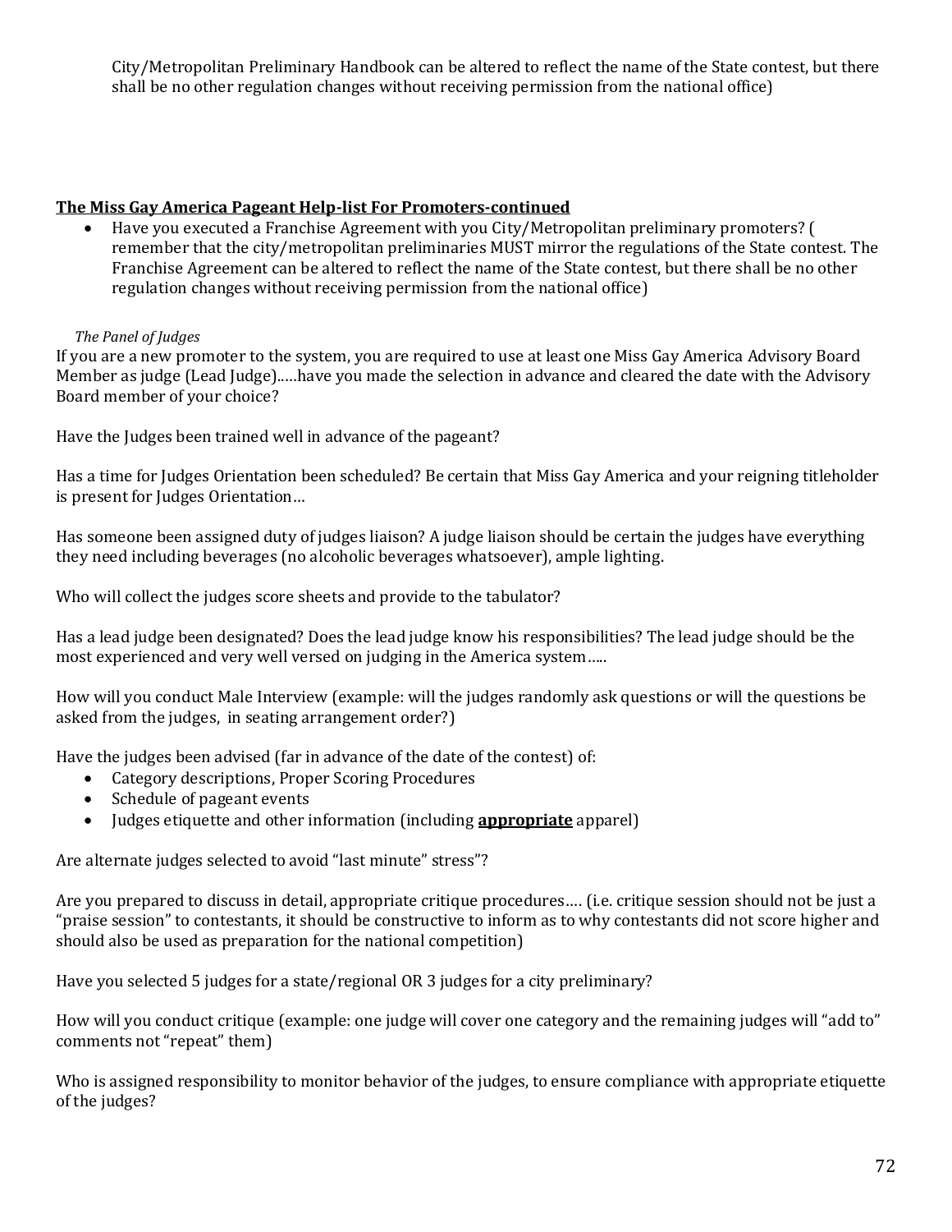City/Metropolitan Preliminary Handbook can be altered to reflect the name of the State contest, but there shall be no other regulation changes without receiving permission from the national office)

**<u>The Miss Gay America Pageant Help-list For Promoters-continued</u>**

- Have you executed a Franchise Agreement with you City/Metropolitan preliminary promoters? ( remember that the city/metropolitan preliminaries MUST mirror the regulations of the State contest. The Franchise Agreement can be altered to reflect the name of the State contest, but there shall be no other regulation changes without receiving permission from the national office)

*The Panel of Judges*

If you are a new promoter to the system, you are required to use at least one Miss Gay America Advisory Board Member as judge (Lead Judge)…..have you made the selection in advance and cleared the date with the Advisory Board member of your choice?

Have the Judges been trained well in advance of the pageant?

Has a time for Judges Orientation been scheduled? Be certain that Miss Gay America and your reigning titleholder is present for Judges Orientation…

Has someone been assigned duty of judges liaison? A judge liaison should be certain the judges have everything they need including beverages (no alcoholic beverages whatsoever), ample lighting.

Who will collect the judges score sheets and provide to the tabulator?

Has a lead judge been designated? Does the lead judge know his responsibilities? The lead judge should be the most experienced and very well versed on judging in the America system…..

How will you conduct Male Interview (example: will the judges randomly ask questions or will the questions be asked from the judges, in seating arrangement order?)

Have the judges been advised (far in advance of the date of the contest) of:

- Category descriptions, Proper Scoring Procedures
- Schedule of pageant events
- Judges etiquette and other information (including **<u>appropriate</u>** apparel)

Are alternate judges selected to avoid "last minute" stress"?

Are you prepared to discuss in detail, appropriate critique procedures…. (i.e. critique session should not be just a "praise session" to contestants, it should be constructive to inform as to why contestants did not score higher and should also be used as preparation for the national competition)

Have you selected 5 judges for a state/regional OR 3 judges for a city preliminary?

How will you conduct critique (example: one judge will cover one category and the remaining judges will "add to" comments not "repeat" them)

Who is assigned responsibility to monitor behavior of the judges, to ensure compliance with appropriate etiquette of the judges?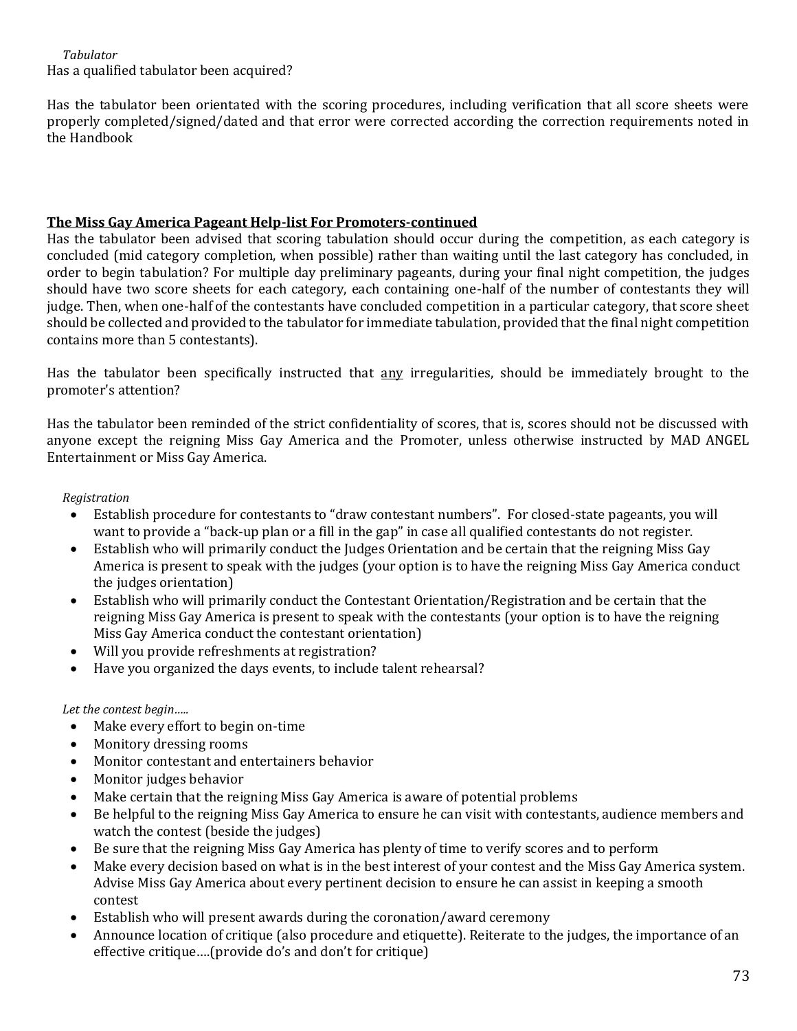*Tabulator*

Has a qualified tabulator been acquired?

Has the tabulator been orientated with the scoring procedures, including verification that all score sheets were properly completed/signed/dated and that error were corrected according the correction requirements noted in the Handbook

**<u>The Miss Gay America Pageant Help-list For Promoters-continued</u>**

Has the tabulator been advised that scoring tabulation should occur during the competition, as each category is concluded (mid category completion, when possible) rather than waiting until the last category has concluded, in order to begin tabulation? For multiple day preliminary pageants, during your final night competition, the judges should have two score sheets for each category, each containing one-half of the number of contestants they will judge. Then, when one-half of the contestants have concluded competition in a particular category, that score sheet should be collected and provided to the tabulator for immediate tabulation, provided that the final night competition contains more than 5 contestants).

Has the tabulator been specifically instructed that <u>any</u> irregularities, should be immediately brought to the promoter's attention?

Has the tabulator been reminded of the strict confidentiality of scores, that is, scores should not be discussed with anyone except the reigning Miss Gay America and the Promoter, unless otherwise instructed by MAD ANGEL Entertainment or Miss Gay America.

*Registration*

- Establish procedure for contestants to "draw contestant numbers". For closed-state pageants, you will want to provide a "back-up plan or a fill in the gap" in case all qualified contestants do not register.
- Establish who will primarily conduct the Judges Orientation and be certain that the reigning Miss Gay America is present to speak with the judges (your option is to have the reigning Miss Gay America conduct the judges orientation)
- Establish who will primarily conduct the Contestant Orientation/Registration and be certain that the reigning Miss Gay America is present to speak with the contestants (your option is to have the reigning Miss Gay America conduct the contestant orientation)
- Will you provide refreshments at registration?
- Have you organized the days events, to include talent rehearsal?

*Let the contest begin…..*

- Make every effort to begin on-time
- Monitory dressing rooms
- Monitor contestant and entertainers behavior
- Monitor judges behavior
- Make certain that the reigning Miss Gay America is aware of potential problems
- Be helpful to the reigning Miss Gay America to ensure he can visit with contestants, audience members and watch the contest (beside the judges)
- Be sure that the reigning Miss Gay America has plenty of time to verify scores and to perform
- Make every decision based on what is in the best interest of your contest and the Miss Gay America system. Advise Miss Gay America about every pertinent decision to ensure he can assist in keeping a smooth contest
- Establish who will present awards during the coronation/award ceremony
- Announce location of critique (also procedure and etiquette). Reiterate to the judges, the importance of an effective critique….(provide do's and don't for critique)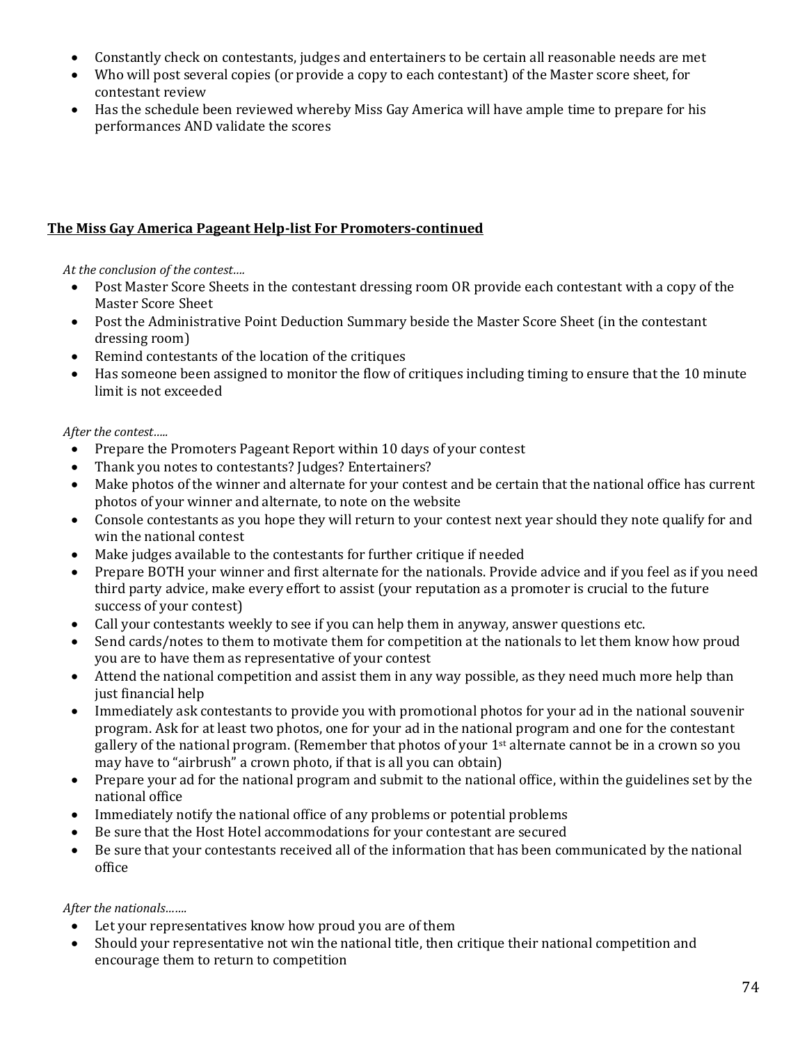- Constantly check on contestants, judges and entertainers to be certain all reasonable needs are met
- Who will post several copies (or provide a copy to each contestant) of the Master score sheet, for contestant review
- Has the schedule been reviewed whereby Miss Gay America will have ample time to prepare for his performances AND validate the scores

**The Miss Gay America Pageant Help-list For Promoters-continued**

*At the conclusion of the contest….*

- Post Master Score Sheets in the contestant dressing room OR provide each contestant with a copy of the Master Score Sheet
- Post the Administrative Point Deduction Summary beside the Master Score Sheet (in the contestant dressing room)
- Remind contestants of the location of the critiques
- Has someone been assigned to monitor the flow of critiques including timing to ensure that the 10 minute limit is not exceeded

*After the contest…..*

- Prepare the Promoters Pageant Report within 10 days of your contest
- Thank you notes to contestants? Judges? Entertainers?
- Make photos of the winner and alternate for your contest and be certain that the national office has current photos of your winner and alternate, to note on the website
- Console contestants as you hope they will return to your contest next year should they note qualify for and win the national contest
- Make judges available to the contestants for further critique if needed
- Prepare BOTH your winner and first alternate for the nationals. Provide advice and if you feel as if you need third party advice, make every effort to assist (your reputation as a promoter is crucial to the future success of your contest)
- Call your contestants weekly to see if you can help them in anyway, answer questions etc.
- Send cards/notes to them to motivate them for competition at the nationals to let them know how proud you are to have them as representative of your contest
- Attend the national competition and assist them in any way possible, as they need much more help than just financial help
- Immediately ask contestants to provide you with promotional photos for your ad in the national souvenir program. Ask for at least two photos, one for your ad in the national program and one for the contestant gallery of the national program. (Remember that photos of your 1st alternate cannot be in a crown so you may have to "airbrush" a crown photo, if that is all you can obtain)
- Prepare your ad for the national program and submit to the national office, within the guidelines set by the national office
- Immediately notify the national office of any problems or potential problems
- Be sure that the Host Hotel accommodations for your contestant are secured
- Be sure that your contestants received all of the information that has been communicated by the national office

*After the nationals…….*

- Let your representatives know how proud you are of them
- Should your representative not win the national title, then critique their national competition and encourage them to return to competition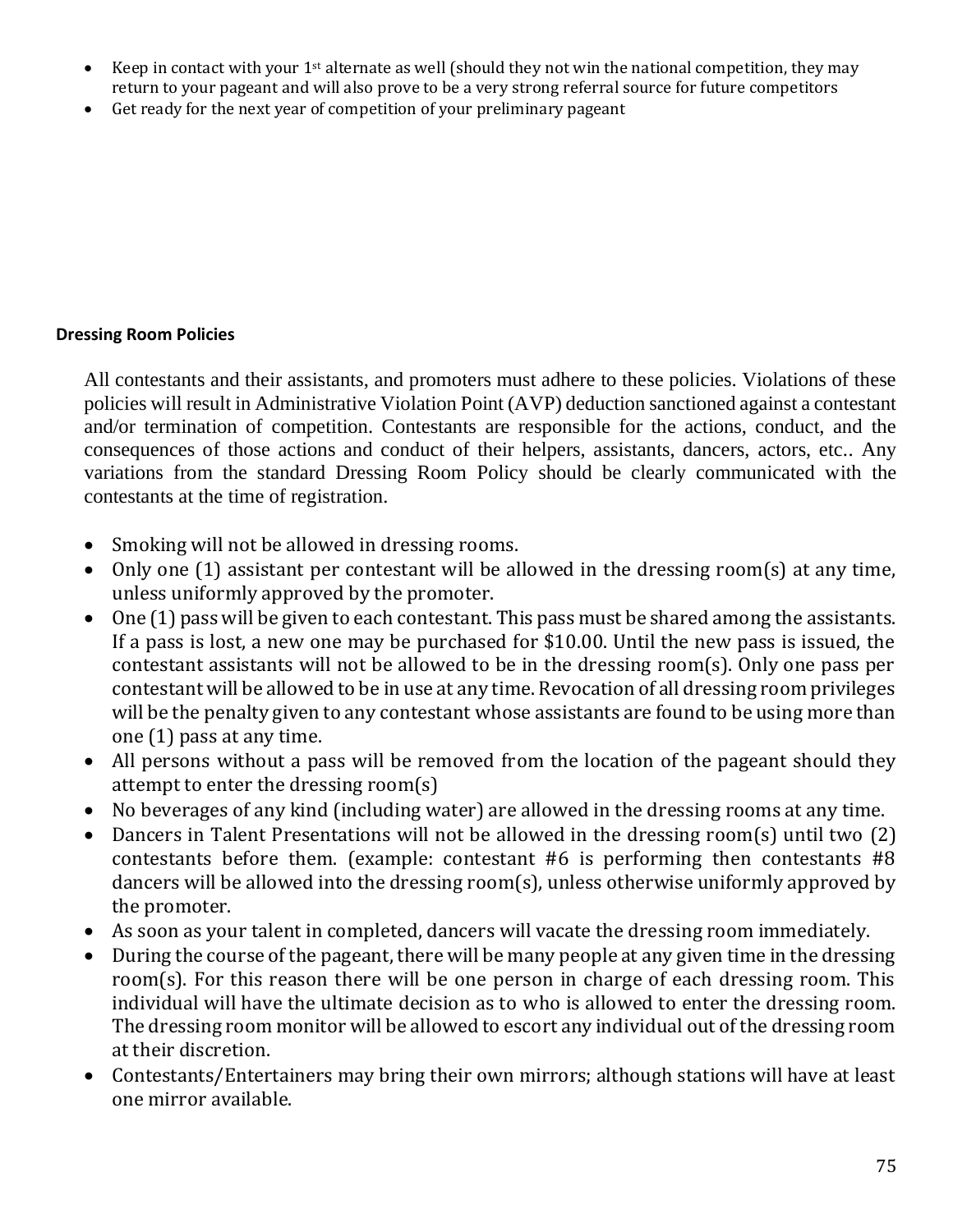- Keep in contact with your 1st alternate as well (should they not win the national competition, they may return to your pageant and will also prove to be a very strong referral source for future competitors
- Get ready for the next year of competition of your preliminary pageant

**Dressing Room Policies**

All contestants and their assistants, and promoters must adhere to these policies. Violations of these policies will result in Administrative Violation Point (AVP) deduction sanctioned against a contestant and/or termination of competition. Contestants are responsible for the actions, conduct, and the consequences of those actions and conduct of their helpers, assistants, dancers, actors, etc.. Any variations from the standard Dressing Room Policy should be clearly communicated with the contestants at the time of registration.

- Smoking will not be allowed in dressing rooms.
- Only one (1) assistant per contestant will be allowed in the dressing room(s) at any time, unless uniformly approved by the promoter.
- One (1) pass will be given to each contestant. This pass must be shared among the assistants. If a pass is lost, a new one may be purchased for $10.00. Until the new pass is issued, the contestant assistants will not be allowed to be in the dressing room(s). Only one pass per contestant will be allowed to be in use at any time. Revocation of all dressing room privileges will be the penalty given to any contestant whose assistants are found to be using more than one (1) pass at any time.
- All persons without a pass will be removed from the location of the pageant should they attempt to enter the dressing room(s)
- No beverages of any kind (including water) are allowed in the dressing rooms at any time.
- Dancers in Talent Presentations will not be allowed in the dressing room(s) until two (2) contestants before them. (example: contestant #6 is performing then contestants #8 dancers will be allowed into the dressing room(s), unless otherwise uniformly approved by the promoter.
- As soon as your talent in completed, dancers will vacate the dressing room immediately.
- During the course of the pageant, there will be many people at any given time in the dressing room(s). For this reason there will be one person in charge of each dressing room. This individual will have the ultimate decision as to who is allowed to enter the dressing room. The dressing room monitor will be allowed to escort any individual out of the dressing room at their discretion.
- Contestants/Entertainers may bring their own mirrors; although stations will have at least one mirror available.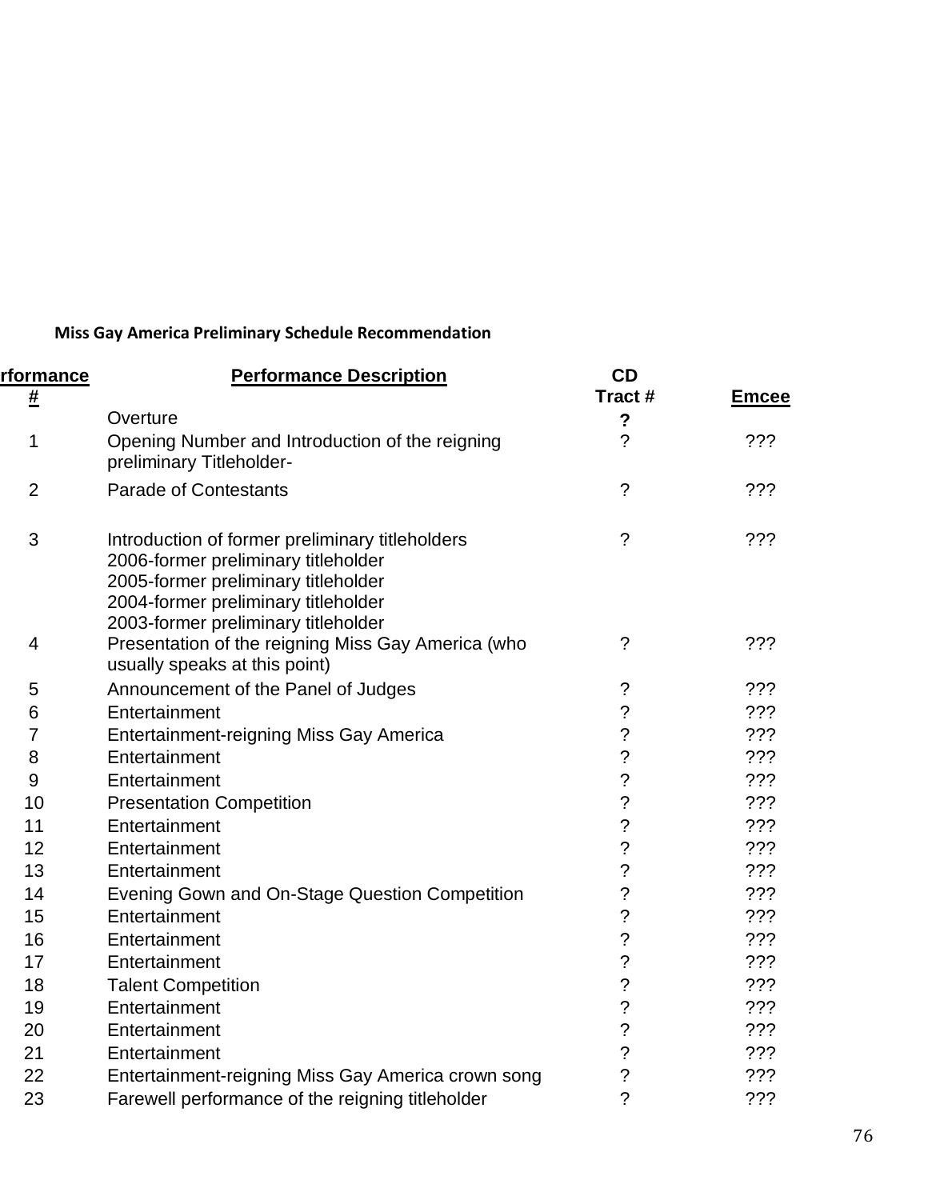**Miss Gay America Preliminary Schedule Recommendation**

| Performance # | Performance Description | CD Tract # | Emcee |
|---|---|---|---|
| | Overture | ? | |
| 1 | Opening Number and Introduction of the reigning preliminary Titleholder- | ? | ??? |
| 2 | Parade of Contestants | ? | ??? |
| 3 | Introduction of former preliminary titleholders<br>2006-former preliminary titleholder<br>2005-former preliminary titleholder<br>2004-former preliminary titleholder<br>2003-former preliminary titleholder | ? | ??? |
| 4 | Presentation of the reigning Miss Gay America (who usually speaks at this point) | ? | ??? |
| 5 | Announcement of the Panel of Judges | ? | ??? |
| 6 | Entertainment | ? | ??? |
| 7 | Entertainment-reigning Miss Gay America | ? | ??? |
| 8 | Entertainment | ? | ??? |
| 9 | Entertainment | ? | ??? |
| 10 | Presentation Competition | ? | ??? |
| 11 | Entertainment | ? | ??? |
| 12 | Entertainment | ? | ??? |
| 13 | Entertainment | ? | ??? |
| 14 | Evening Gown and On-Stage Question Competition | ? | ??? |
| 15 | Entertainment | ? | ??? |
| 16 | Entertainment | ? | ??? |
| 17 | Entertainment | ? | ??? |
| 18 | Talent Competition | ? | ??? |
| 19 | Entertainment | ? | ??? |
| 20 | Entertainment | ? | ??? |
| 21 | Entertainment | ? | ??? |
| 22 | Entertainment-reigning Miss Gay America crown song | ? | ??? |
| 23 | Farewell performance of the reigning titleholder | ? | ??? |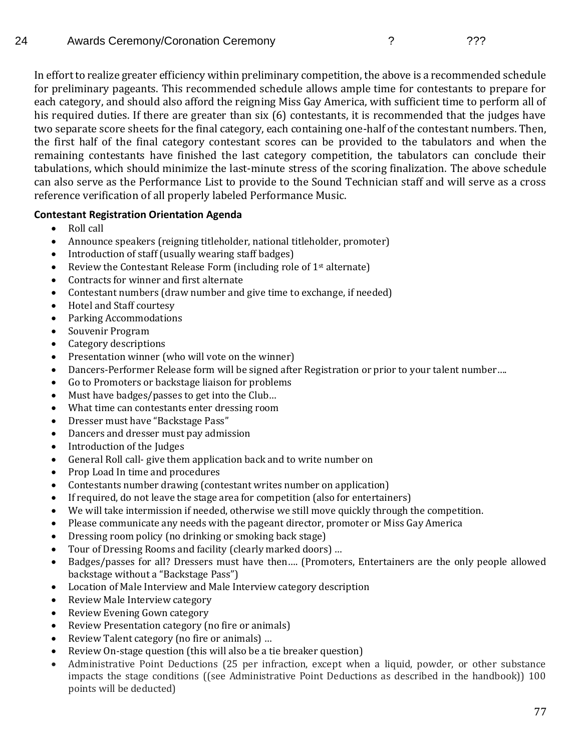| 24 | Awards Ceremony/Coronation Ceremony | ? | ??? |
|---|---|---|---|

In effort to realize greater efficiency within preliminary competition, the above is a recommended schedule for preliminary pageants. This recommended schedule allows ample time for contestants to prepare for each category, and should also afford the reigning Miss Gay America, with sufficient time to perform all of his required duties. If there are greater than six (6) contestants, it is recommended that the judges have two separate score sheets for the final category, each containing one-half of the contestant numbers. Then, the first half of the final category contestant scores can be provided to the tabulators and when the remaining contestants have finished the last category competition, the tabulators can conclude their tabulations, which should minimize the last-minute stress of the scoring finalization. The above schedule can also serve as the Performance List to provide to the Sound Technician staff and will serve as a cross reference verification of all properly labeled Performance Music.

**Contestant Registration Orientation Agenda**

- Roll call
- Announce speakers (reigning titleholder, national titleholder, promoter)
- Introduction of staff (usually wearing staff badges)
- Review the Contestant Release Form (including role of 1st alternate)
- Contracts for winner and first alternate
- Contestant numbers (draw number and give time to exchange, if needed)
- Hotel and Staff courtesy
- Parking Accommodations
- Souvenir Program
- Category descriptions
- Presentation winner (who will vote on the winner)
- Dancers-Performer Release form will be signed after Registration or prior to your talent number….
- Go to Promoters or backstage liaison for problems
- Must have badges/passes to get into the Club…
- What time can contestants enter dressing room
- Dresser must have "Backstage Pass"
- Dancers and dresser must pay admission
- Introduction of the Judges
- General Roll call- give them application back and to write number on
- Prop Load In time and procedures
- Contestants number drawing (contestant writes number on application)
- If required, do not leave the stage area for competition (also for entertainers)
- We will take intermission if needed, otherwise we still move quickly through the competition.
- Please communicate any needs with the pageant director, promoter or Miss Gay America
- Dressing room policy (no drinking or smoking back stage)
- Tour of Dressing Rooms and facility (clearly marked doors) …
- Badges/passes for all? Dressers must have then…. (Promoters, Entertainers are the only people allowed backstage without a "Backstage Pass")
- Location of Male Interview and Male Interview category description
- Review Male Interview category
- Review Evening Gown category
- Review Presentation category (no fire or animals)
- Review Talent category (no fire or animals) …
- Review On-stage question (this will also be a tie breaker question)
- Administrative Point Deductions (25 per infraction, except when a liquid, powder, or other substance impacts the stage conditions ((see Administrative Point Deductions as described in the handbook)) 100 points will be deducted)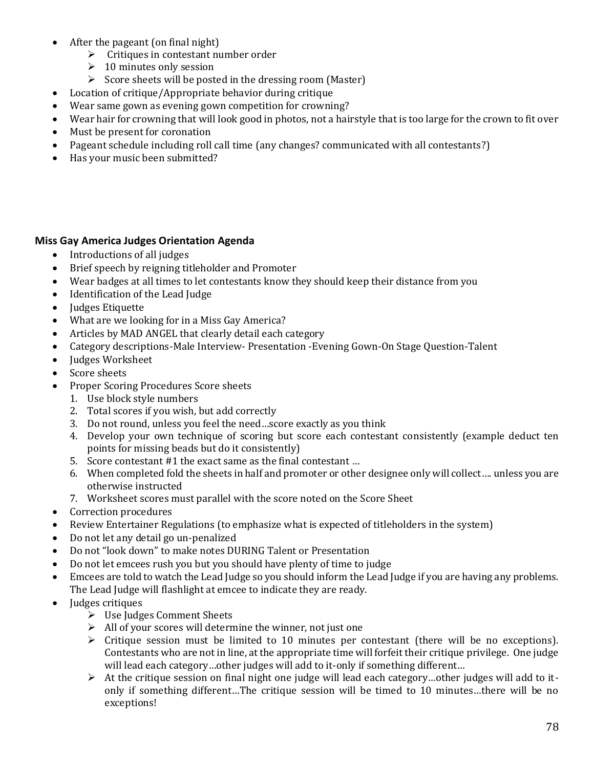- After the pageant (on final night)
  - Critiques in contestant number order
  - 10 minutes only session
  - Score sheets will be posted in the dressing room (Master)
- Location of critique/Appropriate behavior during critique
- Wear same gown as evening gown competition for crowning?
- Wear hair for crowning that will look good in photos, not a hairstyle that is too large for the crown to fit over
- Must be present for coronation
- Pageant schedule including roll call time (any changes? communicated with all contestants?)
- Has your music been submitted?

**Miss Gay America Judges Orientation Agenda**

- Introductions of all judges
- Brief speech by reigning titleholder and Promoter
- Wear badges at all times to let contestants know they should keep their distance from you
- Identification of the Lead Judge
- Judges Etiquette
- What are we looking for in a Miss Gay America?
- Articles by MAD ANGEL that clearly detail each category
- Category descriptions-Male Interview- Presentation -Evening Gown-On Stage Question-Talent
- Judges Worksheet
- Score sheets
- Proper Scoring Procedures Score sheets
  1. Use block style numbers
  2. Total scores if you wish, but add correctly
  3. Do not round, unless you feel the need…score exactly as you think
  4. Develop your own technique of scoring but score each contestant consistently (example deduct ten points for missing beads but do it consistently)
  5. Score contestant #1 the exact same as the final contestant …
  6. When completed fold the sheets in half and promoter or other designee only will collect…. unless you are otherwise instructed
  7. Worksheet scores must parallel with the score noted on the Score Sheet
- Correction procedures
- Review Entertainer Regulations (to emphasize what is expected of titleholders in the system)
- Do not let any detail go un-penalized
- Do not "look down" to make notes DURING Talent or Presentation
- Do not let emcees rush you but you should have plenty of time to judge
- Emcees are told to watch the Lead Judge so you should inform the Lead Judge if you are having any problems. The Lead Judge will flashlight at emcee to indicate they are ready.
- Judges critiques
  - Use Judges Comment Sheets
  - All of your scores will determine the winner, not just one
  - Critique session must be limited to 10 minutes per contestant (there will be no exceptions). Contestants who are not in line, at the appropriate time will forfeit their critique privilege. One judge will lead each category…other judges will add to it-only if something different…
  - At the critique session on final night one judge will lead each category…other judges will add to it-only if something different…The critique session will be timed to 10 minutes…there will be no exceptions!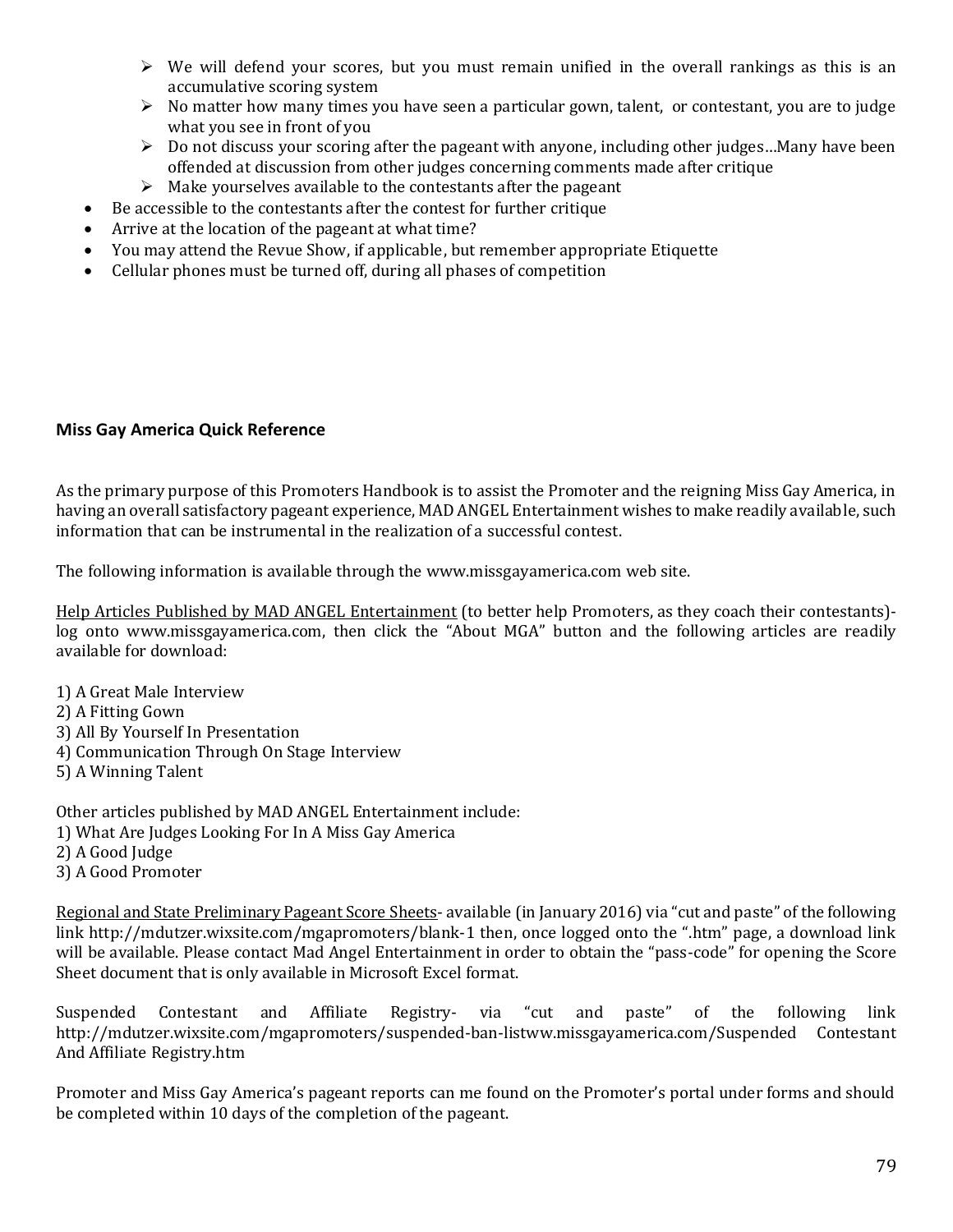- We will defend your scores, but you must remain unified in the overall rankings as this is an accumulative scoring system
  - No matter how many times you have seen a particular gown, talent, or contestant, you are to judge what you see in front of you
  - Do not discuss your scoring after the pageant with anyone, including other judges…Many have been offended at discussion from other judges concerning comments made after critique
  - Make yourselves available to the contestants after the pageant
- Be accessible to the contestants after the contest for further critique
- Arrive at the location of the pageant at what time?
- You may attend the Revue Show, if applicable, but remember appropriate Etiquette
- Cellular phones must be turned off, during all phases of competition

**Miss Gay America Quick Reference**

As the primary purpose of this Promoters Handbook is to assist the Promoter and the reigning Miss Gay America, in having an overall satisfactory pageant experience, MAD ANGEL Entertainment wishes to make readily available, such information that can be instrumental in the realization of a successful contest.

The following information is available through the www.missgayamerica.com web site.

Help Articles Published by MAD ANGEL Entertainment (to better help Promoters, as they coach their contestants)- log onto www.missgayamerica.com, then click the "About MGA" button and the following articles are readily available for download:

1) A Great Male Interview
2) A Fitting Gown
3) All By Yourself In Presentation
4) Communication Through On Stage Interview
5) A Winning Talent

Other articles published by MAD ANGEL Entertainment include:
1) What Are Judges Looking For In A Miss Gay America
2) A Good Judge
3) A Good Promoter

Regional and State Preliminary Pageant Score Sheets- available (in January 2016) via "cut and paste" of the following link http://mdutzer.wixsite.com/mgapromoters/blank-1 then, once logged onto the ".htm" page, a download link will be available. Please contact Mad Angel Entertainment in order to obtain the "pass-code" for opening the Score Sheet document that is only available in Microsoft Excel format.

Suspended Contestant and Affiliate Registry- via "cut and paste" of the following link http://mdutzer.wixsite.com/mgapromoters/suspended-ban-listww.missgayamerica.com/Suspended Contestant And Affiliate Registry.htm

Promoter and Miss Gay America's pageant reports can me found on the Promoter's portal under forms and should be completed within 10 days of the completion of the pageant.